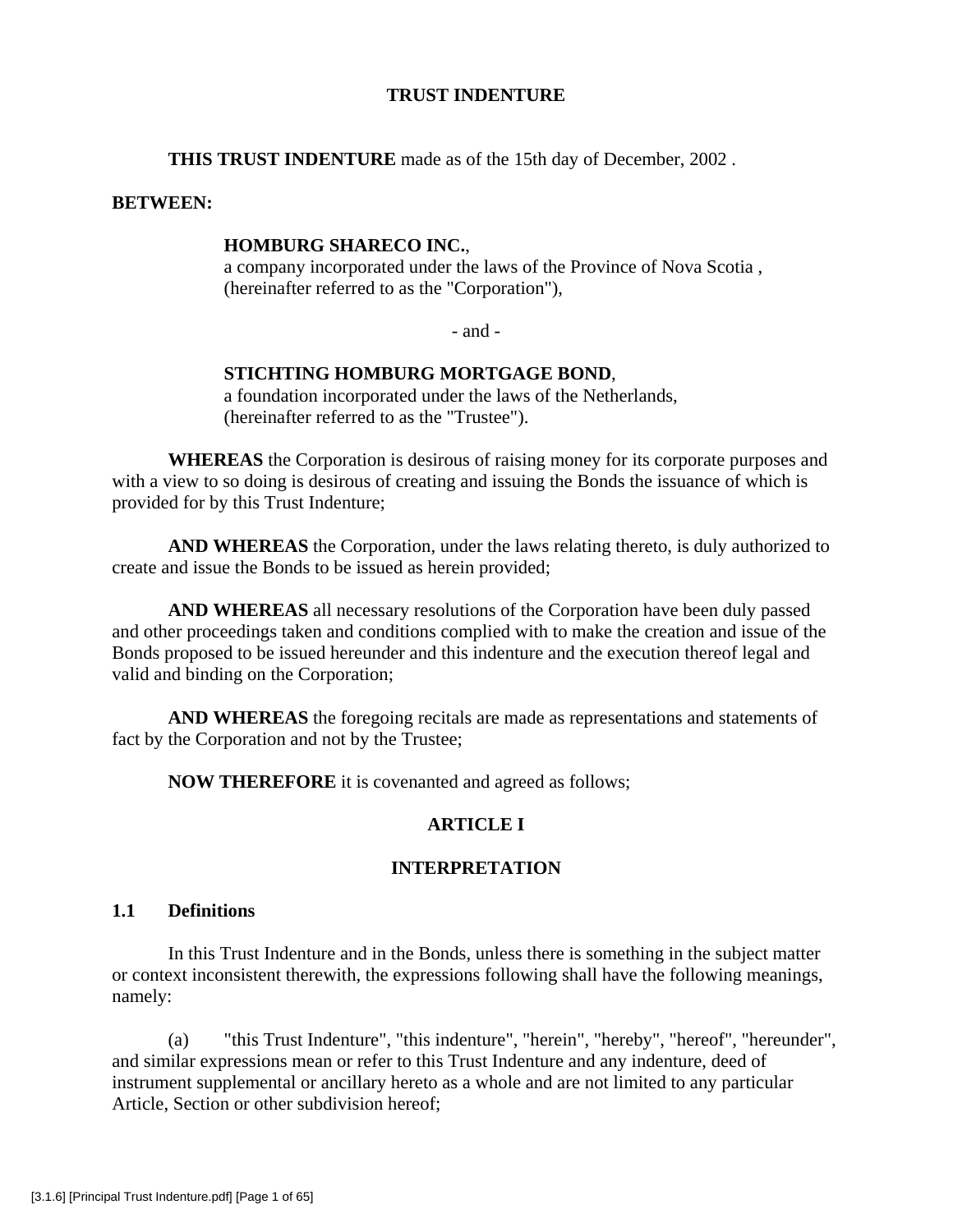# TRUST INDENTURE

**THIS TRUST INDENTURE** made as of the 15th day of December, 2002 .

**BETWEEN:**

**HOMBURG SHARECO INC.**,
a company incorporated under the laws of the Province of Nova Scotia ,
(hereinafter referred to as the "Corporation"),

- and -

**STICHTING HOMBURG MORTGAGE BOND**,
a foundation incorporated under the laws of the Netherlands,
(hereinafter referred to as the "Trustee").

**WHEREAS** the Corporation is desirous of raising money for its corporate purposes and with a view to so doing is desirous of creating and issuing the Bonds the issuance of which is provided for by this Trust Indenture;

**AND WHEREAS** the Corporation, under the laws relating thereto, is duly authorized to create and issue the Bonds to be issued as herein provided;

**AND WHEREAS** all necessary resolutions of the Corporation have been duly passed and other proceedings taken and conditions complied with to make the creation and issue of the Bonds proposed to be issued hereunder and this indenture and the execution thereof legal and valid and binding on the Corporation;

**AND WHEREAS** the foregoing recitals are made as representations and statements of fact by the Corporation and not by the Trustee;

**NOW THEREFORE** it is covenanted and agreed as follows;

## ARTICLE I

## INTERPRETATION

### 1.1 Definitions

In this Trust Indenture and in the Bonds, unless there is something in the subject matter or context inconsistent therewith, the expressions following shall have the following meanings, namely:

(a) "this Trust Indenture", "this indenture", "herein", "hereby", "hereof", "hereunder", and similar expressions mean or refer to this Trust Indenture and any indenture, deed of instrument supplemental or ancillary hereto as a whole and are not limited to any particular Article, Section or other subdivision hereof;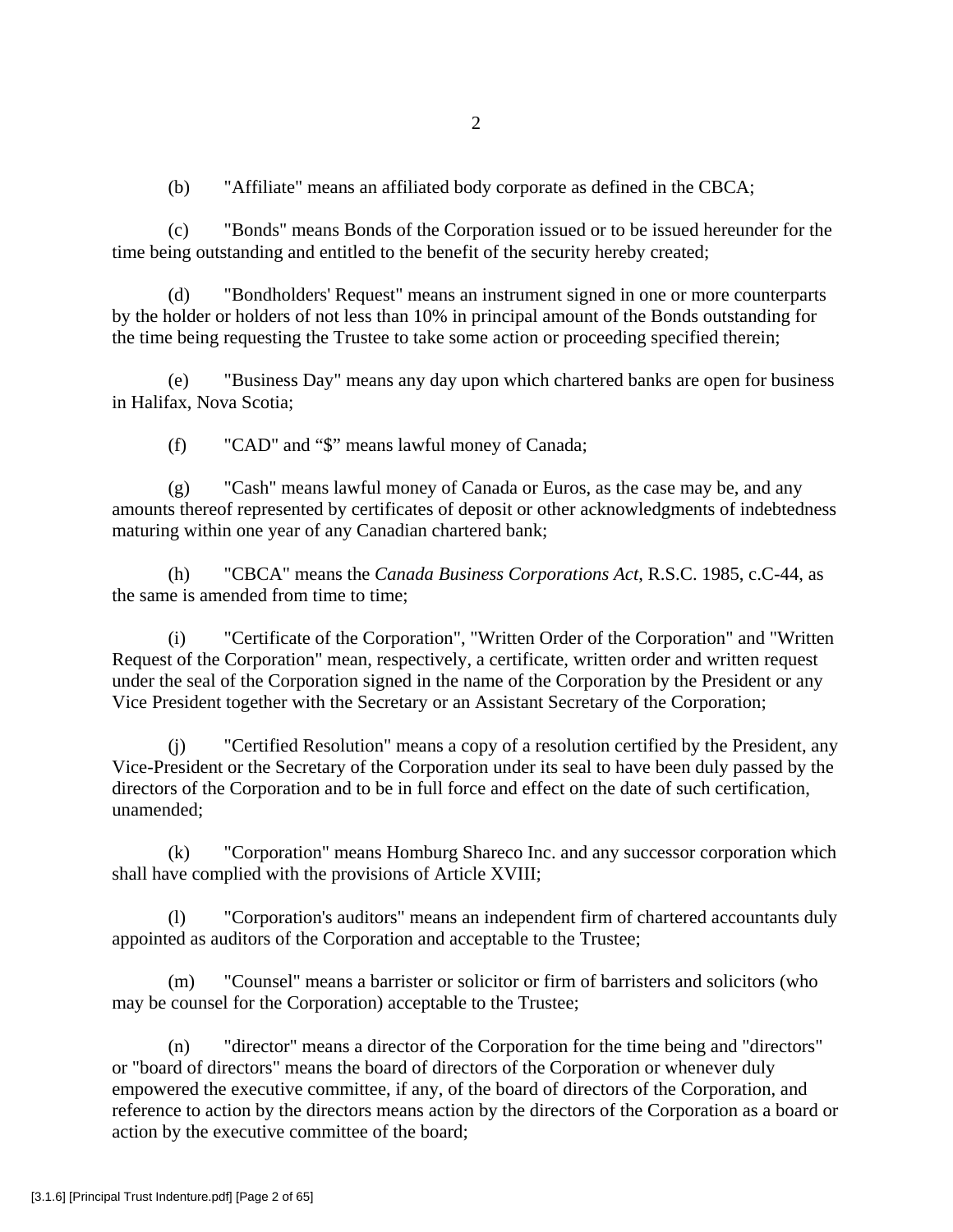(b) "Affiliate" means an affiliated body corporate as defined in the CBCA;

(c) "Bonds" means Bonds of the Corporation issued or to be issued hereunder for the time being outstanding and entitled to the benefit of the security hereby created;

(d) "Bondholders' Request" means an instrument signed in one or more counterparts by the holder or holders of not less than 10% in principal amount of the Bonds outstanding for the time being requesting the Trustee to take some action or proceeding specified therein;

(e) "Business Day" means any day upon which chartered banks are open for business in Halifax, Nova Scotia;

(f) "CAD" and "$" means lawful money of Canada;

(g) "Cash" means lawful money of Canada or Euros, as the case may be, and any amounts thereof represented by certificates of deposit or other acknowledgments of indebtedness maturing within one year of any Canadian chartered bank;

(h) "CBCA" means the *Canada Business Corporations Act*, R.S.C. 1985, c.C-44, as the same is amended from time to time;

(i) "Certificate of the Corporation", "Written Order of the Corporation" and "Written Request of the Corporation" mean, respectively, a certificate, written order and written request under the seal of the Corporation signed in the name of the Corporation by the President or any Vice President together with the Secretary or an Assistant Secretary of the Corporation;

(j) "Certified Resolution" means a copy of a resolution certified by the President, any Vice-President or the Secretary of the Corporation under its seal to have been duly passed by the directors of the Corporation and to be in full force and effect on the date of such certification, unamended;

(k) "Corporation" means Homburg Shareco Inc. and any successor corporation which shall have complied with the provisions of Article XVIII;

(l) "Corporation's auditors" means an independent firm of chartered accountants duly appointed as auditors of the Corporation and acceptable to the Trustee;

(m) "Counsel" means a barrister or solicitor or firm of barristers and solicitors (who may be counsel for the Corporation) acceptable to the Trustee;

(n) "director" means a director of the Corporation for the time being and "directors" or "board of directors" means the board of directors of the Corporation or whenever duly empowered the executive committee, if any, of the board of directors of the Corporation, and reference to action by the directors means action by the directors of the Corporation as a board or action by the executive committee of the board;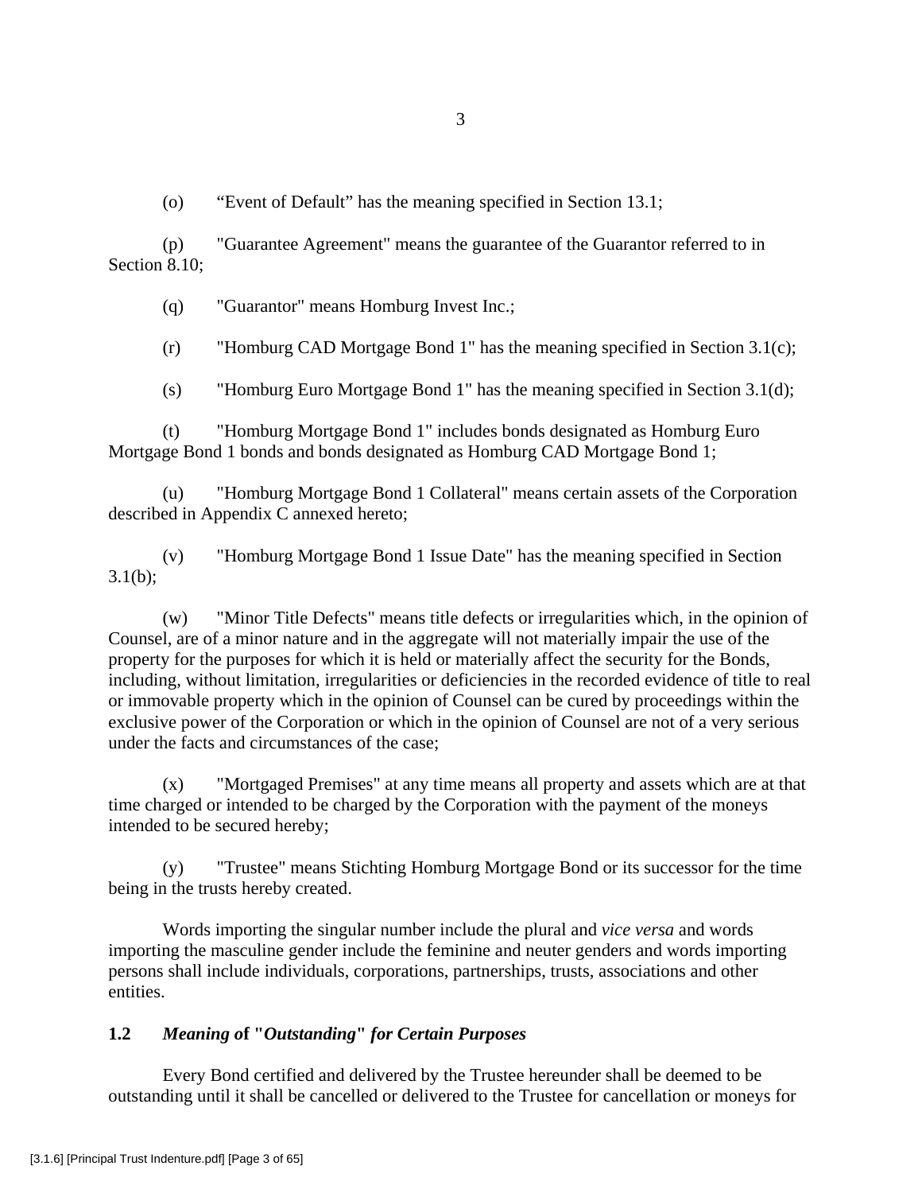(o) “Event of Default” has the meaning specified in Section 13.1;

(p) "Guarantee Agreement" means the guarantee of the Guarantor referred to in Section 8.10;

(q) "Guarantor" means Homburg Invest Inc.;

(r) "Homburg CAD Mortgage Bond 1" has the meaning specified in Section 3.1(c);

(s) "Homburg Euro Mortgage Bond 1" has the meaning specified in Section 3.1(d);

(t) "Homburg Mortgage Bond 1" includes bonds designated as Homburg Euro Mortgage Bond 1 bonds and bonds designated as Homburg CAD Mortgage Bond 1;

(u) "Homburg Mortgage Bond 1 Collateral" means certain assets of the Corporation described in Appendix C annexed hereto;

(v) "Homburg Mortgage Bond 1 Issue Date" has the meaning specified in Section 3.1(b);

(w) "Minor Title Defects" means title defects or irregularities which, in the opinion of Counsel, are of a minor nature and in the aggregate will not materially impair the use of the property for the purposes for which it is held or materially affect the security for the Bonds, including, without limitation, irregularities or deficiencies in the recorded evidence of title to real or immovable property which in the opinion of Counsel can be cured by proceedings within the exclusive power of the Corporation or which in the opinion of Counsel are not of a very serious under the facts and circumstances of the case;

(x) "Mortgaged Premises" at any time means all property and assets which are at that time charged or intended to be charged by the Corporation with the payment of the moneys intended to be secured hereby;

(y) "Trustee" means Stichting Homburg Mortgage Bond or its successor for the time being in the trusts hereby created.

Words importing the singular number include the plural and *vice versa* and words importing the masculine gender include the feminine and neuter genders and words importing persons shall include individuals, corporations, partnerships, trusts, associations and other entities.

## 1.2 *Meaning of* "*Outstanding*" *for Certain Purposes*

Every Bond certified and delivered by the Trustee hereunder shall be deemed to be outstanding until it shall be cancelled or delivered to the Trustee for cancellation or moneys for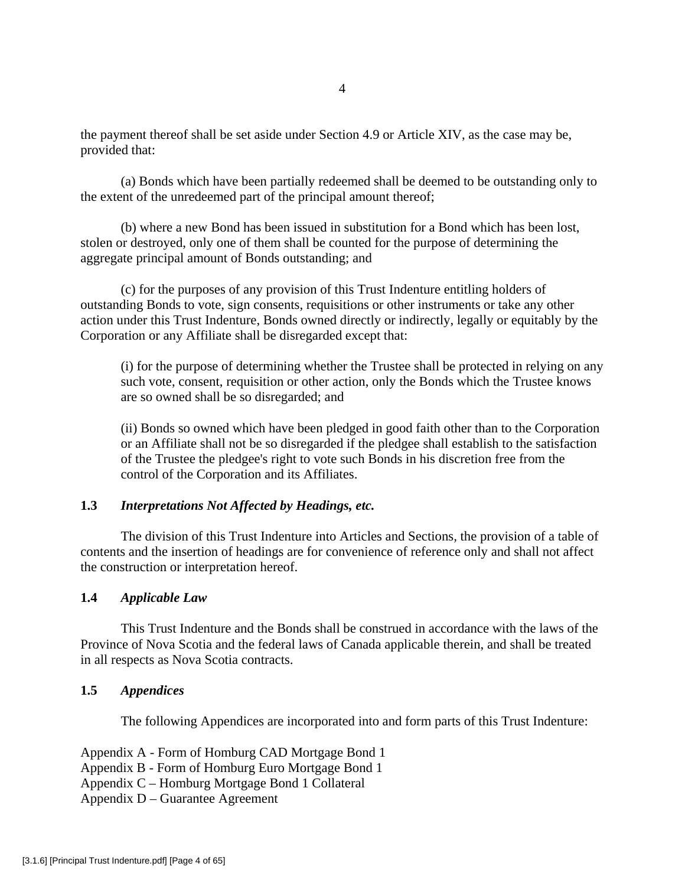the payment thereof shall be set aside under Section 4.9 or Article XIV, as the case may be, provided that:

(a) Bonds which have been partially redeemed shall be deemed to be outstanding only to the extent of the unredeemed part of the principal amount thereof;

(b) where a new Bond has been issued in substitution for a Bond which has been lost, stolen or destroyed, only one of them shall be counted for the purpose of determining the aggregate principal amount of Bonds outstanding; and

(c) for the purposes of any provision of this Trust Indenture entitling holders of outstanding Bonds to vote, sign consents, requisitions or other instruments or take any other action under this Trust Indenture, Bonds owned directly or indirectly, legally or equitably by the Corporation or any Affiliate shall be disregarded except that:

> (i) for the purpose of determining whether the Trustee shall be protected in relying on any such vote, consent, requisition or other action, only the Bonds which the Trustee knows are so owned shall be so disregarded; and
>
> (ii) Bonds so owned which have been pledged in good faith other than to the Corporation or an Affiliate shall not be so disregarded if the pledgee shall establish to the satisfaction of the Trustee the pledgee's right to vote such Bonds in his discretion free from the control of the Corporation and its Affiliates.

### 1.3 *Interpretations Not Affected by Headings, etc.*

The division of this Trust Indenture into Articles and Sections, the provision of a table of contents and the insertion of headings are for convenience of reference only and shall not affect the construction or interpretation hereof.

### 1.4 *Applicable Law*

This Trust Indenture and the Bonds shall be construed in accordance with the laws of the Province of Nova Scotia and the federal laws of Canada applicable therein, and shall be treated in all respects as Nova Scotia contracts.

### 1.5 *Appendices*

The following Appendices are incorporated into and form parts of this Trust Indenture:

Appendix A - Form of Homburg CAD Mortgage Bond 1
Appendix B - Form of Homburg Euro Mortgage Bond 1
Appendix C – Homburg Mortgage Bond 1 Collateral
Appendix D – Guarantee Agreement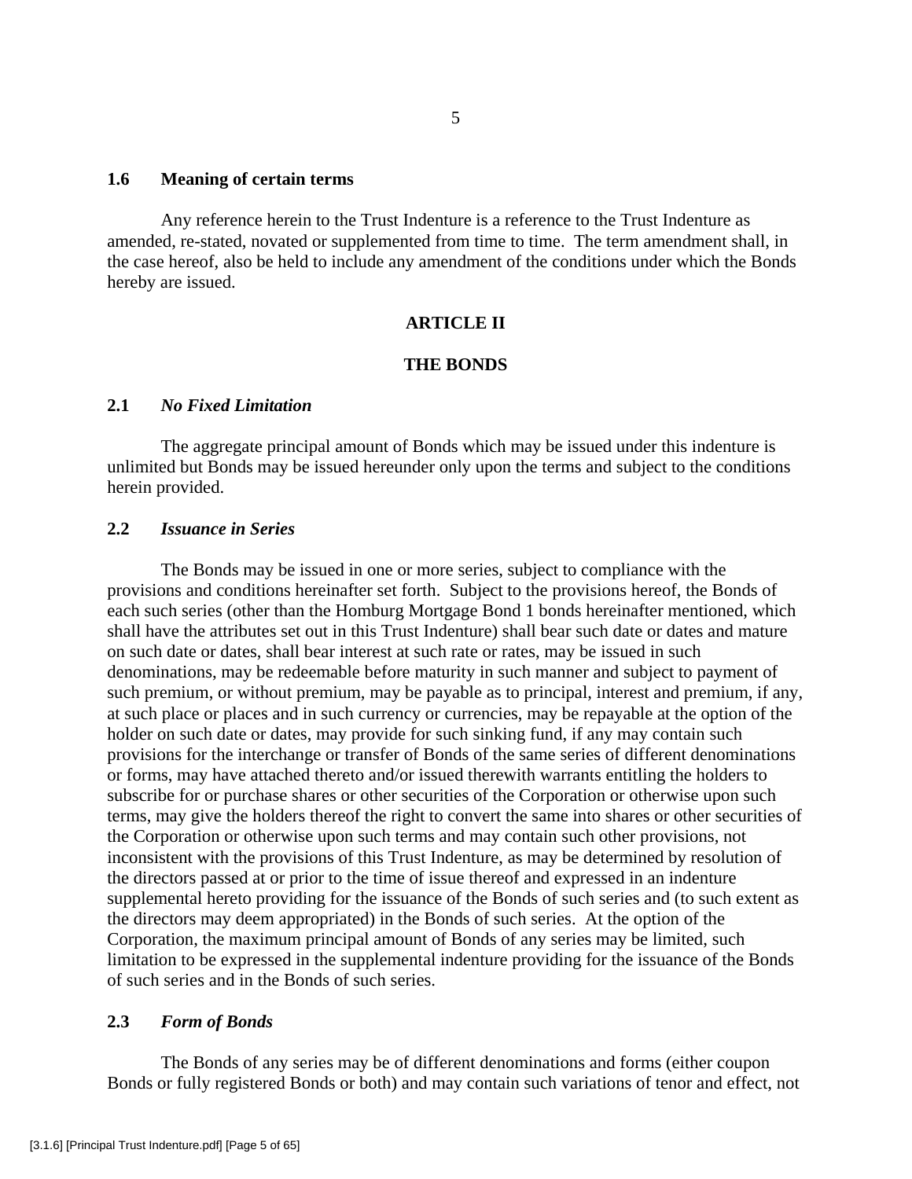### 1.6 Meaning of certain terms

Any reference herein to the Trust Indenture is a reference to the Trust Indenture as amended, re-stated, novated or supplemented from time to time. The term amendment shall, in the case hereof, also be held to include any amendment of the conditions under which the Bonds hereby are issued.

## ARTICLE II

## THE BONDS

### 2.1 *No Fixed Limitation*

The aggregate principal amount of Bonds which may be issued under this indenture is unlimited but Bonds may be issued hereunder only upon the terms and subject to the conditions herein provided.

### 2.2 *Issuance in Series*

The Bonds may be issued in one or more series, subject to compliance with the provisions and conditions hereinafter set forth. Subject to the provisions hereof, the Bonds of each such series (other than the Homburg Mortgage Bond 1 bonds hereinafter mentioned, which shall have the attributes set out in this Trust Indenture) shall bear such date or dates and mature on such date or dates, shall bear interest at such rate or rates, may be issued in such denominations, may be redeemable before maturity in such manner and subject to payment of such premium, or without premium, may be payable as to principal, interest and premium, if any, at such place or places and in such currency or currencies, may be repayable at the option of the holder on such date or dates, may provide for such sinking fund, if any may contain such provisions for the interchange or transfer of Bonds of the same series of different denominations or forms, may have attached thereto and/or issued therewith warrants entitling the holders to subscribe for or purchase shares or other securities of the Corporation or otherwise upon such terms, may give the holders thereof the right to convert the same into shares or other securities of the Corporation or otherwise upon such terms and may contain such other provisions, not inconsistent with the provisions of this Trust Indenture, as may be determined by resolution of the directors passed at or prior to the time of issue thereof and expressed in an indenture supplemental hereto providing for the issuance of the Bonds of such series and (to such extent as the directors may deem appropriated) in the Bonds of such series. At the option of the Corporation, the maximum principal amount of Bonds of any series may be limited, such limitation to be expressed in the supplemental indenture providing for the issuance of the Bonds of such series and in the Bonds of such series.

### 2.3 *Form of Bonds*

The Bonds of any series may be of different denominations and forms (either coupon Bonds or fully registered Bonds or both) and may contain such variations of tenor and effect, not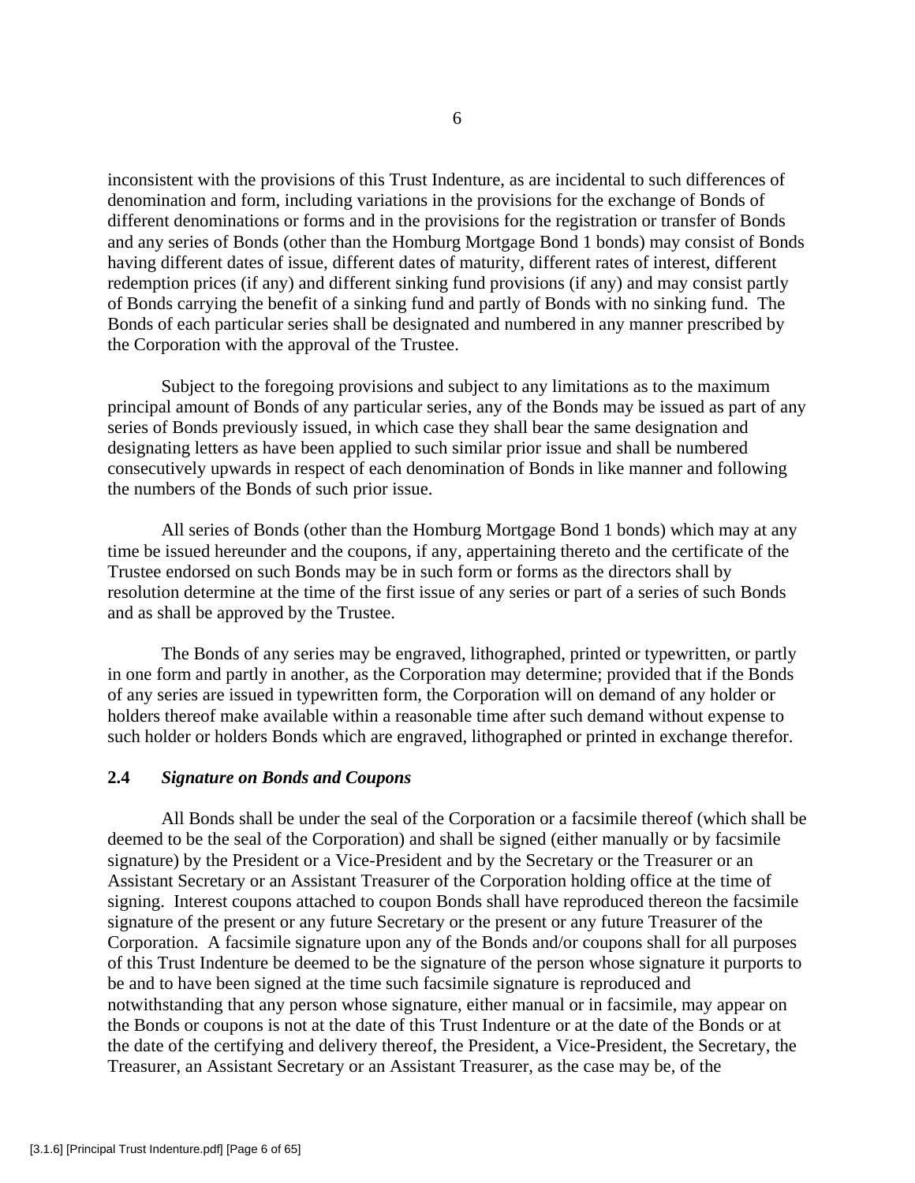inconsistent with the provisions of this Trust Indenture, as are incidental to such differences of denomination and form, including variations in the provisions for the exchange of Bonds of different denominations or forms and in the provisions for the registration or transfer of Bonds and any series of Bonds (other than the Homburg Mortgage Bond 1 bonds) may consist of Bonds having different dates of issue, different dates of maturity, different rates of interest, different redemption prices (if any) and different sinking fund provisions (if any) and may consist partly of Bonds carrying the benefit of a sinking fund and partly of Bonds with no sinking fund. The Bonds of each particular series shall be designated and numbered in any manner prescribed by the Corporation with the approval of the Trustee.

Subject to the foregoing provisions and subject to any limitations as to the maximum principal amount of Bonds of any particular series, any of the Bonds may be issued as part of any series of Bonds previously issued, in which case they shall bear the same designation and designating letters as have been applied to such similar prior issue and shall be numbered consecutively upwards in respect of each denomination of Bonds in like manner and following the numbers of the Bonds of such prior issue.

All series of Bonds (other than the Homburg Mortgage Bond 1 bonds) which may at any time be issued hereunder and the coupons, if any, appertaining thereto and the certificate of the Trustee endorsed on such Bonds may be in such form or forms as the directors shall by resolution determine at the time of the first issue of any series or part of a series of such Bonds and as shall be approved by the Trustee.

The Bonds of any series may be engraved, lithographed, printed or typewritten, or partly in one form and partly in another, as the Corporation may determine; provided that if the Bonds of any series are issued in typewritten form, the Corporation will on demand of any holder or holders thereof make available within a reasonable time after such demand without expense to such holder or holders Bonds which are engraved, lithographed or printed in exchange therefor.

### 2.4 *Signature on Bonds and Coupons*

All Bonds shall be under the seal of the Corporation or a facsimile thereof (which shall be deemed to be the seal of the Corporation) and shall be signed (either manually or by facsimile signature) by the President or a Vice-President and by the Secretary or the Treasurer or an Assistant Secretary or an Assistant Treasurer of the Corporation holding office at the time of signing. Interest coupons attached to coupon Bonds shall have reproduced thereon the facsimile signature of the present or any future Secretary or the present or any future Treasurer of the Corporation. A facsimile signature upon any of the Bonds and/or coupons shall for all purposes of this Trust Indenture be deemed to be the signature of the person whose signature it purports to be and to have been signed at the time such facsimile signature is reproduced and notwithstanding that any person whose signature, either manual or in facsimile, may appear on the Bonds or coupons is not at the date of this Trust Indenture or at the date of the Bonds or at the date of the certifying and delivery thereof, the President, a Vice-President, the Secretary, the Treasurer, an Assistant Secretary or an Assistant Treasurer, as the case may be, of the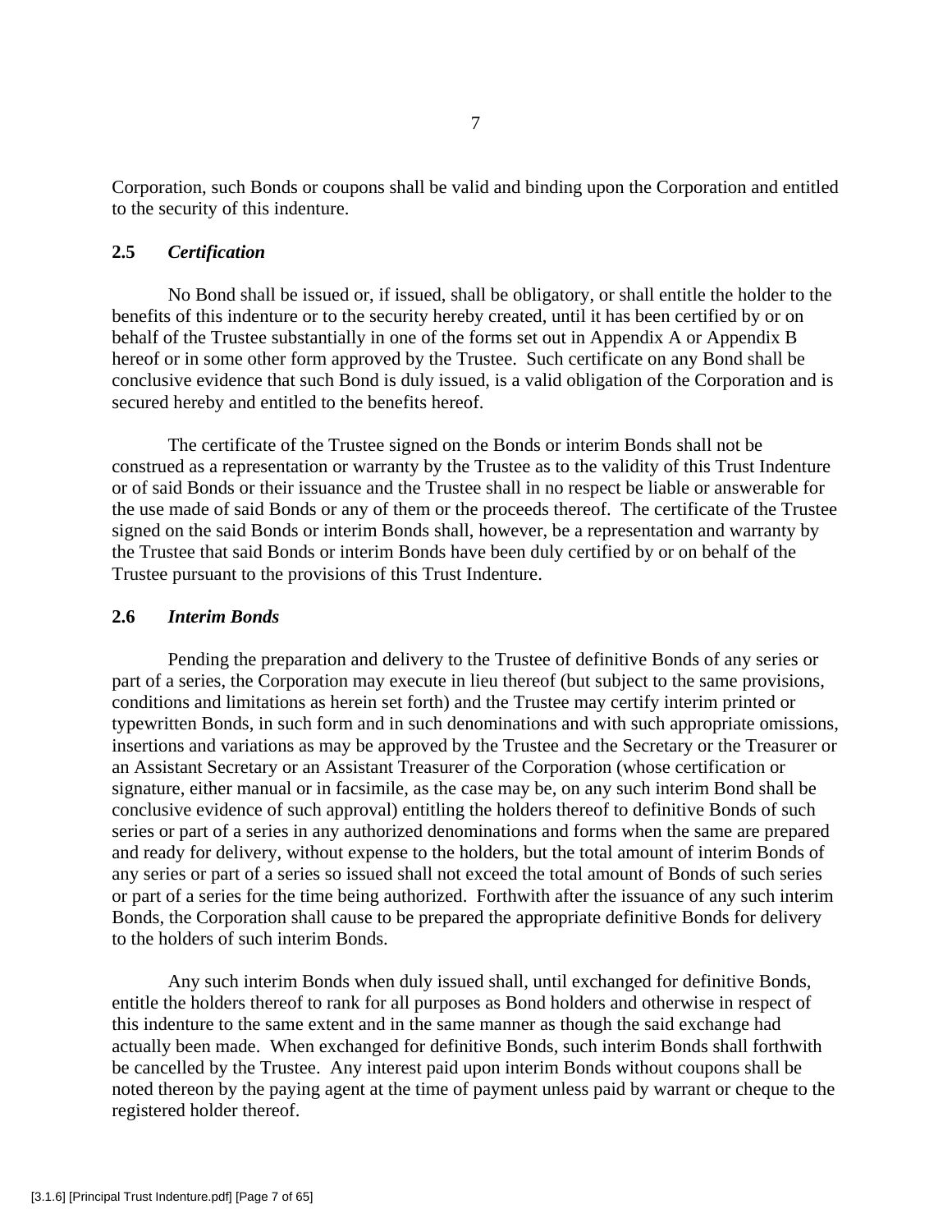Corporation, such Bonds or coupons shall be valid and binding upon the Corporation and entitled to the security of this indenture.

## 2.5 *Certification*

No Bond shall be issued or, if issued, shall be obligatory, or shall entitle the holder to the benefits of this indenture or to the security hereby created, until it has been certified by or on behalf of the Trustee substantially in one of the forms set out in Appendix A or Appendix B hereof or in some other form approved by the Trustee. Such certificate on any Bond shall be conclusive evidence that such Bond is duly issued, is a valid obligation of the Corporation and is secured hereby and entitled to the benefits hereof.

The certificate of the Trustee signed on the Bonds or interim Bonds shall not be construed as a representation or warranty by the Trustee as to the validity of this Trust Indenture or of said Bonds or their issuance and the Trustee shall in no respect be liable or answerable for the use made of said Bonds or any of them or the proceeds thereof. The certificate of the Trustee signed on the said Bonds or interim Bonds shall, however, be a representation and warranty by the Trustee that said Bonds or interim Bonds have been duly certified by or on behalf of the Trustee pursuant to the provisions of this Trust Indenture.

## 2.6 *Interim Bonds*

Pending the preparation and delivery to the Trustee of definitive Bonds of any series or part of a series, the Corporation may execute in lieu thereof (but subject to the same provisions, conditions and limitations as herein set forth) and the Trustee may certify interim printed or typewritten Bonds, in such form and in such denominations and with such appropriate omissions, insertions and variations as may be approved by the Trustee and the Secretary or the Treasurer or an Assistant Secretary or an Assistant Treasurer of the Corporation (whose certification or signature, either manual or in facsimile, as the case may be, on any such interim Bond shall be conclusive evidence of such approval) entitling the holders thereof to definitive Bonds of such series or part of a series in any authorized denominations and forms when the same are prepared and ready for delivery, without expense to the holders, but the total amount of interim Bonds of any series or part of a series so issued shall not exceed the total amount of Bonds of such series or part of a series for the time being authorized. Forthwith after the issuance of any such interim Bonds, the Corporation shall cause to be prepared the appropriate definitive Bonds for delivery to the holders of such interim Bonds.

Any such interim Bonds when duly issued shall, until exchanged for definitive Bonds, entitle the holders thereof to rank for all purposes as Bond holders and otherwise in respect of this indenture to the same extent and in the same manner as though the said exchange had actually been made. When exchanged for definitive Bonds, such interim Bonds shall forthwith be cancelled by the Trustee. Any interest paid upon interim Bonds without coupons shall be noted thereon by the paying agent at the time of payment unless paid by warrant or cheque to the registered holder thereof.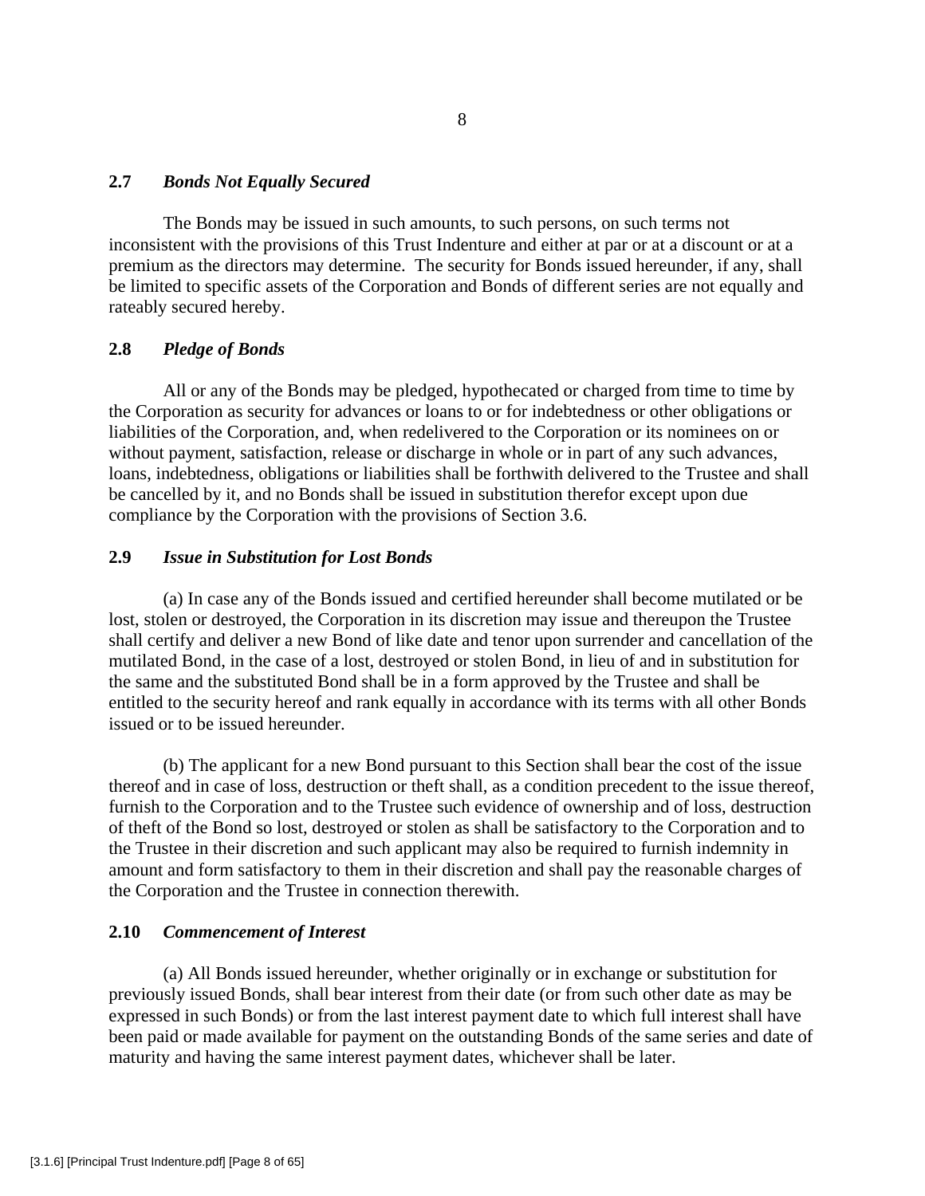### 2.7 *Bonds Not Equally Secured*

The Bonds may be issued in such amounts, to such persons, on such terms not inconsistent with the provisions of this Trust Indenture and either at par or at a discount or at a premium as the directors may determine. The security for Bonds issued hereunder, if any, shall be limited to specific assets of the Corporation and Bonds of different series are not equally and rateably secured hereby.

### 2.8 *Pledge of Bonds*

All or any of the Bonds may be pledged, hypothecated or charged from time to time by the Corporation as security for advances or loans to or for indebtedness or other obligations or liabilities of the Corporation, and, when redelivered to the Corporation or its nominees on or without payment, satisfaction, release or discharge in whole or in part of any such advances, loans, indebtedness, obligations or liabilities shall be forthwith delivered to the Trustee and shall be cancelled by it, and no Bonds shall be issued in substitution therefor except upon due compliance by the Corporation with the provisions of Section 3.6.

### 2.9 *Issue in Substitution for Lost Bonds*

(a) In case any of the Bonds issued and certified hereunder shall become mutilated or be lost, stolen or destroyed, the Corporation in its discretion may issue and thereupon the Trustee shall certify and deliver a new Bond of like date and tenor upon surrender and cancellation of the mutilated Bond, in the case of a lost, destroyed or stolen Bond, in lieu of and in substitution for the same and the substituted Bond shall be in a form approved by the Trustee and shall be entitled to the security hereof and rank equally in accordance with its terms with all other Bonds issued or to be issued hereunder.

(b) The applicant for a new Bond pursuant to this Section shall bear the cost of the issue thereof and in case of loss, destruction or theft shall, as a condition precedent to the issue thereof, furnish to the Corporation and to the Trustee such evidence of ownership and of loss, destruction of theft of the Bond so lost, destroyed or stolen as shall be satisfactory to the Corporation and to the Trustee in their discretion and such applicant may also be required to furnish indemnity in amount and form satisfactory to them in their discretion and shall pay the reasonable charges of the Corporation and the Trustee in connection therewith.

### 2.10 *Commencement of Interest*

(a) All Bonds issued hereunder, whether originally or in exchange or substitution for previously issued Bonds, shall bear interest from their date (or from such other date as may be expressed in such Bonds) or from the last interest payment date to which full interest shall have been paid or made available for payment on the outstanding Bonds of the same series and date of maturity and having the same interest payment dates, whichever shall be later.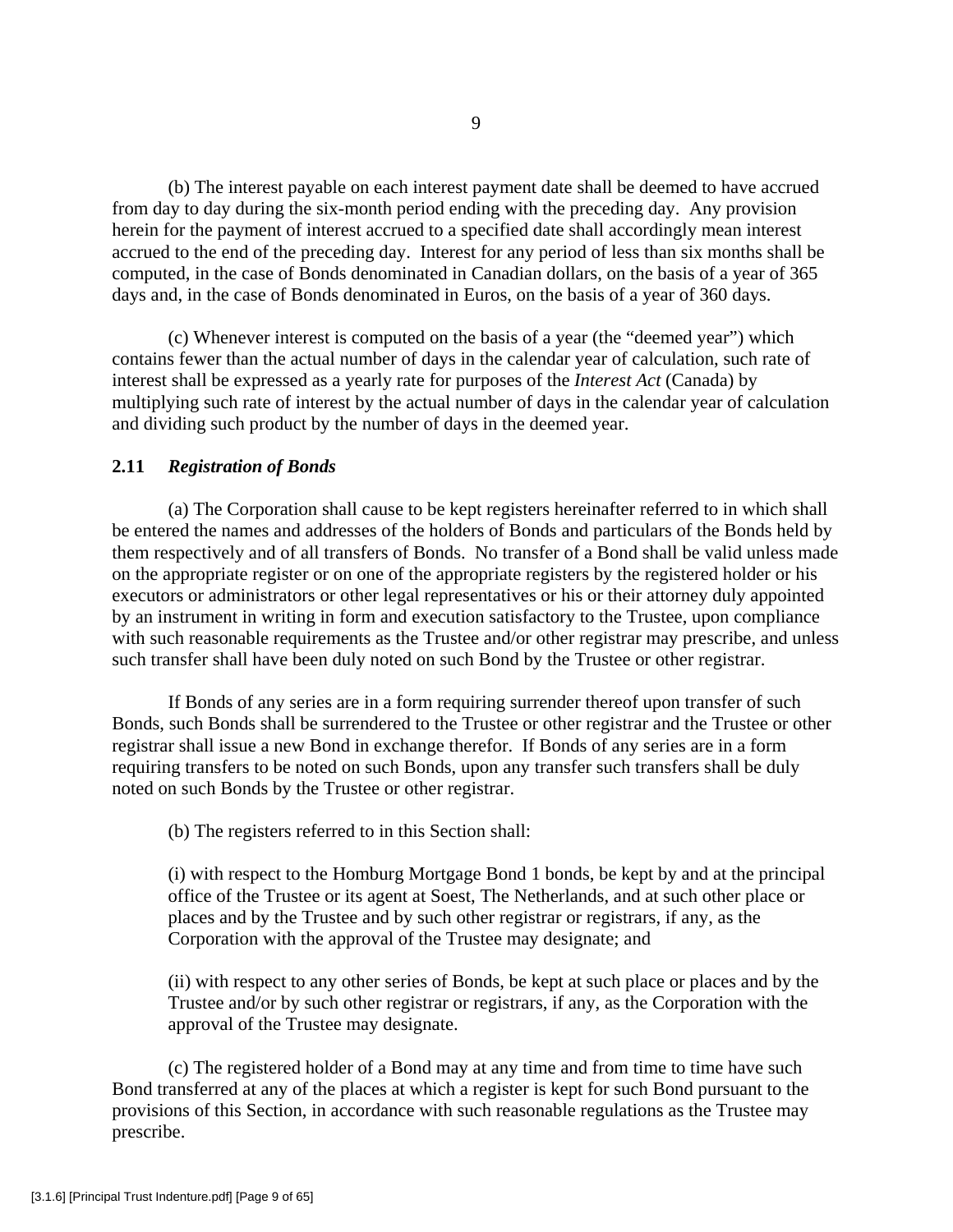(b) The interest payable on each interest payment date shall be deemed to have accrued from day to day during the six-month period ending with the preceding day. Any provision herein for the payment of interest accrued to a specified date shall accordingly mean interest accrued to the end of the preceding day. Interest for any period of less than six months shall be computed, in the case of Bonds denominated in Canadian dollars, on the basis of a year of 365 days and, in the case of Bonds denominated in Euros, on the basis of a year of 360 days.

(c) Whenever interest is computed on the basis of a year (the "deemed year") which contains fewer than the actual number of days in the calendar year of calculation, such rate of interest shall be expressed as a yearly rate for purposes of the *Interest Act* (Canada) by multiplying such rate of interest by the actual number of days in the calendar year of calculation and dividing such product by the number of days in the deemed year.

### 2.11 *Registration of Bonds*

(a) The Corporation shall cause to be kept registers hereinafter referred to in which shall be entered the names and addresses of the holders of Bonds and particulars of the Bonds held by them respectively and of all transfers of Bonds. No transfer of a Bond shall be valid unless made on the appropriate register or on one of the appropriate registers by the registered holder or his executors or administrators or other legal representatives or his or their attorney duly appointed by an instrument in writing in form and execution satisfactory to the Trustee, upon compliance with such reasonable requirements as the Trustee and/or other registrar may prescribe, and unless such transfer shall have been duly noted on such Bond by the Trustee or other registrar.

If Bonds of any series are in a form requiring surrender thereof upon transfer of such Bonds, such Bonds shall be surrendered to the Trustee or other registrar and the Trustee or other registrar shall issue a new Bond in exchange therefor. If Bonds of any series are in a form requiring transfers to be noted on such Bonds, upon any transfer such transfers shall be duly noted on such Bonds by the Trustee or other registrar.

(b) The registers referred to in this Section shall:

(i) with respect to the Homburg Mortgage Bond 1 bonds, be kept by and at the principal office of the Trustee or its agent at Soest, The Netherlands, and at such other place or places and by the Trustee and by such other registrar or registrars, if any, as the Corporation with the approval of the Trustee may designate; and

(ii) with respect to any other series of Bonds, be kept at such place or places and by the Trustee and/or by such other registrar or registrars, if any, as the Corporation with the approval of the Trustee may designate.

(c) The registered holder of a Bond may at any time and from time to time have such Bond transferred at any of the places at which a register is kept for such Bond pursuant to the provisions of this Section, in accordance with such reasonable regulations as the Trustee may prescribe.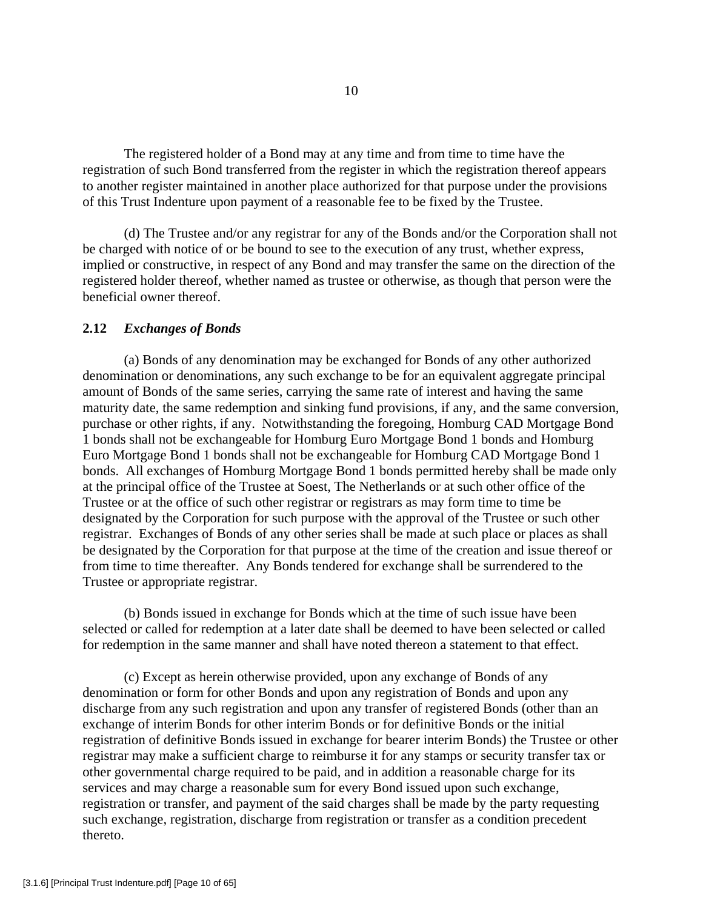The registered holder of a Bond may at any time and from time to time have the registration of such Bond transferred from the register in which the registration thereof appears to another register maintained in another place authorized for that purpose under the provisions of this Trust Indenture upon payment of a reasonable fee to be fixed by the Trustee.

(d) The Trustee and/or any registrar for any of the Bonds and/or the Corporation shall not be charged with notice of or be bound to see to the execution of any trust, whether express, implied or constructive, in respect of any Bond and may transfer the same on the direction of the registered holder thereof, whether named as trustee or otherwise, as though that person were the beneficial owner thereof.

### 2.12 *Exchanges of Bonds*

(a) Bonds of any denomination may be exchanged for Bonds of any other authorized denomination or denominations, any such exchange to be for an equivalent aggregate principal amount of Bonds of the same series, carrying the same rate of interest and having the same maturity date, the same redemption and sinking fund provisions, if any, and the same conversion, purchase or other rights, if any. Notwithstanding the foregoing, Homburg CAD Mortgage Bond 1 bonds shall not be exchangeable for Homburg Euro Mortgage Bond 1 bonds and Homburg Euro Mortgage Bond 1 bonds shall not be exchangeable for Homburg CAD Mortgage Bond 1 bonds. All exchanges of Homburg Mortgage Bond 1 bonds permitted hereby shall be made only at the principal office of the Trustee at Soest, The Netherlands or at such other office of the Trustee or at the office of such other registrar or registrars as may form time to time be designated by the Corporation for such purpose with the approval of the Trustee or such other registrar. Exchanges of Bonds of any other series shall be made at such place or places as shall be designated by the Corporation for that purpose at the time of the creation and issue thereof or from time to time thereafter. Any Bonds tendered for exchange shall be surrendered to the Trustee or appropriate registrar.

(b) Bonds issued in exchange for Bonds which at the time of such issue have been selected or called for redemption at a later date shall be deemed to have been selected or called for redemption in the same manner and shall have noted thereon a statement to that effect.

(c) Except as herein otherwise provided, upon any exchange of Bonds of any denomination or form for other Bonds and upon any registration of Bonds and upon any discharge from any such registration and upon any transfer of registered Bonds (other than an exchange of interim Bonds for other interim Bonds or for definitive Bonds or the initial registration of definitive Bonds issued in exchange for bearer interim Bonds) the Trustee or other registrar may make a sufficient charge to reimburse it for any stamps or security transfer tax or other governmental charge required to be paid, and in addition a reasonable charge for its services and may charge a reasonable sum for every Bond issued upon such exchange, registration or transfer, and payment of the said charges shall be made by the party requesting such exchange, registration, discharge from registration or transfer as a condition precedent thereto.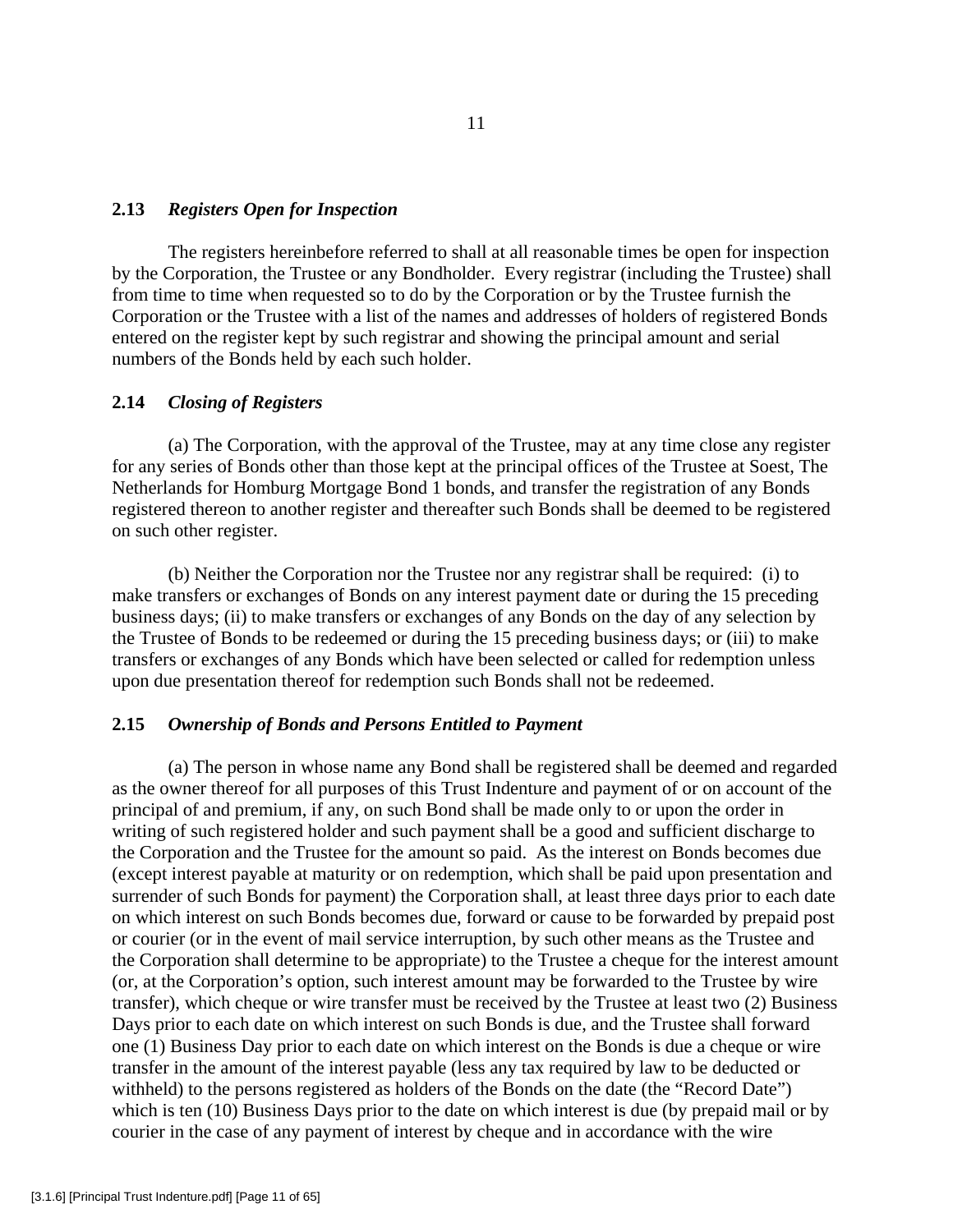### 2.13 *Registers Open for Inspection*

The registers hereinbefore referred to shall at all reasonable times be open for inspection by the Corporation, the Trustee or any Bondholder. Every registrar (including the Trustee) shall from time to time when requested so to do by the Corporation or by the Trustee furnish the Corporation or the Trustee with a list of the names and addresses of holders of registered Bonds entered on the register kept by such registrar and showing the principal amount and serial numbers of the Bonds held by each such holder.

### 2.14 *Closing of Registers*

(a) The Corporation, with the approval of the Trustee, may at any time close any register for any series of Bonds other than those kept at the principal offices of the Trustee at Soest, The Netherlands for Homburg Mortgage Bond 1 bonds, and transfer the registration of any Bonds registered thereon to another register and thereafter such Bonds shall be deemed to be registered on such other register.

(b) Neither the Corporation nor the Trustee nor any registrar shall be required: (i) to make transfers or exchanges of Bonds on any interest payment date or during the 15 preceding business days; (ii) to make transfers or exchanges of any Bonds on the day of any selection by the Trustee of Bonds to be redeemed or during the 15 preceding business days; or (iii) to make transfers or exchanges of any Bonds which have been selected or called for redemption unless upon due presentation thereof for redemption such Bonds shall not be redeemed.

### 2.15 *Ownership of Bonds and Persons Entitled to Payment*

(a) The person in whose name any Bond shall be registered shall be deemed and regarded as the owner thereof for all purposes of this Trust Indenture and payment of or on account of the principal of and premium, if any, on such Bond shall be made only to or upon the order in writing of such registered holder and such payment shall be a good and sufficient discharge to the Corporation and the Trustee for the amount so paid. As the interest on Bonds becomes due (except interest payable at maturity or on redemption, which shall be paid upon presentation and surrender of such Bonds for payment) the Corporation shall, at least three days prior to each date on which interest on such Bonds becomes due, forward or cause to be forwarded by prepaid post or courier (or in the event of mail service interruption, by such other means as the Trustee and the Corporation shall determine to be appropriate) to the Trustee a cheque for the interest amount (or, at the Corporation's option, such interest amount may be forwarded to the Trustee by wire transfer), which cheque or wire transfer must be received by the Trustee at least two (2) Business Days prior to each date on which interest on such Bonds is due, and the Trustee shall forward one (1) Business Day prior to each date on which interest on the Bonds is due a cheque or wire transfer in the amount of the interest payable (less any tax required by law to be deducted or withheld) to the persons registered as holders of the Bonds on the date (the "Record Date") which is ten (10) Business Days prior to the date on which interest is due (by prepaid mail or by courier in the case of any payment of interest by cheque and in accordance with the wire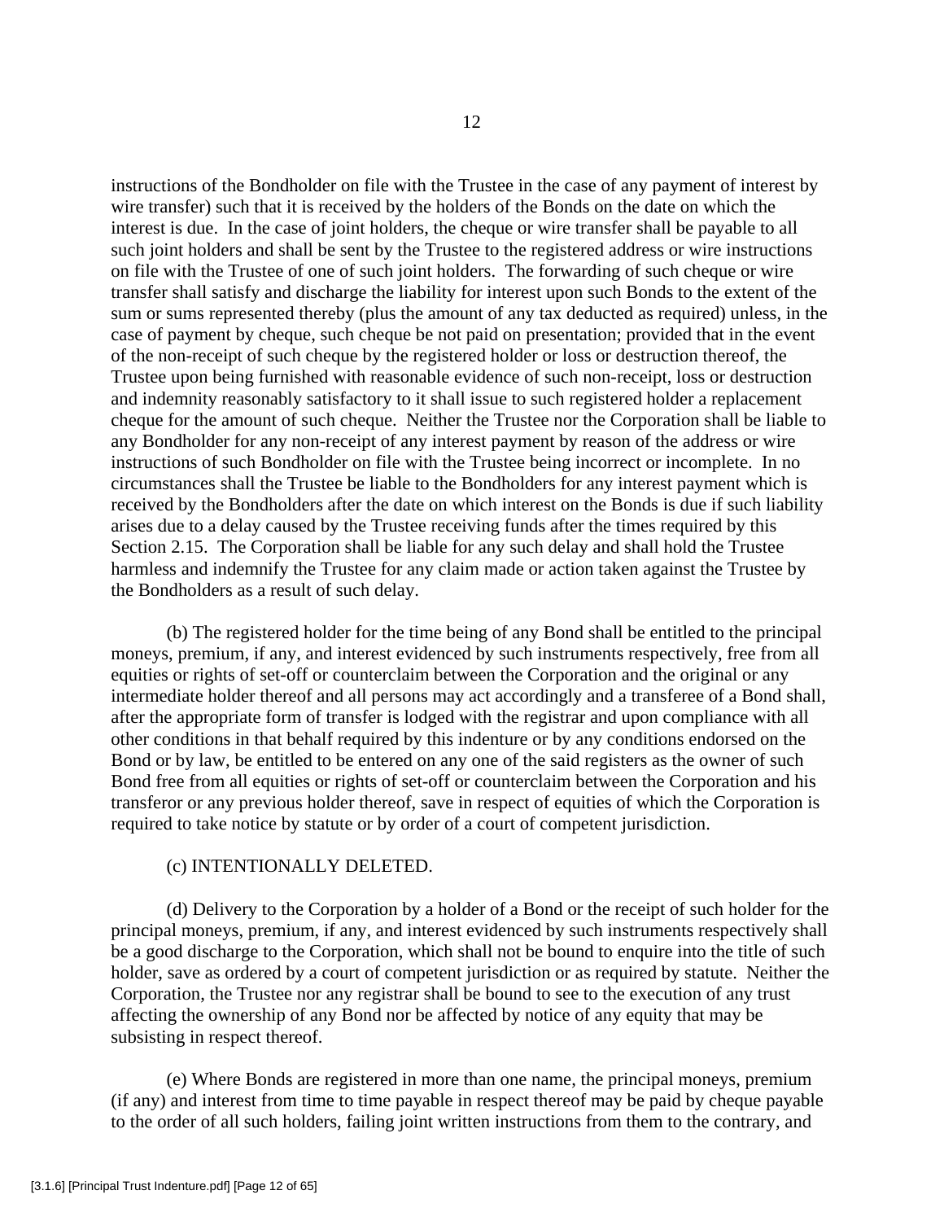instructions of the Bondholder on file with the Trustee in the case of any payment of interest by wire transfer) such that it is received by the holders of the Bonds on the date on which the interest is due. In the case of joint holders, the cheque or wire transfer shall be payable to all such joint holders and shall be sent by the Trustee to the registered address or wire instructions on file with the Trustee of one of such joint holders. The forwarding of such cheque or wire transfer shall satisfy and discharge the liability for interest upon such Bonds to the extent of the sum or sums represented thereby (plus the amount of any tax deducted as required) unless, in the case of payment by cheque, such cheque be not paid on presentation; provided that in the event of the non-receipt of such cheque by the registered holder or loss or destruction thereof, the Trustee upon being furnished with reasonable evidence of such non-receipt, loss or destruction and indemnity reasonably satisfactory to it shall issue to such registered holder a replacement cheque for the amount of such cheque. Neither the Trustee nor the Corporation shall be liable to any Bondholder for any non-receipt of any interest payment by reason of the address or wire instructions of such Bondholder on file with the Trustee being incorrect or incomplete. In no circumstances shall the Trustee be liable to the Bondholders for any interest payment which is received by the Bondholders after the date on which interest on the Bonds is due if such liability arises due to a delay caused by the Trustee receiving funds after the times required by this Section 2.15. The Corporation shall be liable for any such delay and shall hold the Trustee harmless and indemnify the Trustee for any claim made or action taken against the Trustee by the Bondholders as a result of such delay.

(b) The registered holder for the time being of any Bond shall be entitled to the principal moneys, premium, if any, and interest evidenced by such instruments respectively, free from all equities or rights of set-off or counterclaim between the Corporation and the original or any intermediate holder thereof and all persons may act accordingly and a transferee of a Bond shall, after the appropriate form of transfer is lodged with the registrar and upon compliance with all other conditions in that behalf required by this indenture or by any conditions endorsed on the Bond or by law, be entitled to be entered on any one of the said registers as the owner of such Bond free from all equities or rights of set-off or counterclaim between the Corporation and his transferor or any previous holder thereof, save in respect of equities of which the Corporation is required to take notice by statute or by order of a court of competent jurisdiction.

(c) INTENTIONALLY DELETED.

(d) Delivery to the Corporation by a holder of a Bond or the receipt of such holder for the principal moneys, premium, if any, and interest evidenced by such instruments respectively shall be a good discharge to the Corporation, which shall not be bound to enquire into the title of such holder, save as ordered by a court of competent jurisdiction or as required by statute. Neither the Corporation, the Trustee nor any registrar shall be bound to see to the execution of any trust affecting the ownership of any Bond nor be affected by notice of any equity that may be subsisting in respect thereof.

(e) Where Bonds are registered in more than one name, the principal moneys, premium (if any) and interest from time to time payable in respect thereof may be paid by cheque payable to the order of all such holders, failing joint written instructions from them to the contrary, and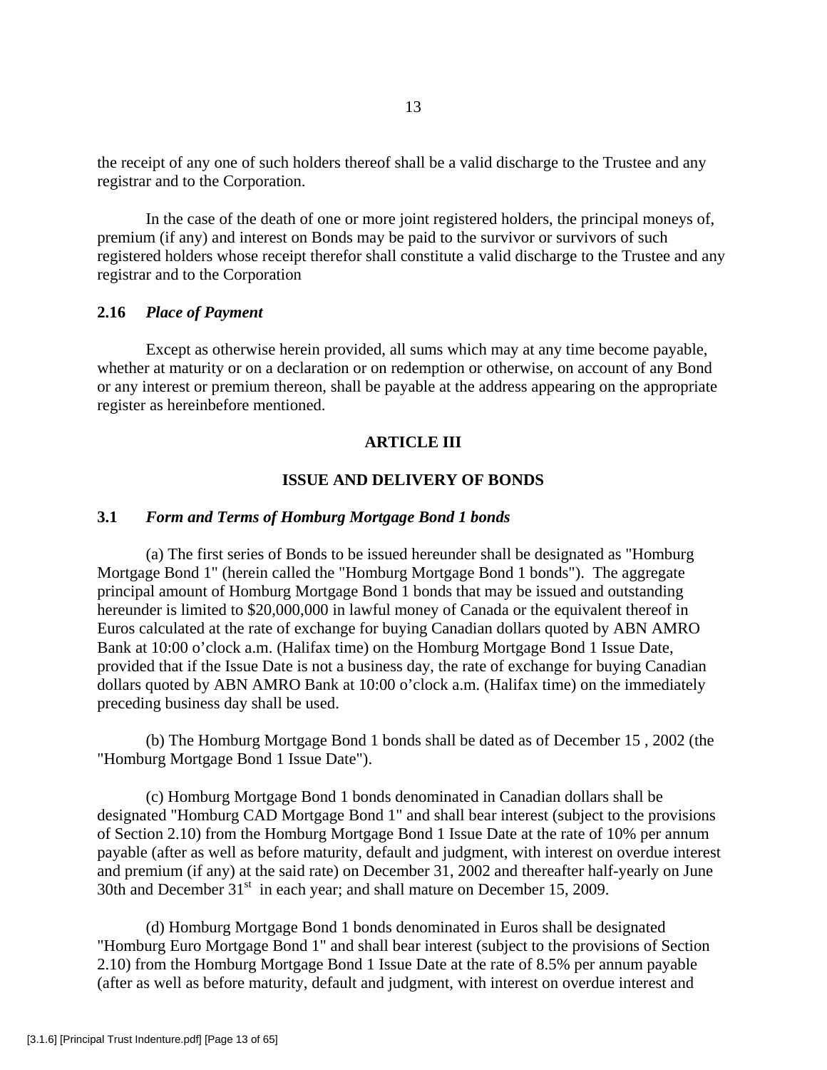the receipt of any one of such holders thereof shall be a valid discharge to the Trustee and any registrar and to the Corporation.

In the case of the death of one or more joint registered holders, the principal moneys of, premium (if any) and interest on Bonds may be paid to the survivor or survivors of such registered holders whose receipt therefor shall constitute a valid discharge to the Trustee and any registrar and to the Corporation

### 2.16 *Place of Payment*

Except as otherwise herein provided, all sums which may at any time become payable, whether at maturity or on a declaration or on redemption or otherwise, on account of any Bond or any interest or premium thereon, shall be payable at the address appearing on the appropriate register as hereinbefore mentioned.

## ARTICLE III

## ISSUE AND DELIVERY OF BONDS

### 3.1 *Form and Terms of Homburg Mortgage Bond 1 bonds*

(a) The first series of Bonds to be issued hereunder shall be designated as "Homburg Mortgage Bond 1" (herein called the "Homburg Mortgage Bond 1 bonds"). The aggregate principal amount of Homburg Mortgage Bond 1 bonds that may be issued and outstanding hereunder is limited to $20,000,000 in lawful money of Canada or the equivalent thereof in Euros calculated at the rate of exchange for buying Canadian dollars quoted by ABN AMRO Bank at 10:00 o'clock a.m. (Halifax time) on the Homburg Mortgage Bond 1 Issue Date, provided that if the Issue Date is not a business day, the rate of exchange for buying Canadian dollars quoted by ABN AMRO Bank at 10:00 o'clock a.m. (Halifax time) on the immediately preceding business day shall be used.

(b) The Homburg Mortgage Bond 1 bonds shall be dated as of December 15 , 2002 (the "Homburg Mortgage Bond 1 Issue Date").

(c) Homburg Mortgage Bond 1 bonds denominated in Canadian dollars shall be designated "Homburg CAD Mortgage Bond 1" and shall bear interest (subject to the provisions of Section 2.10) from the Homburg Mortgage Bond 1 Issue Date at the rate of 10% per annum payable (after as well as before maturity, default and judgment, with interest on overdue interest and premium (if any) at the said rate) on December 31, 2002 and thereafter half-yearly on June 30th and December 31st in each year; and shall mature on December 15, 2009.

(d) Homburg Mortgage Bond 1 bonds denominated in Euros shall be designated "Homburg Euro Mortgage Bond 1" and shall bear interest (subject to the provisions of Section 2.10) from the Homburg Mortgage Bond 1 Issue Date at the rate of 8.5% per annum payable (after as well as before maturity, default and judgment, with interest on overdue interest and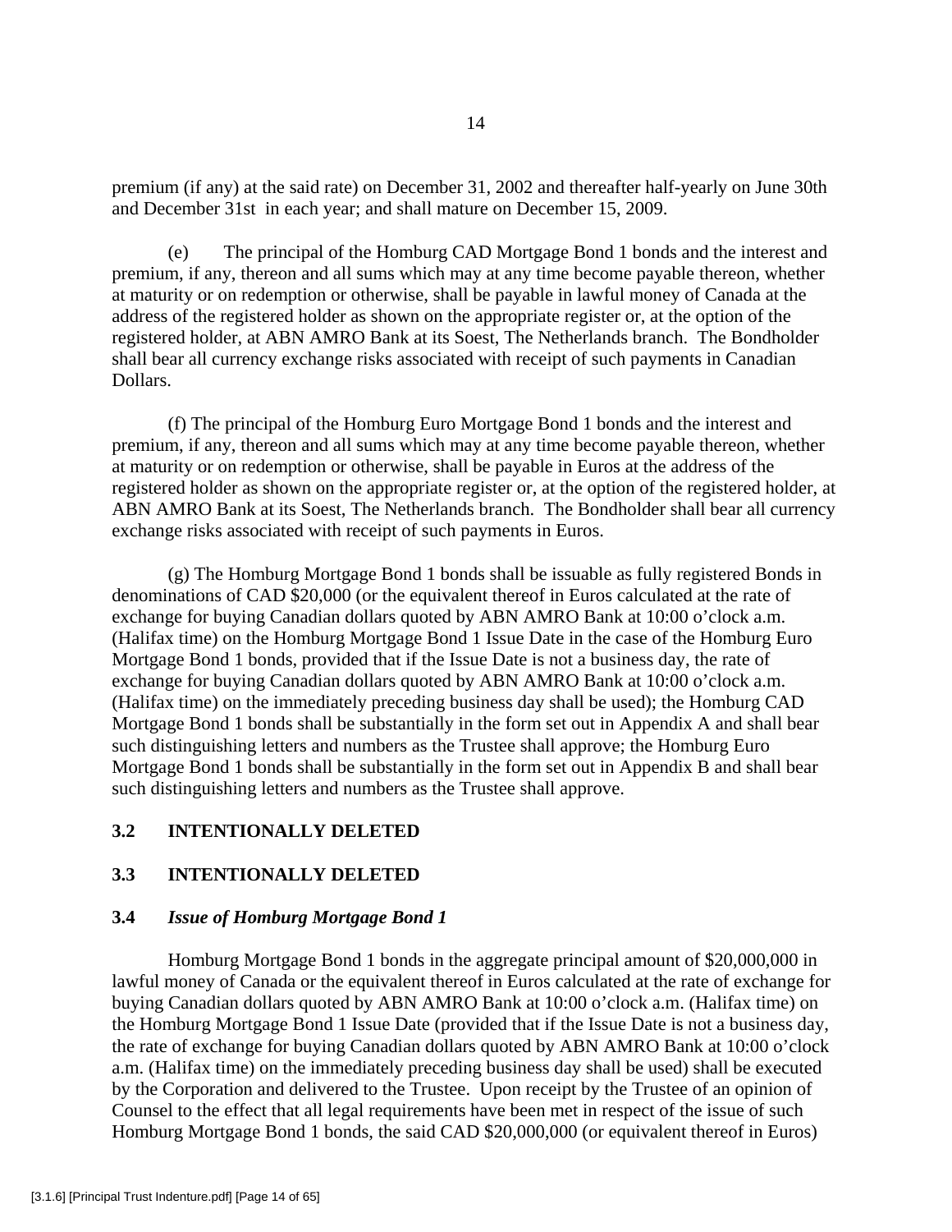premium (if any) at the said rate) on December 31, 2002 and thereafter half-yearly on June 30th and December 31st in each year; and shall mature on December 15, 2009.

(e) The principal of the Homburg CAD Mortgage Bond 1 bonds and the interest and premium, if any, thereon and all sums which may at any time become payable thereon, whether at maturity or on redemption or otherwise, shall be payable in lawful money of Canada at the address of the registered holder as shown on the appropriate register or, at the option of the registered holder, at ABN AMRO Bank at its Soest, The Netherlands branch. The Bondholder shall bear all currency exchange risks associated with receipt of such payments in Canadian Dollars.

(f) The principal of the Homburg Euro Mortgage Bond 1 bonds and the interest and premium, if any, thereon and all sums which may at any time become payable thereon, whether at maturity or on redemption or otherwise, shall be payable in Euros at the address of the registered holder as shown on the appropriate register or, at the option of the registered holder, at ABN AMRO Bank at its Soest, The Netherlands branch. The Bondholder shall bear all currency exchange risks associated with receipt of such payments in Euros.

(g) The Homburg Mortgage Bond 1 bonds shall be issuable as fully registered Bonds in denominations of CAD $20,000 (or the equivalent thereof in Euros calculated at the rate of exchange for buying Canadian dollars quoted by ABN AMRO Bank at 10:00 o'clock a.m. (Halifax time) on the Homburg Mortgage Bond 1 Issue Date in the case of the Homburg Euro Mortgage Bond 1 bonds, provided that if the Issue Date is not a business day, the rate of exchange for buying Canadian dollars quoted by ABN AMRO Bank at 10:00 o'clock a.m. (Halifax time) on the immediately preceding business day shall be used); the Homburg CAD Mortgage Bond 1 bonds shall be substantially in the form set out in Appendix A and shall bear such distinguishing letters and numbers as the Trustee shall approve; the Homburg Euro Mortgage Bond 1 bonds shall be substantially in the form set out in Appendix B and shall bear such distinguishing letters and numbers as the Trustee shall approve.

**3.2 INTENTIONALLY DELETED**

**3.3 INTENTIONALLY DELETED**

**3.4 *Issue of Homburg Mortgage Bond 1***

Homburg Mortgage Bond 1 bonds in the aggregate principal amount of $20,000,000 in lawful money of Canada or the equivalent thereof in Euros calculated at the rate of exchange for buying Canadian dollars quoted by ABN AMRO Bank at 10:00 o'clock a.m. (Halifax time) on the Homburg Mortgage Bond 1 Issue Date (provided that if the Issue Date is not a business day, the rate of exchange for buying Canadian dollars quoted by ABN AMRO Bank at 10:00 o'clock a.m. (Halifax time) on the immediately preceding business day shall be used) shall be executed by the Corporation and delivered to the Trustee. Upon receipt by the Trustee of an opinion of Counsel to the effect that all legal requirements have been met in respect of the issue of such Homburg Mortgage Bond 1 bonds, the said CAD $20,000,000 (or equivalent thereof in Euros)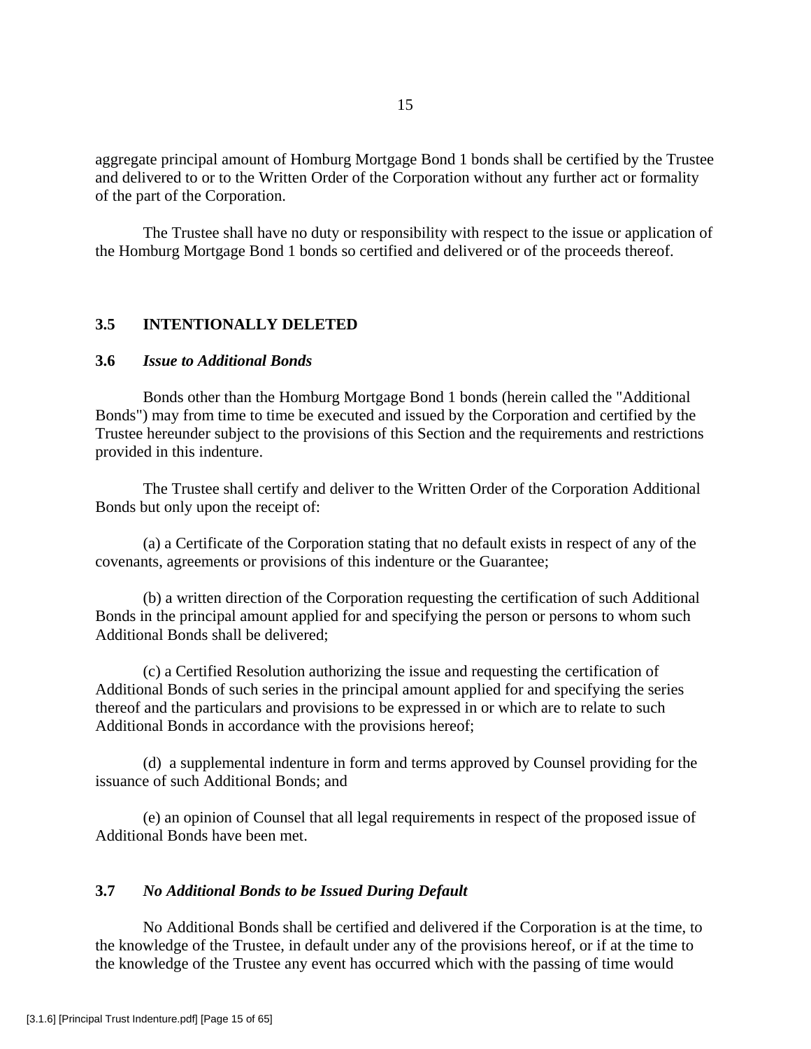aggregate principal amount of Homburg Mortgage Bond 1 bonds shall be certified by the Trustee and delivered to or to the Written Order of the Corporation without any further act or formality of the part of the Corporation.

The Trustee shall have no duty or responsibility with respect to the issue or application of the Homburg Mortgage Bond 1 bonds so certified and delivered or of the proceeds thereof.

### 3.5 INTENTIONALLY DELETED

### 3.6 *Issue to Additional Bonds*

Bonds other than the Homburg Mortgage Bond 1 bonds (herein called the "Additional Bonds") may from time to time be executed and issued by the Corporation and certified by the Trustee hereunder subject to the provisions of this Section and the requirements and restrictions provided in this indenture.

The Trustee shall certify and deliver to the Written Order of the Corporation Additional Bonds but only upon the receipt of:

(a) a Certificate of the Corporation stating that no default exists in respect of any of the covenants, agreements or provisions of this indenture or the Guarantee;

(b) a written direction of the Corporation requesting the certification of such Additional Bonds in the principal amount applied for and specifying the person or persons to whom such Additional Bonds shall be delivered;

(c) a Certified Resolution authorizing the issue and requesting the certification of Additional Bonds of such series in the principal amount applied for and specifying the series thereof and the particulars and provisions to be expressed in or which are to relate to such Additional Bonds in accordance with the provisions hereof;

(d) a supplemental indenture in form and terms approved by Counsel providing for the issuance of such Additional Bonds; and

(e) an opinion of Counsel that all legal requirements in respect of the proposed issue of Additional Bonds have been met.

### 3.7 *No Additional Bonds to be Issued During Default*

No Additional Bonds shall be certified and delivered if the Corporation is at the time, to the knowledge of the Trustee, in default under any of the provisions hereof, or if at the time to the knowledge of the Trustee any event has occurred which with the passing of time would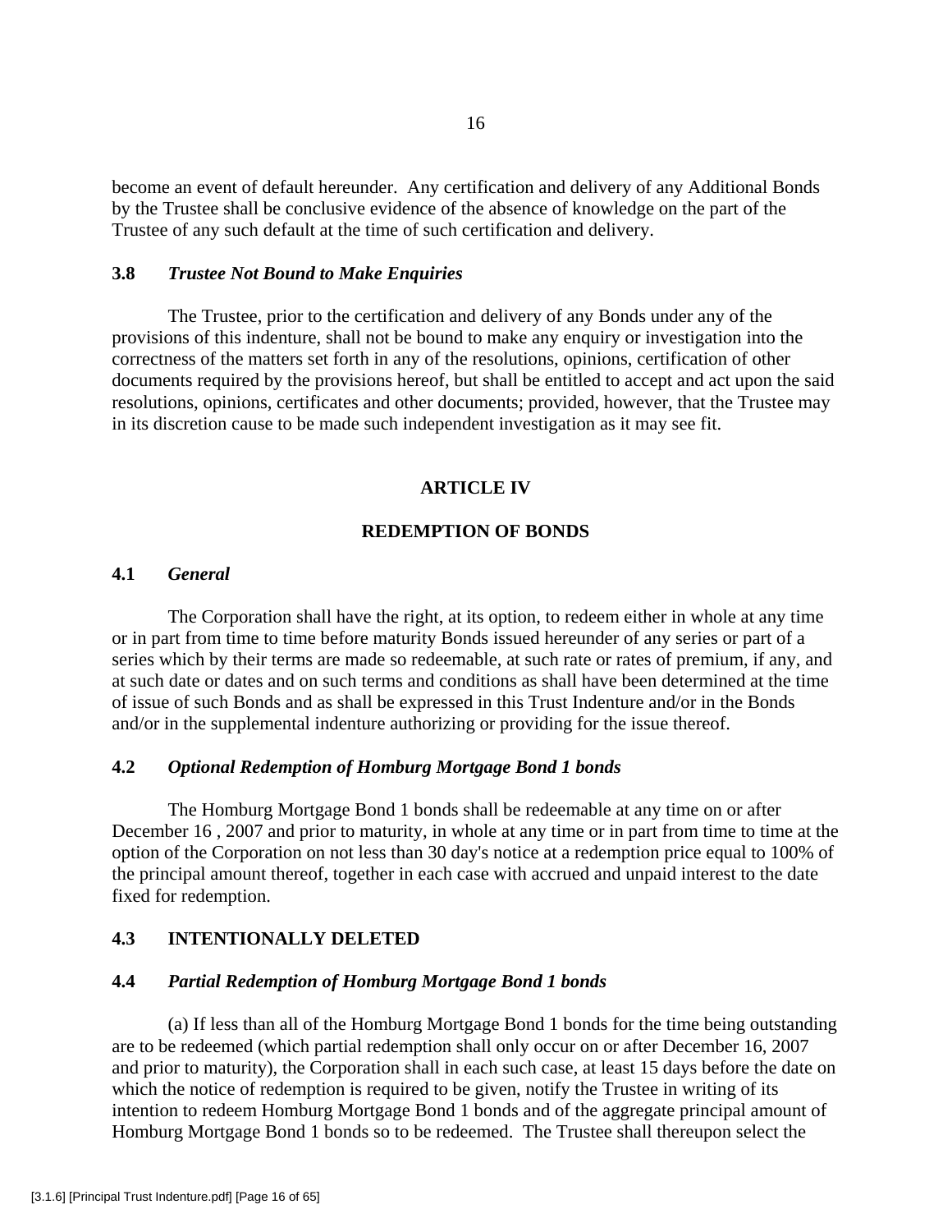become an event of default hereunder. Any certification and delivery of any Additional Bonds by the Trustee shall be conclusive evidence of the absence of knowledge on the part of the Trustee of any such default at the time of such certification and delivery.

### 3.8 *Trustee Not Bound to Make Enquiries*

The Trustee, prior to the certification and delivery of any Bonds under any of the provisions of this indenture, shall not be bound to make any enquiry or investigation into the correctness of the matters set forth in any of the resolutions, opinions, certification of other documents required by the provisions hereof, but shall be entitled to accept and act upon the said resolutions, opinions, certificates and other documents; provided, however, that the Trustee may in its discretion cause to be made such independent investigation as it may see fit.

## ARTICLE IV

## REDEMPTION OF BONDS

### 4.1 *General*

The Corporation shall have the right, at its option, to redeem either in whole at any time or in part from time to time before maturity Bonds issued hereunder of any series or part of a series which by their terms are made so redeemable, at such rate or rates of premium, if any, and at such date or dates and on such terms and conditions as shall have been determined at the time of issue of such Bonds and as shall be expressed in this Trust Indenture and/or in the Bonds and/or in the supplemental indenture authorizing or providing for the issue thereof.

### 4.2 *Optional Redemption of Homburg Mortgage Bond 1 bonds*

The Homburg Mortgage Bond 1 bonds shall be redeemable at any time on or after December 16 , 2007 and prior to maturity, in whole at any time or in part from time to time at the option of the Corporation on not less than 30 day's notice at a redemption price equal to 100% of the principal amount thereof, together in each case with accrued and unpaid interest to the date fixed for redemption.

### 4.3 INTENTIONALLY DELETED

### 4.4 *Partial Redemption of Homburg Mortgage Bond 1 bonds*

(a) If less than all of the Homburg Mortgage Bond 1 bonds for the time being outstanding are to be redeemed (which partial redemption shall only occur on or after December 16, 2007 and prior to maturity), the Corporation shall in each such case, at least 15 days before the date on which the notice of redemption is required to be given, notify the Trustee in writing of its intention to redeem Homburg Mortgage Bond 1 bonds and of the aggregate principal amount of Homburg Mortgage Bond 1 bonds so to be redeemed. The Trustee shall thereupon select the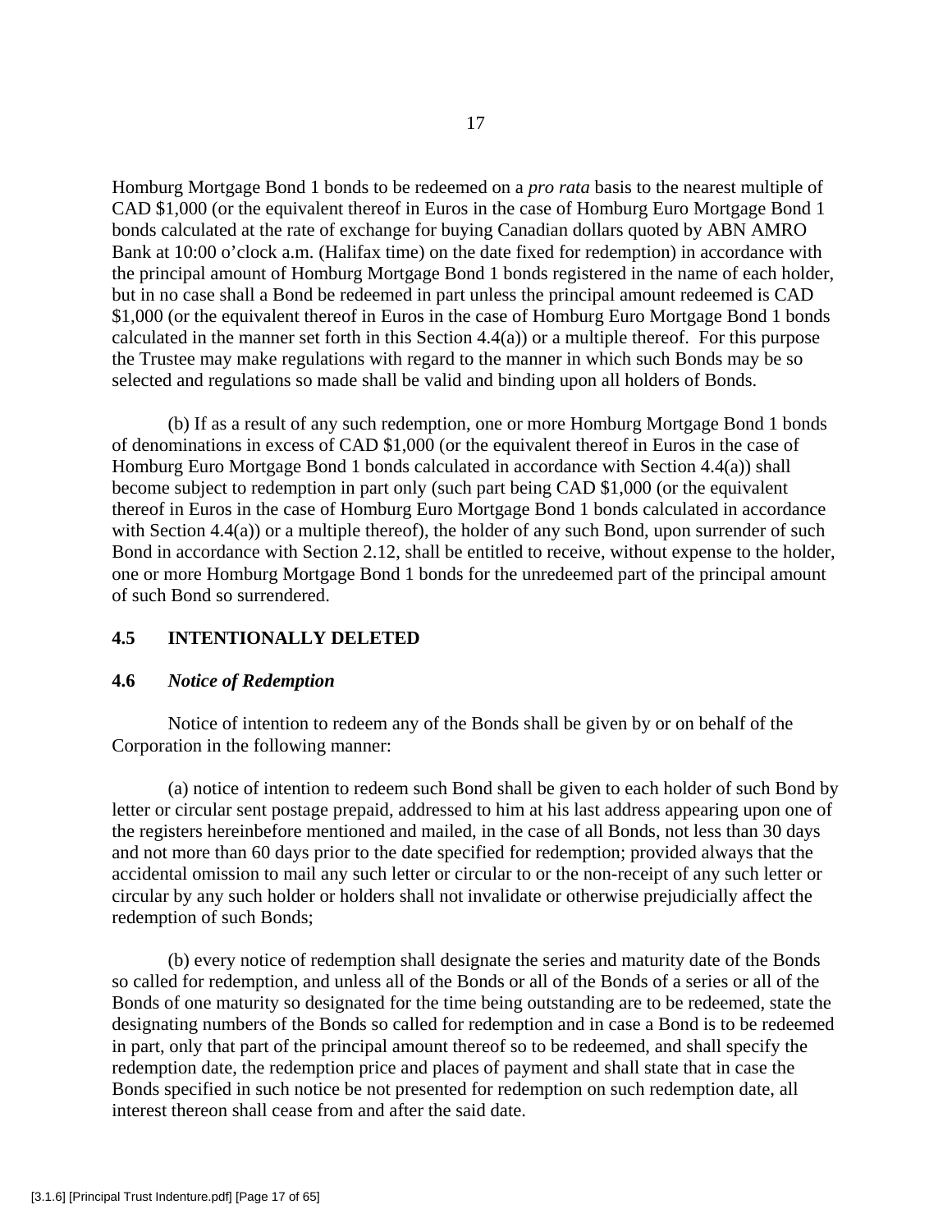Homburg Mortgage Bond 1 bonds to be redeemed on a *pro rata* basis to the nearest multiple of CAD $1,000 (or the equivalent thereof in Euros in the case of Homburg Euro Mortgage Bond 1 bonds calculated at the rate of exchange for buying Canadian dollars quoted by ABN AMRO Bank at 10:00 o'clock a.m. (Halifax time) on the date fixed for redemption) in accordance with the principal amount of Homburg Mortgage Bond 1 bonds registered in the name of each holder, but in no case shall a Bond be redeemed in part unless the principal amount redeemed is CAD $1,000 (or the equivalent thereof in Euros in the case of Homburg Euro Mortgage Bond 1 bonds calculated in the manner set forth in this Section 4.4(a)) or a multiple thereof. For this purpose the Trustee may make regulations with regard to the manner in which such Bonds may be so selected and regulations so made shall be valid and binding upon all holders of Bonds.

(b) If as a result of any such redemption, one or more Homburg Mortgage Bond 1 bonds of denominations in excess of CAD $1,000 (or the equivalent thereof in Euros in the case of Homburg Euro Mortgage Bond 1 bonds calculated in accordance with Section 4.4(a)) shall become subject to redemption in part only (such part being CAD $1,000 (or the equivalent thereof in Euros in the case of Homburg Euro Mortgage Bond 1 bonds calculated in accordance with Section 4.4(a)) or a multiple thereof), the holder of any such Bond, upon surrender of such Bond in accordance with Section 2.12, shall be entitled to receive, without expense to the holder, one or more Homburg Mortgage Bond 1 bonds for the unredeemed part of the principal amount of such Bond so surrendered.

### 4.5 INTENTIONALLY DELETED

### 4.6 *Notice of Redemption*

Notice of intention to redeem any of the Bonds shall be given by or on behalf of the Corporation in the following manner:

(a) notice of intention to redeem such Bond shall be given to each holder of such Bond by letter or circular sent postage prepaid, addressed to him at his last address appearing upon one of the registers hereinbefore mentioned and mailed, in the case of all Bonds, not less than 30 days and not more than 60 days prior to the date specified for redemption; provided always that the accidental omission to mail any such letter or circular to or the non-receipt of any such letter or circular by any such holder or holders shall not invalidate or otherwise prejudicially affect the redemption of such Bonds;

(b) every notice of redemption shall designate the series and maturity date of the Bonds so called for redemption, and unless all of the Bonds or all of the Bonds of a series or all of the Bonds of one maturity so designated for the time being outstanding are to be redeemed, state the designating numbers of the Bonds so called for redemption and in case a Bond is to be redeemed in part, only that part of the principal amount thereof so to be redeemed, and shall specify the redemption date, the redemption price and places of payment and shall state that in case the Bonds specified in such notice be not presented for redemption on such redemption date, all interest thereon shall cease from and after the said date.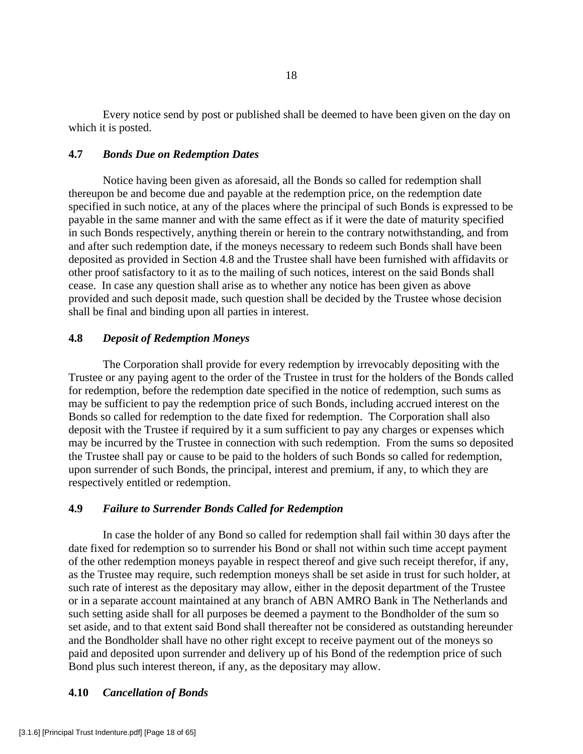Every notice send by post or published shall be deemed to have been given on the day on which it is posted.

**4.7 *Bonds Due on Redemption Dates***

Notice having been given as aforesaid, all the Bonds so called for redemption shall thereupon be and become due and payable at the redemption price, on the redemption date specified in such notice, at any of the places where the principal of such Bonds is expressed to be payable in the same manner and with the same effect as if it were the date of maturity specified in such Bonds respectively, anything therein or herein to the contrary notwithstanding, and from and after such redemption date, if the moneys necessary to redeem such Bonds shall have been deposited as provided in Section 4.8 and the Trustee shall have been furnished with affidavits or other proof satisfactory to it as to the mailing of such notices, interest on the said Bonds shall cease. In case any question shall arise as to whether any notice has been given as above provided and such deposit made, such question shall be decided by the Trustee whose decision shall be final and binding upon all parties in interest.

**4.8 *Deposit of Redemption Moneys***

The Corporation shall provide for every redemption by irrevocably depositing with the Trustee or any paying agent to the order of the Trustee in trust for the holders of the Bonds called for redemption, before the redemption date specified in the notice of redemption, such sums as may be sufficient to pay the redemption price of such Bonds, including accrued interest on the Bonds so called for redemption to the date fixed for redemption. The Corporation shall also deposit with the Trustee if required by it a sum sufficient to pay any charges or expenses which may be incurred by the Trustee in connection with such redemption. From the sums so deposited the Trustee shall pay or cause to be paid to the holders of such Bonds so called for redemption, upon surrender of such Bonds, the principal, interest and premium, if any, to which they are respectively entitled or redemption.

**4.9 *Failure to Surrender Bonds Called for Redemption***

In case the holder of any Bond so called for redemption shall fail within 30 days after the date fixed for redemption so to surrender his Bond or shall not within such time accept payment of the other redemption moneys payable in respect thereof and give such receipt therefor, if any, as the Trustee may require, such redemption moneys shall be set aside in trust for such holder, at such rate of interest as the depositary may allow, either in the deposit department of the Trustee or in a separate account maintained at any branch of ABN AMRO Bank in The Netherlands and such setting aside shall for all purposes be deemed a payment to the Bondholder of the sum so set aside, and to that extent said Bond shall thereafter not be considered as outstanding hereunder and the Bondholder shall have no other right except to receive payment out of the moneys so paid and deposited upon surrender and delivery up of his Bond of the redemption price of such Bond plus such interest thereon, if any, as the depositary may allow.

**4.10 *Cancellation of Bonds***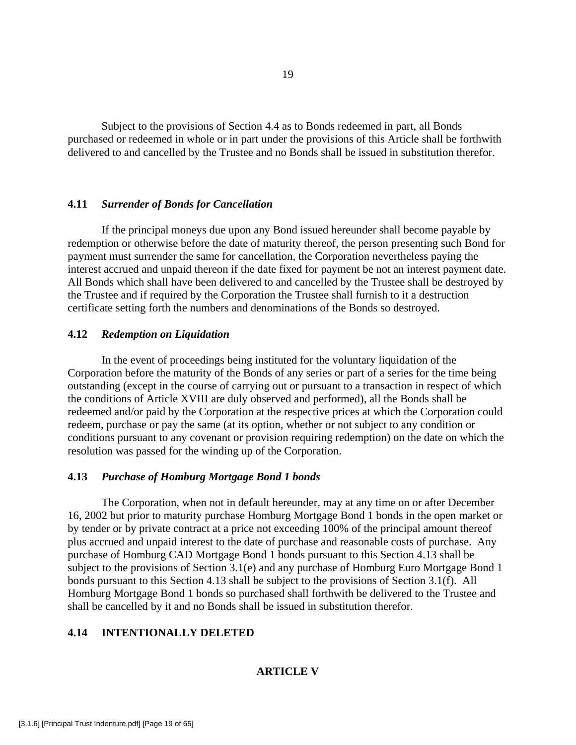Subject to the provisions of Section 4.4 as to Bonds redeemed in part, all Bonds purchased or redeemed in whole or in part under the provisions of this Article shall be forthwith delivered to and cancelled by the Trustee and no Bonds shall be issued in substitution therefor.

### 4.11 *Surrender of Bonds for Cancellation*

If the principal moneys due upon any Bond issued hereunder shall become payable by redemption or otherwise before the date of maturity thereof, the person presenting such Bond for payment must surrender the same for cancellation, the Corporation nevertheless paying the interest accrued and unpaid thereon if the date fixed for payment be not an interest payment date. All Bonds which shall have been delivered to and cancelled by the Trustee shall be destroyed by the Trustee and if required by the Corporation the Trustee shall furnish to it a destruction certificate setting forth the numbers and denominations of the Bonds so destroyed.

### 4.12 *Redemption on Liquidation*

In the event of proceedings being instituted for the voluntary liquidation of the Corporation before the maturity of the Bonds of any series or part of a series for the time being outstanding (except in the course of carrying out or pursuant to a transaction in respect of which the conditions of Article XVIII are duly observed and performed), all the Bonds shall be redeemed and/or paid by the Corporation at the respective prices at which the Corporation could redeem, purchase or pay the same (at its option, whether or not subject to any condition or conditions pursuant to any covenant or provision requiring redemption) on the date on which the resolution was passed for the winding up of the Corporation.

### 4.13 *Purchase of Homburg Mortgage Bond 1 bonds*

The Corporation, when not in default hereunder, may at any time on or after December 16, 2002 but prior to maturity purchase Homburg Mortgage Bond 1 bonds in the open market or by tender or by private contract at a price not exceeding 100% of the principal amount thereof plus accrued and unpaid interest to the date of purchase and reasonable costs of purchase. Any purchase of Homburg CAD Mortgage Bond 1 bonds pursuant to this Section 4.13 shall be subject to the provisions of Section 3.1(e) and any purchase of Homburg Euro Mortgage Bond 1 bonds pursuant to this Section 4.13 shall be subject to the provisions of Section 3.1(f). All Homburg Mortgage Bond 1 bonds so purchased shall forthwith be delivered to the Trustee and shall be cancelled by it and no Bonds shall be issued in substitution therefor.

### 4.14 INTENTIONALLY DELETED

## ARTICLE V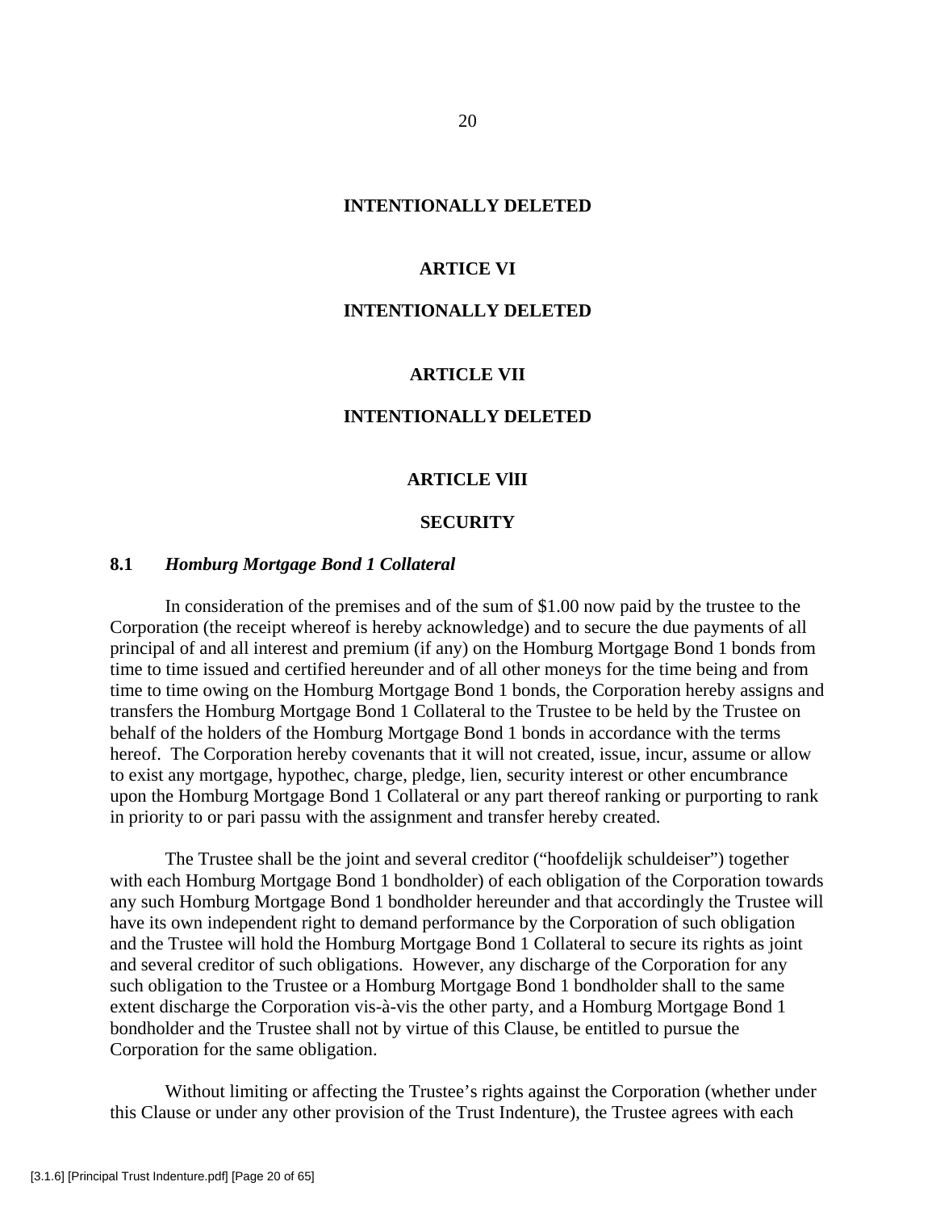**INTENTIONALLY DELETED**

**ARTICLE VI**

**INTENTIONALLY DELETED**

**ARTICLE VII**

**INTENTIONALLY DELETED**

**ARTICLE VlII**

**SECURITY**

**8.1** ***Homburg Mortgage Bond 1 Collateral***

In consideration of the premises and of the sum of $1.00 now paid by the trustee to the Corporation (the receipt whereof is hereby acknowledge) and to secure the due payments of all principal of and all interest and premium (if any) on the Homburg Mortgage Bond 1 bonds from time to time issued and certified hereunder and of all other moneys for the time being and from time to time owing on the Homburg Mortgage Bond 1 bonds, the Corporation hereby assigns and transfers the Homburg Mortgage Bond 1 Collateral to the Trustee to be held by the Trustee on behalf of the holders of the Homburg Mortgage Bond 1 bonds in accordance with the terms hereof. The Corporation hereby covenants that it will not created, issue, incur, assume or allow to exist any mortgage, hypothec, charge, pledge, lien, security interest or other encumbrance upon the Homburg Mortgage Bond 1 Collateral or any part thereof ranking or purporting to rank in priority to or pari passu with the assignment and transfer hereby created.

The Trustee shall be the joint and several creditor ("hoofdelijk schuldeiser") together with each Homburg Mortgage Bond 1 bondholder) of each obligation of the Corporation towards any such Homburg Mortgage Bond 1 bondholder hereunder and that accordingly the Trustee will have its own independent right to demand performance by the Corporation of such obligation and the Trustee will hold the Homburg Mortgage Bond 1 Collateral to secure its rights as joint and several creditor of such obligations. However, any discharge of the Corporation for any such obligation to the Trustee or a Homburg Mortgage Bond 1 bondholder shall to the same extent discharge the Corporation vis-à-vis the other party, and a Homburg Mortgage Bond 1 bondholder and the Trustee shall not by virtue of this Clause, be entitled to pursue the Corporation for the same obligation.

Without limiting or affecting the Trustee's rights against the Corporation (whether under this Clause or under any other provision of the Trust Indenture), the Trustee agrees with each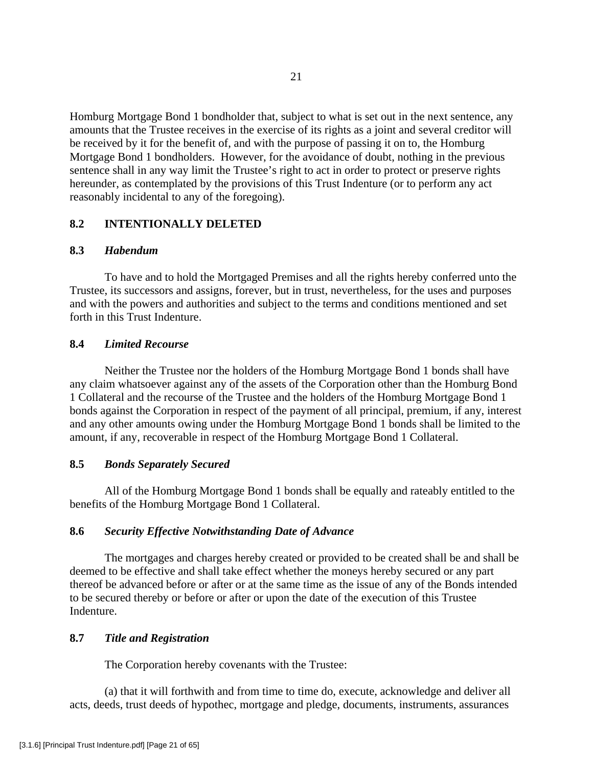Homburg Mortgage Bond 1 bondholder that, subject to what is set out in the next sentence, any amounts that the Trustee receives in the exercise of its rights as a joint and several creditor will be received by it for the benefit of, and with the purpose of passing it on to, the Homburg Mortgage Bond 1 bondholders. However, for the avoidance of doubt, nothing in the previous sentence shall in any way limit the Trustee's right to act in order to protect or preserve rights hereunder, as contemplated by the provisions of this Trust Indenture (or to perform any act reasonably incidental to any of the foregoing).

### 8.2 INTENTIONALLY DELETED

### 8.3 *Habendum*

To have and to hold the Mortgaged Premises and all the rights hereby conferred unto the Trustee, its successors and assigns, forever, but in trust, nevertheless, for the uses and purposes and with the powers and authorities and subject to the terms and conditions mentioned and set forth in this Trust Indenture.

### 8.4 *Limited Recourse*

Neither the Trustee nor the holders of the Homburg Mortgage Bond 1 bonds shall have any claim whatsoever against any of the assets of the Corporation other than the Homburg Bond 1 Collateral and the recourse of the Trustee and the holders of the Homburg Mortgage Bond 1 bonds against the Corporation in respect of the payment of all principal, premium, if any, interest and any other amounts owing under the Homburg Mortgage Bond 1 bonds shall be limited to the amount, if any, recoverable in respect of the Homburg Mortgage Bond 1 Collateral.

### 8.5 *Bonds Separately Secured*

All of the Homburg Mortgage Bond 1 bonds shall be equally and rateably entitled to the benefits of the Homburg Mortgage Bond 1 Collateral.

### 8.6 *Security Effective Notwithstanding Date of Advance*

The mortgages and charges hereby created or provided to be created shall be and shall be deemed to be effective and shall take effect whether the moneys hereby secured or any part thereof be advanced before or after or at the same time as the issue of any of the Bonds intended to be secured thereby or before or after or upon the date of the execution of this Trustee Indenture.

### 8.7 *Title and Registration*

The Corporation hereby covenants with the Trustee:

(a) that it will forthwith and from time to time do, execute, acknowledge and deliver all acts, deeds, trust deeds of hypothec, mortgage and pledge, documents, instruments, assurances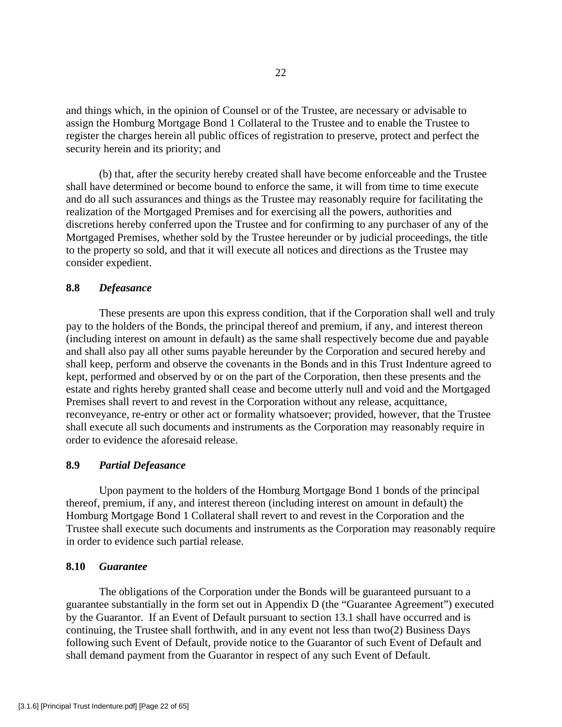and things which, in the opinion of Counsel or of the Trustee, are necessary or advisable to assign the Homburg Mortgage Bond 1 Collateral to the Trustee and to enable the Trustee to register the charges herein all public offices of registration to preserve, protect and perfect the security herein and its priority; and

(b) that, after the security hereby created shall have become enforceable and the Trustee shall have determined or become bound to enforce the same, it will from time to time execute and do all such assurances and things as the Trustee may reasonably require for facilitating the realization of the Mortgaged Premises and for exercising all the powers, authorities and discretions hereby conferred upon the Trustee and for confirming to any purchaser of any of the Mortgaged Premises, whether sold by the Trustee hereunder or by judicial proceedings, the title to the property so sold, and that it will execute all notices and directions as the Trustee may consider expedient.

### 8.8 *Defeasance*

These presents are upon this express condition, that if the Corporation shall well and truly pay to the holders of the Bonds, the principal thereof and premium, if any, and interest thereon (including interest on amount in default) as the same shall respectively become due and payable and shall also pay all other sums payable hereunder by the Corporation and secured hereby and shall keep, perform and observe the covenants in the Bonds and in this Trust Indenture agreed to kept, performed and observed by or on the part of the Corporation, then these presents and the estate and rights hereby granted shall cease and become utterly null and void and the Mortgaged Premises shall revert to and revest in the Corporation without any release, acquittance, reconveyance, re-entry or other act or formality whatsoever; provided, however, that the Trustee shall execute all such documents and instruments as the Corporation may reasonably require in order to evidence the aforesaid release.

### 8.9 *Partial Defeasance*

Upon payment to the holders of the Homburg Mortgage Bond 1 bonds of the principal thereof, premium, if any, and interest thereon (including interest on amount in default) the Homburg Mortgage Bond 1 Collateral shall revert to and revest in the Corporation and the Trustee shall execute such documents and instruments as the Corporation may reasonably require in order to evidence such partial release.

### 8.10 *Guarantee*

The obligations of the Corporation under the Bonds will be guaranteed pursuant to a guarantee substantially in the form set out in Appendix D (the "Guarantee Agreement") executed by the Guarantor. If an Event of Default pursuant to section 13.1 shall have occurred and is continuing, the Trustee shall forthwith, and in any event not less than two(2) Business Days following such Event of Default, provide notice to the Guarantor of such Event of Default and shall demand payment from the Guarantor in respect of any such Event of Default.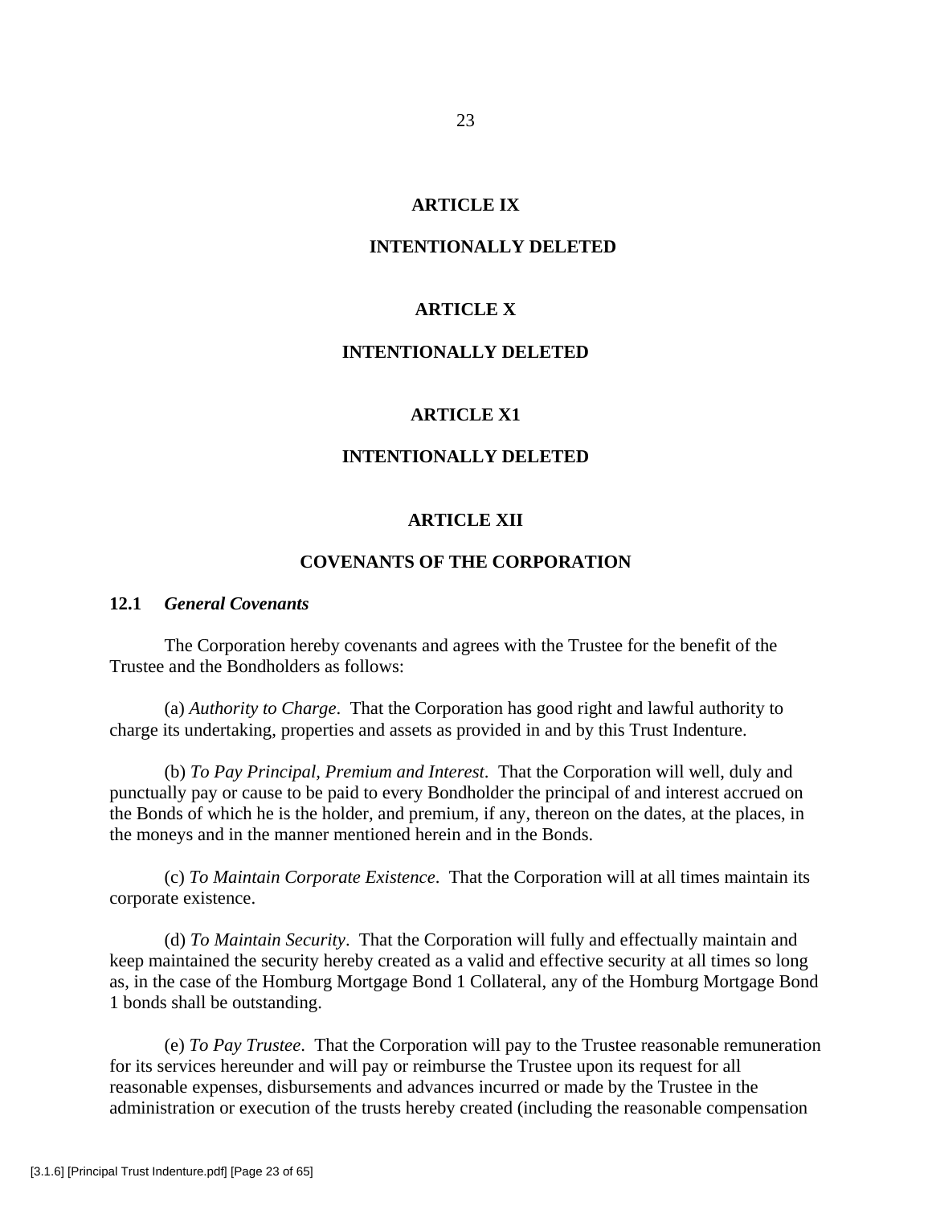## ARTICLE IX

## INTENTIONALLY DELETED

## ARTICLE X

## INTENTIONALLY DELETED

## ARTICLE X1

## INTENTIONALLY DELETED

## ARTICLE XII

## COVENANTS OF THE CORPORATION

### 12.1 *General Covenants*

The Corporation hereby covenants and agrees with the Trustee for the benefit of the Trustee and the Bondholders as follows:

(a) *Authority to Charge*. That the Corporation has good right and lawful authority to charge its undertaking, properties and assets as provided in and by this Trust Indenture.

(b) *To Pay Principal, Premium and Interest*. That the Corporation will well, duly and punctually pay or cause to be paid to every Bondholder the principal of and interest accrued on the Bonds of which he is the holder, and premium, if any, thereon on the dates, at the places, in the moneys and in the manner mentioned herein and in the Bonds.

(c) *To Maintain Corporate Existence*. That the Corporation will at all times maintain its corporate existence.

(d) *To Maintain Security*. That the Corporation will fully and effectually maintain and keep maintained the security hereby created as a valid and effective security at all times so long as, in the case of the Homburg Mortgage Bond 1 Collateral, any of the Homburg Mortgage Bond 1 bonds shall be outstanding.

(e) *To Pay Trustee*. That the Corporation will pay to the Trustee reasonable remuneration for its services hereunder and will pay or reimburse the Trustee upon its request for all reasonable expenses, disbursements and advances incurred or made by the Trustee in the administration or execution of the trusts hereby created (including the reasonable compensation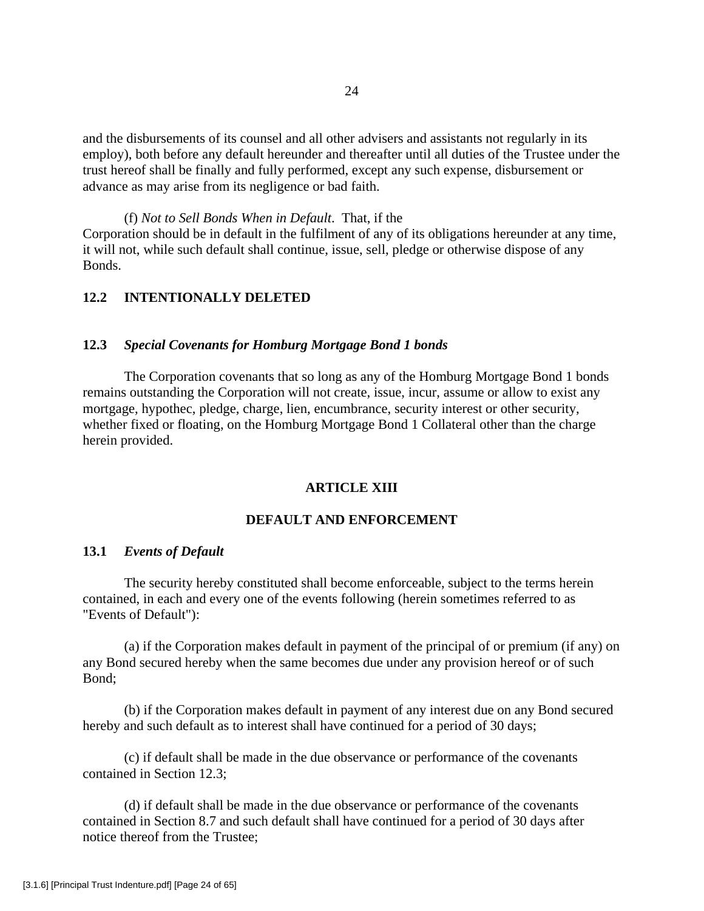and the disbursements of its counsel and all other advisers and assistants not regularly in its employ), both before any default hereunder and thereafter until all duties of the Trustee under the trust hereof shall be finally and fully performed, except any such expense, disbursement or advance as may arise from its negligence or bad faith.

(f) *Not to Sell Bonds When in Default*. That, if the Corporation should be in default in the fulfilment of any of its obligations hereunder at any time, it will not, while such default shall continue, issue, sell, pledge or otherwise dispose of any Bonds.

### 12.2 INTENTIONALLY DELETED

### 12.3 *Special Covenants for Homburg Mortgage Bond 1 bonds*

The Corporation covenants that so long as any of the Homburg Mortgage Bond 1 bonds remains outstanding the Corporation will not create, issue, incur, assume or allow to exist any mortgage, hypothec, pledge, charge, lien, encumbrance, security interest or other security, whether fixed or floating, on the Homburg Mortgage Bond 1 Collateral other than the charge herein provided.

## ARTICLE XIII

## DEFAULT AND ENFORCEMENT

### 13.1 *Events of Default*

The security hereby constituted shall become enforceable, subject to the terms herein contained, in each and every one of the events following (herein sometimes referred to as "Events of Default"):

(a) if the Corporation makes default in payment of the principal of or premium (if any) on any Bond secured hereby when the same becomes due under any provision hereof or of such Bond;

(b) if the Corporation makes default in payment of any interest due on any Bond secured hereby and such default as to interest shall have continued for a period of 30 days;

(c) if default shall be made in the due observance or performance of the covenants contained in Section 12.3;

(d) if default shall be made in the due observance or performance of the covenants contained in Section 8.7 and such default shall have continued for a period of 30 days after notice thereof from the Trustee;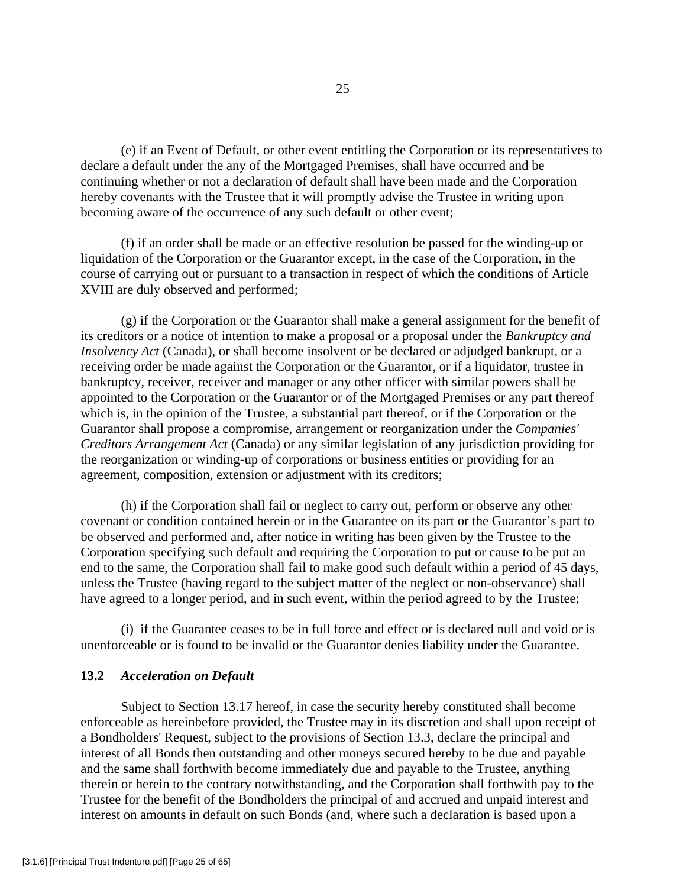(e) if an Event of Default, or other event entitling the Corporation or its representatives to declare a default under the any of the Mortgaged Premises, shall have occurred and be continuing whether or not a declaration of default shall have been made and the Corporation hereby covenants with the Trustee that it will promptly advise the Trustee in writing upon becoming aware of the occurrence of any such default or other event;

(f) if an order shall be made or an effective resolution be passed for the winding-up or liquidation of the Corporation or the Guarantor except, in the case of the Corporation, in the course of carrying out or pursuant to a transaction in respect of which the conditions of Article XVIII are duly observed and performed;

(g) if the Corporation or the Guarantor shall make a general assignment for the benefit of its creditors or a notice of intention to make a proposal or a proposal under the *Bankruptcy and Insolvency Act* (Canada), or shall become insolvent or be declared or adjudged bankrupt, or a receiving order be made against the Corporation or the Guarantor, or if a liquidator, trustee in bankruptcy, receiver, receiver and manager or any other officer with similar powers shall be appointed to the Corporation or the Guarantor or of the Mortgaged Premises or any part thereof which is, in the opinion of the Trustee, a substantial part thereof, or if the Corporation or the Guarantor shall propose a compromise, arrangement or reorganization under the *Companies' Creditors Arrangement Act* (Canada) or any similar legislation of any jurisdiction providing for the reorganization or winding-up of corporations or business entities or providing for an agreement, composition, extension or adjustment with its creditors;

(h) if the Corporation shall fail or neglect to carry out, perform or observe any other covenant or condition contained herein or in the Guarantee on its part or the Guarantor's part to be observed and performed and, after notice in writing has been given by the Trustee to the Corporation specifying such default and requiring the Corporation to put or cause to be put an end to the same, the Corporation shall fail to make good such default within a period of 45 days, unless the Trustee (having regard to the subject matter of the neglect or non-observance) shall have agreed to a longer period, and in such event, within the period agreed to by the Trustee;

(i) if the Guarantee ceases to be in full force and effect or is declared null and void or is unenforceable or is found to be invalid or the Guarantor denies liability under the Guarantee.

### 13.2 *Acceleration on Default*

Subject to Section 13.17 hereof, in case the security hereby constituted shall become enforceable as hereinbefore provided, the Trustee may in its discretion and shall upon receipt of a Bondholders' Request, subject to the provisions of Section 13.3, declare the principal and interest of all Bonds then outstanding and other moneys secured hereby to be due and payable and the same shall forthwith become immediately due and payable to the Trustee, anything therein or herein to the contrary notwithstanding, and the Corporation shall forthwith pay to the Trustee for the benefit of the Bondholders the principal of and accrued and unpaid interest and interest on amounts in default on such Bonds (and, where such a declaration is based upon a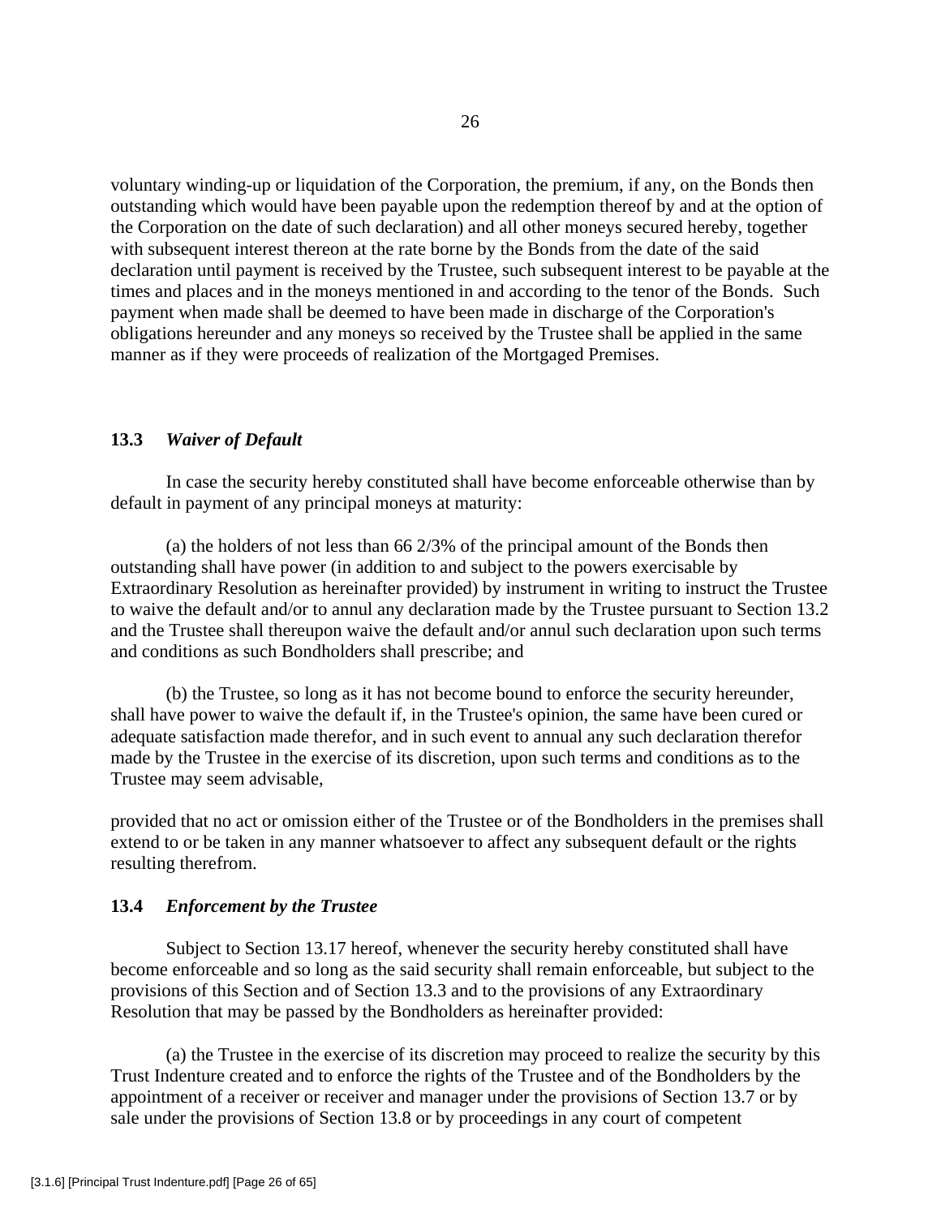voluntary winding-up or liquidation of the Corporation, the premium, if any, on the Bonds then outstanding which would have been payable upon the redemption thereof by and at the option of the Corporation on the date of such declaration) and all other moneys secured hereby, together with subsequent interest thereon at the rate borne by the Bonds from the date of the said declaration until payment is received by the Trustee, such subsequent interest to be payable at the times and places and in the moneys mentioned in and according to the tenor of the Bonds. Such payment when made shall be deemed to have been made in discharge of the Corporation's obligations hereunder and any moneys so received by the Trustee shall be applied in the same manner as if they were proceeds of realization of the Mortgaged Premises.

### 13.3 *Waiver of Default*

In case the security hereby constituted shall have become enforceable otherwise than by default in payment of any principal moneys at maturity:

(a) the holders of not less than 66 2/3% of the principal amount of the Bonds then outstanding shall have power (in addition to and subject to the powers exercisable by Extraordinary Resolution as hereinafter provided) by instrument in writing to instruct the Trustee to waive the default and/or to annul any declaration made by the Trustee pursuant to Section 13.2 and the Trustee shall thereupon waive the default and/or annul such declaration upon such terms and conditions as such Bondholders shall prescribe; and

(b) the Trustee, so long as it has not become bound to enforce the security hereunder, shall have power to waive the default if, in the Trustee's opinion, the same have been cured or adequate satisfaction made therefor, and in such event to annual any such declaration therefor made by the Trustee in the exercise of its discretion, upon such terms and conditions as to the Trustee may seem advisable,

provided that no act or omission either of the Trustee or of the Bondholders in the premises shall extend to or be taken in any manner whatsoever to affect any subsequent default or the rights resulting therefrom.

### 13.4 *Enforcement by the Trustee*

Subject to Section 13.17 hereof, whenever the security hereby constituted shall have become enforceable and so long as the said security shall remain enforceable, but subject to the provisions of this Section and of Section 13.3 and to the provisions of any Extraordinary Resolution that may be passed by the Bondholders as hereinafter provided:

(a) the Trustee in the exercise of its discretion may proceed to realize the security by this Trust Indenture created and to enforce the rights of the Trustee and of the Bondholders by the appointment of a receiver or receiver and manager under the provisions of Section 13.7 or by sale under the provisions of Section 13.8 or by proceedings in any court of competent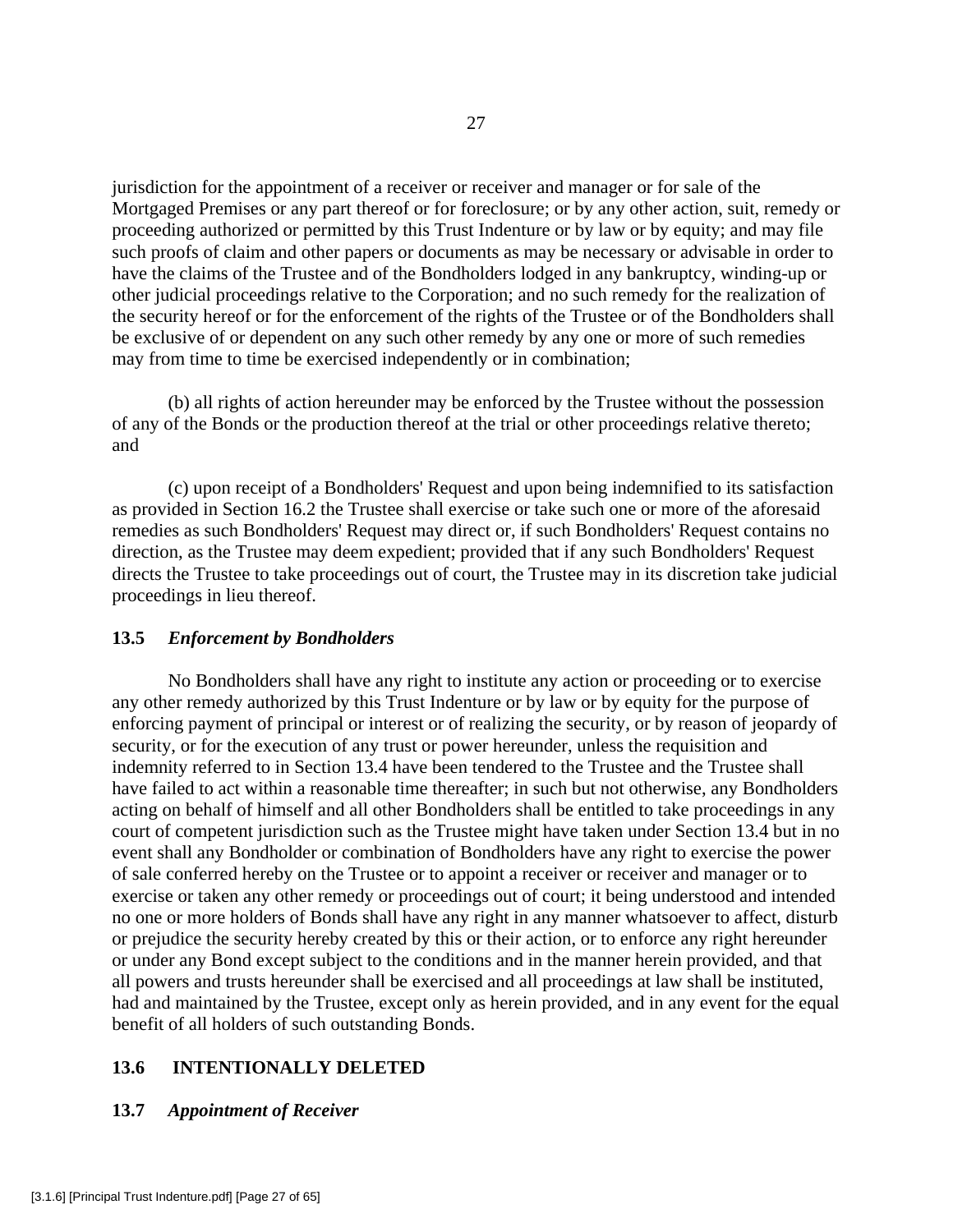jurisdiction for the appointment of a receiver or receiver and manager or for sale of the Mortgaged Premises or any part thereof or for foreclosure; or by any other action, suit, remedy or proceeding authorized or permitted by this Trust Indenture or by law or by equity; and may file such proofs of claim and other papers or documents as may be necessary or advisable in order to have the claims of the Trustee and of the Bondholders lodged in any bankruptcy, winding-up or other judicial proceedings relative to the Corporation; and no such remedy for the realization of the security hereof or for the enforcement of the rights of the Trustee or of the Bondholders shall be exclusive of or dependent on any such other remedy by any one or more of such remedies may from time to time be exercised independently or in combination;

(b) all rights of action hereunder may be enforced by the Trustee without the possession of any of the Bonds or the production thereof at the trial or other proceedings relative thereto; and

(c) upon receipt of a Bondholders' Request and upon being indemnified to its satisfaction as provided in Section 16.2 the Trustee shall exercise or take such one or more of the aforesaid remedies as such Bondholders' Request may direct or, if such Bondholders' Request contains no direction, as the Trustee may deem expedient; provided that if any such Bondholders' Request directs the Trustee to take proceedings out of court, the Trustee may in its discretion take judicial proceedings in lieu thereof.

### 13.5 *Enforcement by Bondholders*

No Bondholders shall have any right to institute any action or proceeding or to exercise any other remedy authorized by this Trust Indenture or by law or by equity for the purpose of enforcing payment of principal or interest or of realizing the security, or by reason of jeopardy of security, or for the execution of any trust or power hereunder, unless the requisition and indemnity referred to in Section 13.4 have been tendered to the Trustee and the Trustee shall have failed to act within a reasonable time thereafter; in such but not otherwise, any Bondholders acting on behalf of himself and all other Bondholders shall be entitled to take proceedings in any court of competent jurisdiction such as the Trustee might have taken under Section 13.4 but in no event shall any Bondholder or combination of Bondholders have any right to exercise the power of sale conferred hereby on the Trustee or to appoint a receiver or receiver and manager or to exercise or taken any other remedy or proceedings out of court; it being understood and intended no one or more holders of Bonds shall have any right in any manner whatsoever to affect, disturb or prejudice the security hereby created by this or their action, or to enforce any right hereunder or under any Bond except subject to the conditions and in the manner herein provided, and that all powers and trusts hereunder shall be exercised and all proceedings at law shall be instituted, had and maintained by the Trustee, except only as herein provided, and in any event for the equal benefit of all holders of such outstanding Bonds.

### 13.6 INTENTIONALLY DELETED

### 13.7 *Appointment of Receiver*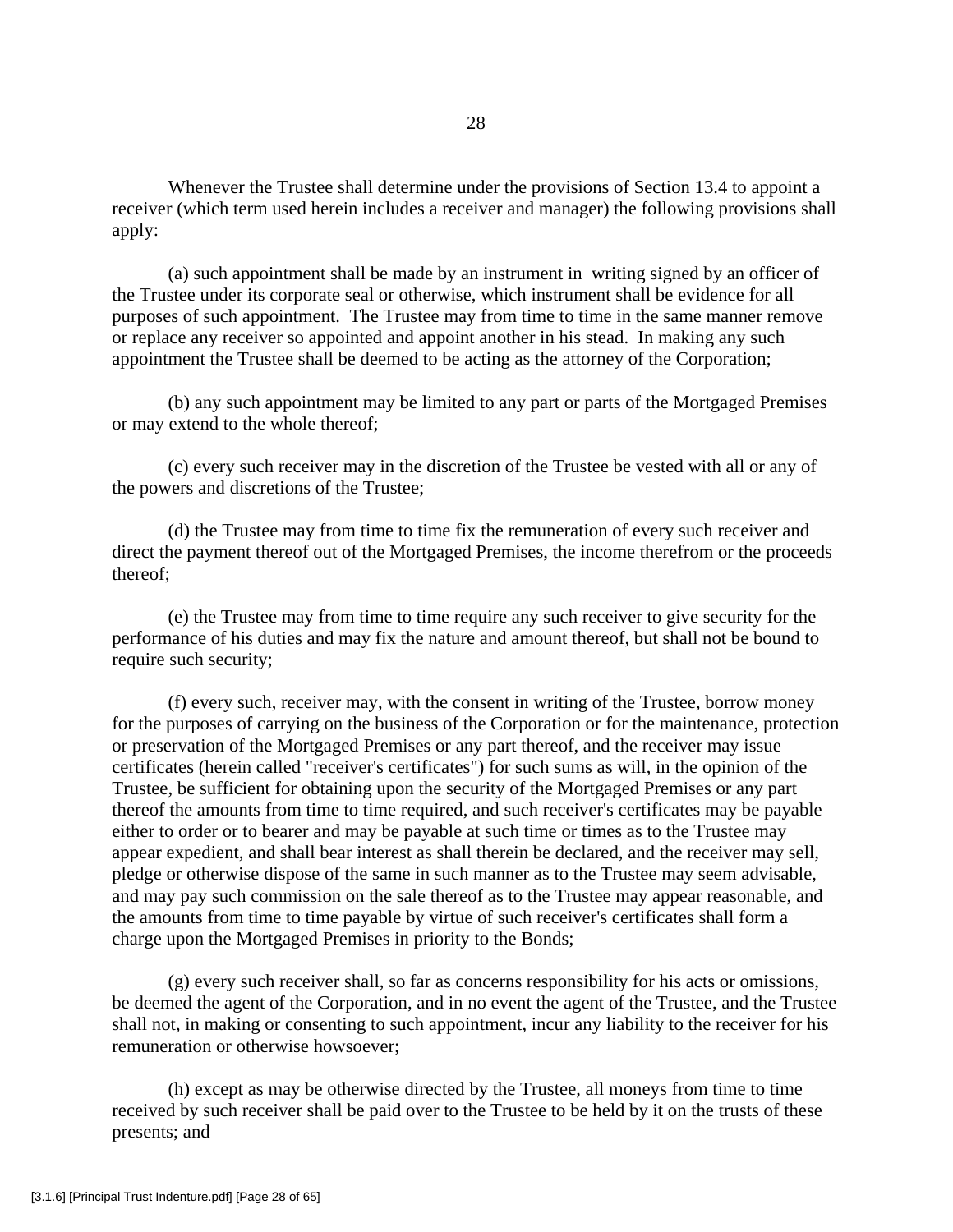Whenever the Trustee shall determine under the provisions of Section 13.4 to appoint a receiver (which term used herein includes a receiver and manager) the following provisions shall apply:

(a) such appointment shall be made by an instrument in writing signed by an officer of the Trustee under its corporate seal or otherwise, which instrument shall be evidence for all purposes of such appointment. The Trustee may from time to time in the same manner remove or replace any receiver so appointed and appoint another in his stead. In making any such appointment the Trustee shall be deemed to be acting as the attorney of the Corporation;

(b) any such appointment may be limited to any part or parts of the Mortgaged Premises or may extend to the whole thereof;

(c) every such receiver may in the discretion of the Trustee be vested with all or any of the powers and discretions of the Trustee;

(d) the Trustee may from time to time fix the remuneration of every such receiver and direct the payment thereof out of the Mortgaged Premises, the income therefrom or the proceeds thereof;

(e) the Trustee may from time to time require any such receiver to give security for the performance of his duties and may fix the nature and amount thereof, but shall not be bound to require such security;

(f) every such, receiver may, with the consent in writing of the Trustee, borrow money for the purposes of carrying on the business of the Corporation or for the maintenance, protection or preservation of the Mortgaged Premises or any part thereof, and the receiver may issue certificates (herein called "receiver's certificates") for such sums as will, in the opinion of the Trustee, be sufficient for obtaining upon the security of the Mortgaged Premises or any part thereof the amounts from time to time required, and such receiver's certificates may be payable either to order or to bearer and may be payable at such time or times as to the Trustee may appear expedient, and shall bear interest as shall therein be declared, and the receiver may sell, pledge or otherwise dispose of the same in such manner as to the Trustee may seem advisable, and may pay such commission on the sale thereof as to the Trustee may appear reasonable, and the amounts from time to time payable by virtue of such receiver's certificates shall form a charge upon the Mortgaged Premises in priority to the Bonds;

(g) every such receiver shall, so far as concerns responsibility for his acts or omissions, be deemed the agent of the Corporation, and in no event the agent of the Trustee, and the Trustee shall not, in making or consenting to such appointment, incur any liability to the receiver for his remuneration or otherwise howsoever;

(h) except as may be otherwise directed by the Trustee, all moneys from time to time received by such receiver shall be paid over to the Trustee to be held by it on the trusts of these presents; and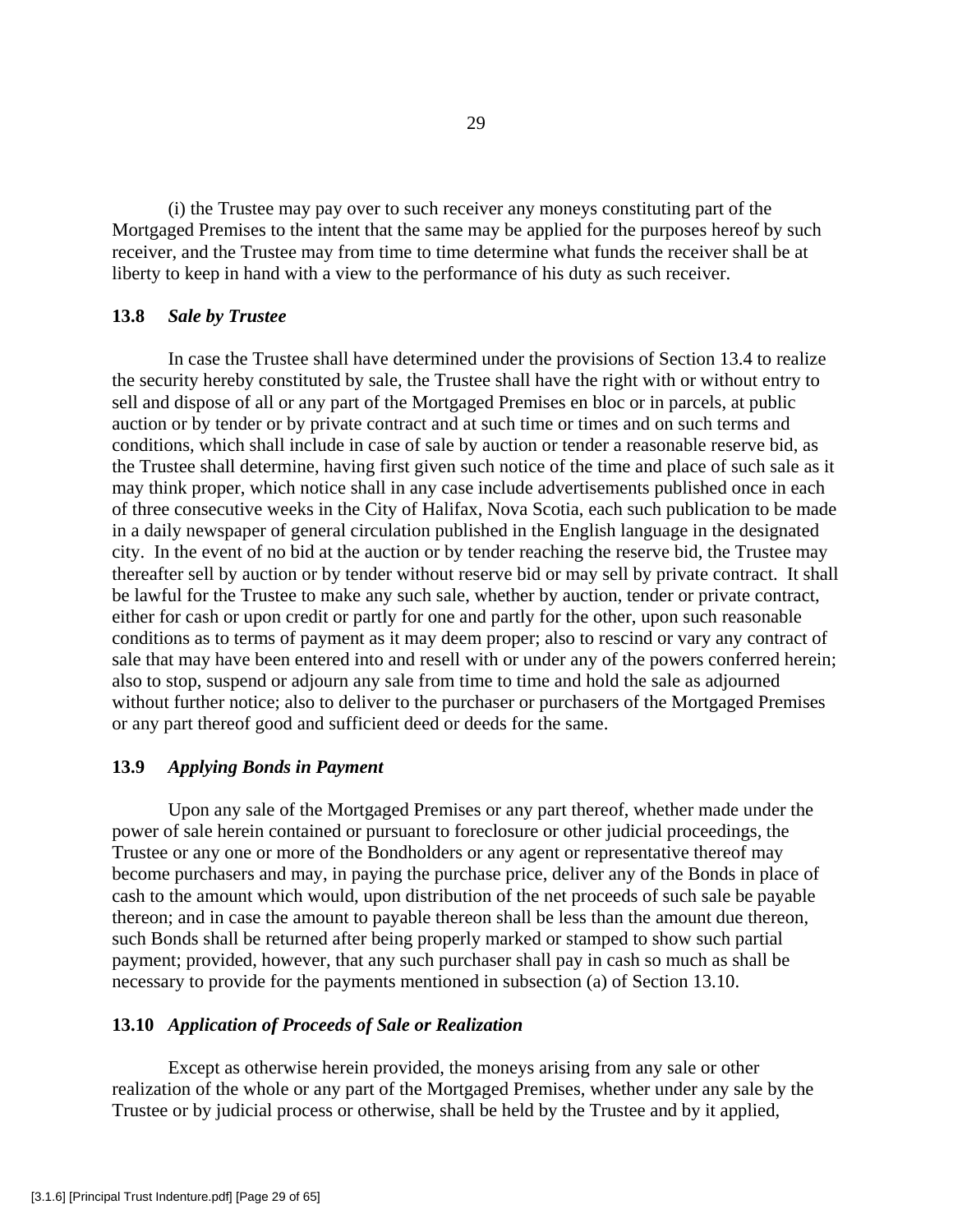(i) the Trustee may pay over to such receiver any moneys constituting part of the Mortgaged Premises to the intent that the same may be applied for the purposes hereof by such receiver, and the Trustee may from time to time determine what funds the receiver shall be at liberty to keep in hand with a view to the performance of his duty as such receiver.

### 13.8 *Sale by Trustee*

In case the Trustee shall have determined under the provisions of Section 13.4 to realize the security hereby constituted by sale, the Trustee shall have the right with or without entry to sell and dispose of all or any part of the Mortgaged Premises en bloc or in parcels, at public auction or by tender or by private contract and at such time or times and on such terms and conditions, which shall include in case of sale by auction or tender a reasonable reserve bid, as the Trustee shall determine, having first given such notice of the time and place of such sale as it may think proper, which notice shall in any case include advertisements published once in each of three consecutive weeks in the City of Halifax, Nova Scotia, each such publication to be made in a daily newspaper of general circulation published in the English language in the designated city. In the event of no bid at the auction or by tender reaching the reserve bid, the Trustee may thereafter sell by auction or by tender without reserve bid or may sell by private contract. It shall be lawful for the Trustee to make any such sale, whether by auction, tender or private contract, either for cash or upon credit or partly for one and partly for the other, upon such reasonable conditions as to terms of payment as it may deem proper; also to rescind or vary any contract of sale that may have been entered into and resell with or under any of the powers conferred herein; also to stop, suspend or adjourn any sale from time to time and hold the sale as adjourned without further notice; also to deliver to the purchaser or purchasers of the Mortgaged Premises or any part thereof good and sufficient deed or deeds for the same.

### 13.9 *Applying Bonds in Payment*

Upon any sale of the Mortgaged Premises or any part thereof, whether made under the power of sale herein contained or pursuant to foreclosure or other judicial proceedings, the Trustee or any one or more of the Bondholders or any agent or representative thereof may become purchasers and may, in paying the purchase price, deliver any of the Bonds in place of cash to the amount which would, upon distribution of the net proceeds of such sale be payable thereon; and in case the amount to payable thereon shall be less than the amount due thereon, such Bonds shall be returned after being properly marked or stamped to show such partial payment; provided, however, that any such purchaser shall pay in cash so much as shall be necessary to provide for the payments mentioned in subsection (a) of Section 13.10.

### 13.10 *Application of Proceeds of Sale or Realization*

Except as otherwise herein provided, the moneys arising from any sale or other realization of the whole or any part of the Mortgaged Premises, whether under any sale by the Trustee or by judicial process or otherwise, shall be held by the Trustee and by it applied,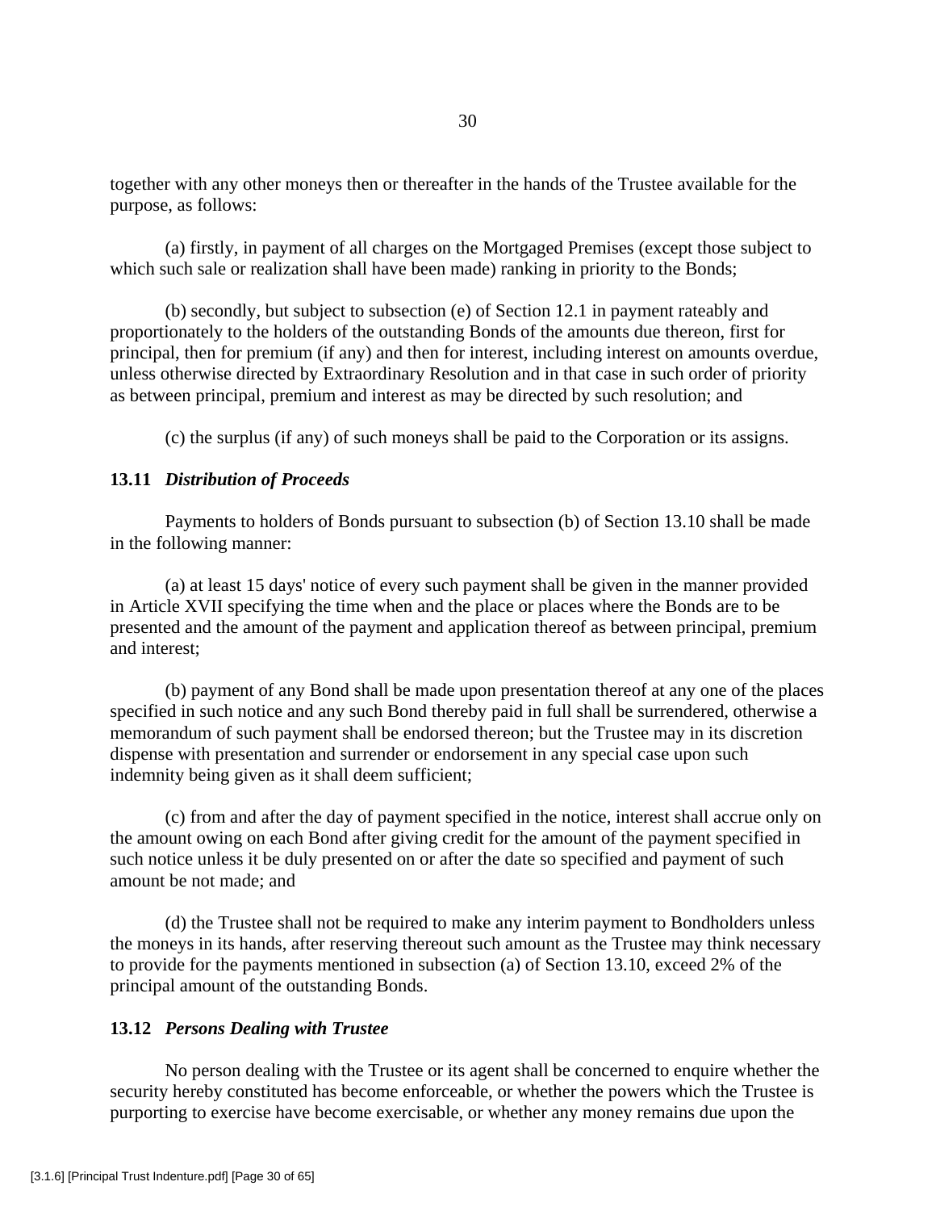together with any other moneys then or thereafter in the hands of the Trustee available for the purpose, as follows:

(a) firstly, in payment of all charges on the Mortgaged Premises (except those subject to which such sale or realization shall have been made) ranking in priority to the Bonds;

(b) secondly, but subject to subsection (e) of Section 12.1 in payment rateably and proportionately to the holders of the outstanding Bonds of the amounts due thereon, first for principal, then for premium (if any) and then for interest, including interest on amounts overdue, unless otherwise directed by Extraordinary Resolution and in that case in such order of priority as between principal, premium and interest as may be directed by such resolution; and

(c) the surplus (if any) of such moneys shall be paid to the Corporation or its assigns.

### 13.11 *Distribution of Proceeds*

Payments to holders of Bonds pursuant to subsection (b) of Section 13.10 shall be made in the following manner:

(a) at least 15 days' notice of every such payment shall be given in the manner provided in Article XVII specifying the time when and the place or places where the Bonds are to be presented and the amount of the payment and application thereof as between principal, premium and interest;

(b) payment of any Bond shall be made upon presentation thereof at any one of the places specified in such notice and any such Bond thereby paid in full shall be surrendered, otherwise a memorandum of such payment shall be endorsed thereon; but the Trustee may in its discretion dispense with presentation and surrender or endorsement in any special case upon such indemnity being given as it shall deem sufficient;

(c) from and after the day of payment specified in the notice, interest shall accrue only on the amount owing on each Bond after giving credit for the amount of the payment specified in such notice unless it be duly presented on or after the date so specified and payment of such amount be not made; and

(d) the Trustee shall not be required to make any interim payment to Bondholders unless the moneys in its hands, after reserving thereout such amount as the Trustee may think necessary to provide for the payments mentioned in subsection (a) of Section 13.10, exceed 2% of the principal amount of the outstanding Bonds.

### 13.12 *Persons Dealing with Trustee*

No person dealing with the Trustee or its agent shall be concerned to enquire whether the security hereby constituted has become enforceable, or whether the powers which the Trustee is purporting to exercise have become exercisable, or whether any money remains due upon the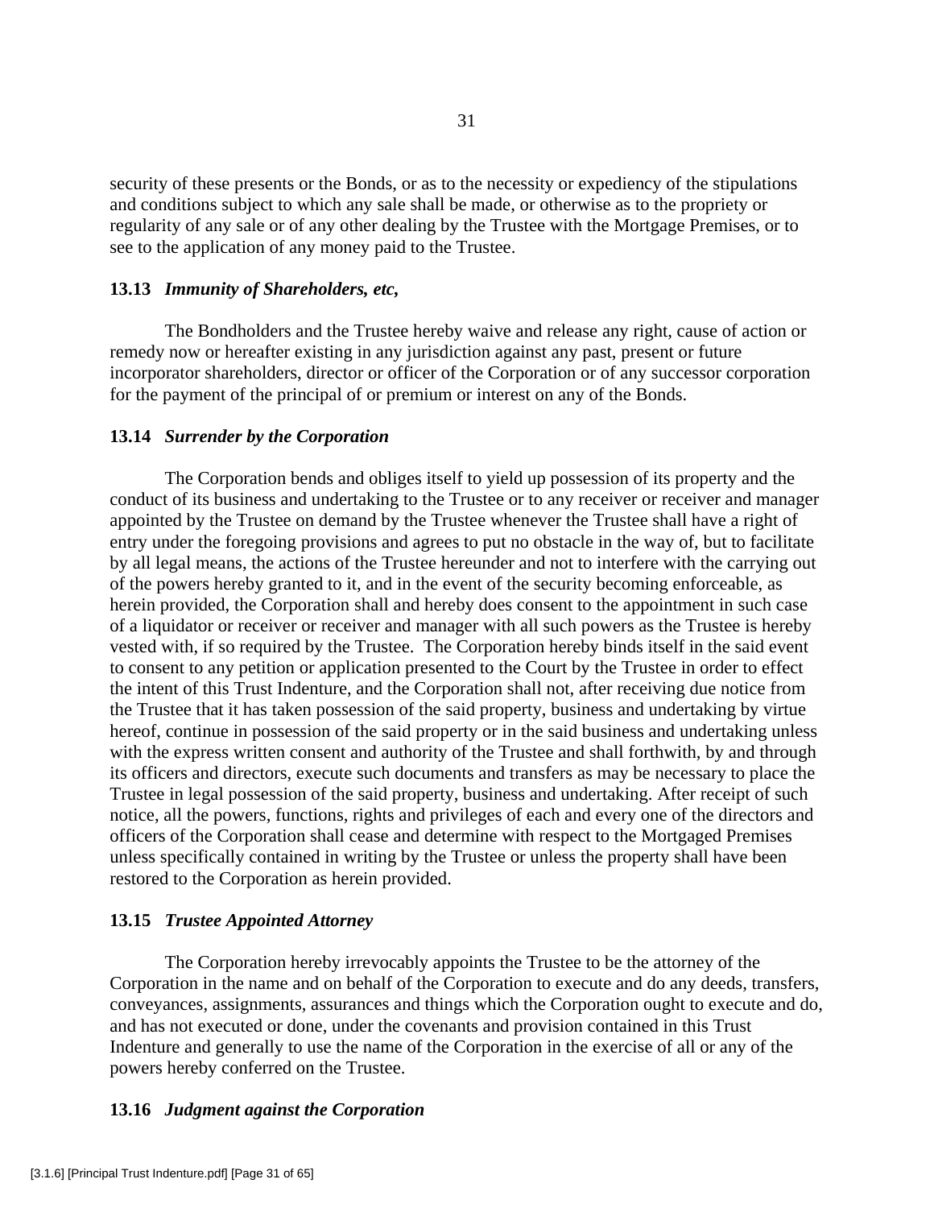security of these presents or the Bonds, or as to the necessity or expediency of the stipulations and conditions subject to which any sale shall be made, or otherwise as to the propriety or regularity of any sale or of any other dealing by the Trustee with the Mortgage Premises, or to see to the application of any money paid to the Trustee.

**13.13** ***Immunity of Shareholders, etc,***

The Bondholders and the Trustee hereby waive and release any right, cause of action or remedy now or hereafter existing in any jurisdiction against any past, present or future incorporator shareholders, director or officer of the Corporation or of any successor corporation for the payment of the principal of or premium or interest on any of the Bonds.

**13.14** ***Surrender by the Corporation***

The Corporation bends and obliges itself to yield up possession of its property and the conduct of its business and undertaking to the Trustee or to any receiver or receiver and manager appointed by the Trustee on demand by the Trustee whenever the Trustee shall have a right of entry under the foregoing provisions and agrees to put no obstacle in the way of, but to facilitate by all legal means, the actions of the Trustee hereunder and not to interfere with the carrying out of the powers hereby granted to it, and in the event of the security becoming enforceable, as herein provided, the Corporation shall and hereby does consent to the appointment in such case of a liquidator or receiver or receiver and manager with all such powers as the Trustee is hereby vested with, if so required by the Trustee. The Corporation hereby binds itself in the said event to consent to any petition or application presented to the Court by the Trustee in order to effect the intent of this Trust Indenture, and the Corporation shall not, after receiving due notice from the Trustee that it has taken possession of the said property, business and undertaking by virtue hereof, continue in possession of the said property or in the said business and undertaking unless with the express written consent and authority of the Trustee and shall forthwith, by and through its officers and directors, execute such documents and transfers as may be necessary to place the Trustee in legal possession of the said property, business and undertaking. After receipt of such notice, all the powers, functions, rights and privileges of each and every one of the directors and officers of the Corporation shall cease and determine with respect to the Mortgaged Premises unless specifically contained in writing by the Trustee or unless the property shall have been restored to the Corporation as herein provided.

**13.15** ***Trustee Appointed Attorney***

The Corporation hereby irrevocably appoints the Trustee to be the attorney of the Corporation in the name and on behalf of the Corporation to execute and do any deeds, transfers, conveyances, assignments, assurances and things which the Corporation ought to execute and do, and has not executed or done, under the covenants and provision contained in this Trust Indenture and generally to use the name of the Corporation in the exercise of all or any of the powers hereby conferred on the Trustee.

**13.16** ***Judgment against the Corporation***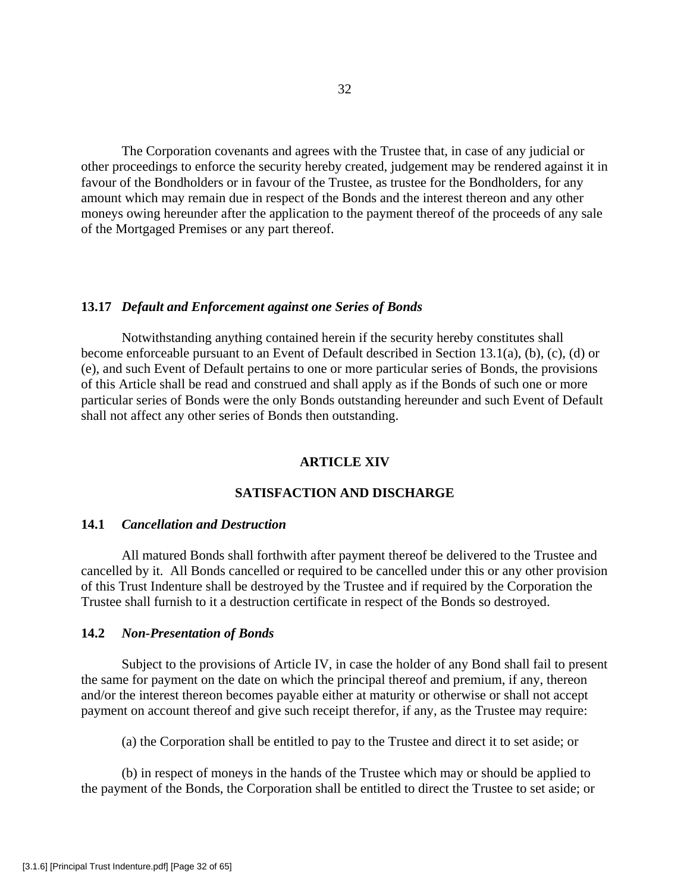The Corporation covenants and agrees with the Trustee that, in case of any judicial or other proceedings to enforce the security hereby created, judgement may be rendered against it in favour of the Bondholders or in favour of the Trustee, as trustee for the Bondholders, for any amount which may remain due in respect of the Bonds and the interest thereon and any other moneys owing hereunder after the application to the payment thereof of the proceeds of any sale of the Mortgaged Premises or any part thereof.

### 13.17 *Default and Enforcement against one Series of Bonds*

Notwithstanding anything contained herein if the security hereby constitutes shall become enforceable pursuant to an Event of Default described in Section 13.1(a), (b), (c), (d) or (e), and such Event of Default pertains to one or more particular series of Bonds, the provisions of this Article shall be read and construed and shall apply as if the Bonds of such one or more particular series of Bonds were the only Bonds outstanding hereunder and such Event of Default shall not affect any other series of Bonds then outstanding.

## ARTICLE XIV

## SATISFACTION AND DISCHARGE

### 14.1 *Cancellation and Destruction*

All matured Bonds shall forthwith after payment thereof be delivered to the Trustee and cancelled by it. All Bonds cancelled or required to be cancelled under this or any other provision of this Trust Indenture shall be destroyed by the Trustee and if required by the Corporation the Trustee shall furnish to it a destruction certificate in respect of the Bonds so destroyed.

### 14.2 *Non-Presentation of Bonds*

Subject to the provisions of Article IV, in case the holder of any Bond shall fail to present the same for payment on the date on which the principal thereof and premium, if any, thereon and/or the interest thereon becomes payable either at maturity or otherwise or shall not accept payment on account thereof and give such receipt therefor, if any, as the Trustee may require:

(a) the Corporation shall be entitled to pay to the Trustee and direct it to set aside; or

(b) in respect of moneys in the hands of the Trustee which may or should be applied to the payment of the Bonds, the Corporation shall be entitled to direct the Trustee to set aside; or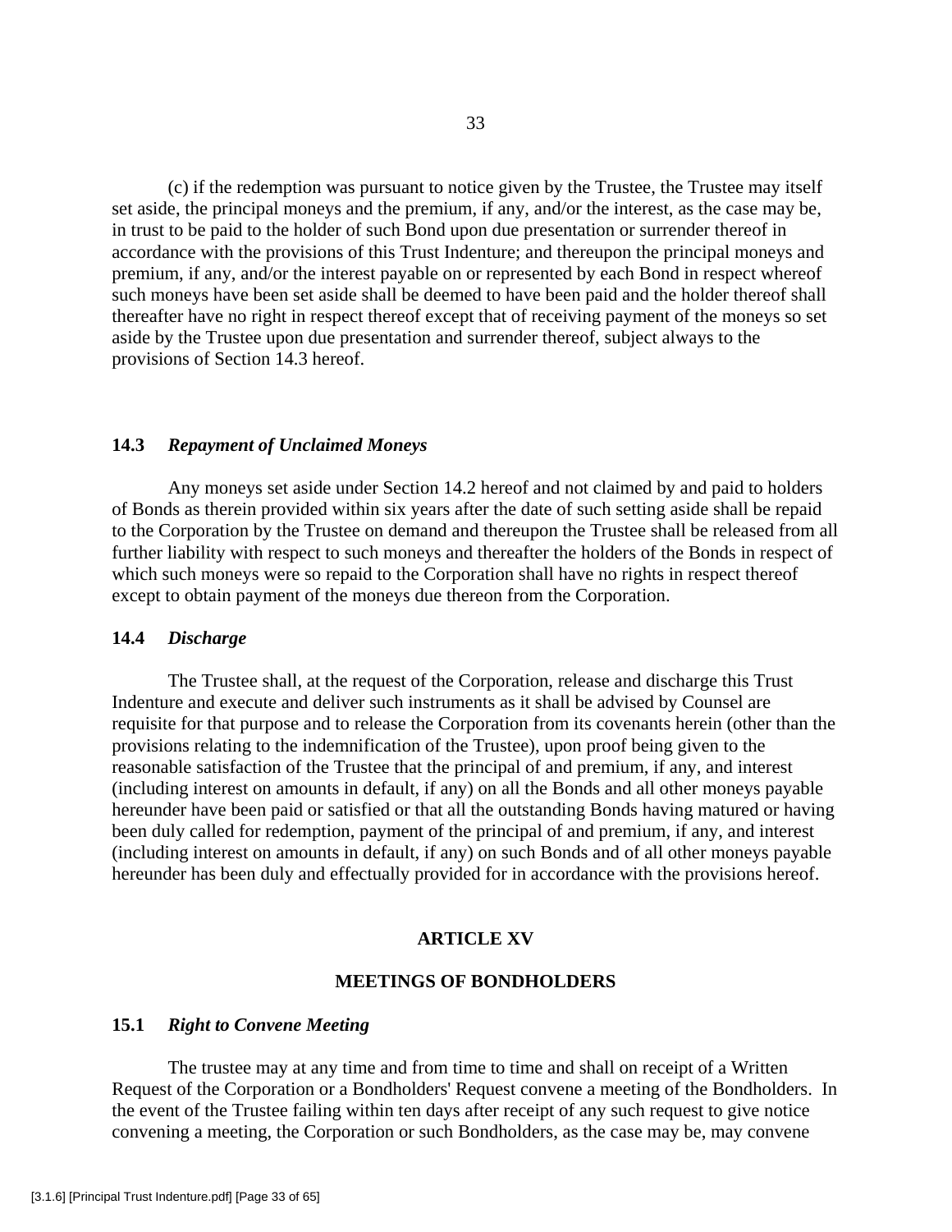(c) if the redemption was pursuant to notice given by the Trustee, the Trustee may itself set aside, the principal moneys and the premium, if any, and/or the interest, as the case may be, in trust to be paid to the holder of such Bond upon due presentation or surrender thereof in accordance with the provisions of this Trust Indenture; and thereupon the principal moneys and premium, if any, and/or the interest payable on or represented by each Bond in respect whereof such moneys have been set aside shall be deemed to have been paid and the holder thereof shall thereafter have no right in respect thereof except that of receiving payment of the moneys so set aside by the Trustee upon due presentation and surrender thereof, subject always to the provisions of Section 14.3 hereof.

### 14.3 *Repayment of Unclaimed Moneys*

Any moneys set aside under Section 14.2 hereof and not claimed by and paid to holders of Bonds as therein provided within six years after the date of such setting aside shall be repaid to the Corporation by the Trustee on demand and thereupon the Trustee shall be released from all further liability with respect to such moneys and thereafter the holders of the Bonds in respect of which such moneys were so repaid to the Corporation shall have no rights in respect thereof except to obtain payment of the moneys due thereon from the Corporation.

### 14.4 *Discharge*

The Trustee shall, at the request of the Corporation, release and discharge this Trust Indenture and execute and deliver such instruments as it shall be advised by Counsel are requisite for that purpose and to release the Corporation from its covenants herein (other than the provisions relating to the indemnification of the Trustee), upon proof being given to the reasonable satisfaction of the Trustee that the principal of and premium, if any, and interest (including interest on amounts in default, if any) on all the Bonds and all other moneys payable hereunder have been paid or satisfied or that all the outstanding Bonds having matured or having been duly called for redemption, payment of the principal of and premium, if any, and interest (including interest on amounts in default, if any) on such Bonds and of all other moneys payable hereunder has been duly and effectually provided for in accordance with the provisions hereof.

## ARTICLE XV

## MEETINGS OF BONDHOLDERS

### 15.1 *Right to Convene Meeting*

The trustee may at any time and from time to time and shall on receipt of a Written Request of the Corporation or a Bondholders' Request convene a meeting of the Bondholders. In the event of the Trustee failing within ten days after receipt of any such request to give notice convening a meeting, the Corporation or such Bondholders, as the case may be, may convene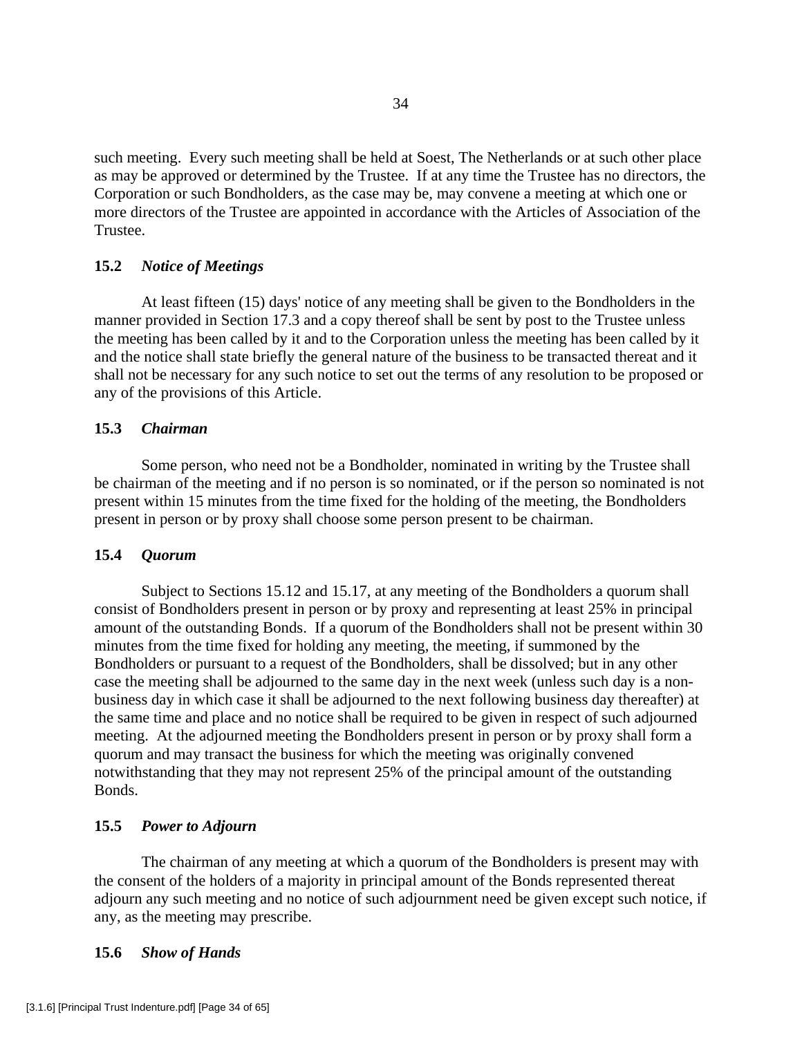such meeting. Every such meeting shall be held at Soest, The Netherlands or at such other place as may be approved or determined by the Trustee. If at any time the Trustee has no directors, the Corporation or such Bondholders, as the case may be, may convene a meeting at which one or more directors of the Trustee are appointed in accordance with the Articles of Association of the Trustee.

**15.2 *Notice of Meetings***

At least fifteen (15) days' notice of any meeting shall be given to the Bondholders in the manner provided in Section 17.3 and a copy thereof shall be sent by post to the Trustee unless the meeting has been called by it and to the Corporation unless the meeting has been called by it and the notice shall state briefly the general nature of the business to be transacted thereat and it shall not be necessary for any such notice to set out the terms of any resolution to be proposed or any of the provisions of this Article.

**15.3 *Chairman***

Some person, who need not be a Bondholder, nominated in writing by the Trustee shall be chairman of the meeting and if no person is so nominated, or if the person so nominated is not present within 15 minutes from the time fixed for the holding of the meeting, the Bondholders present in person or by proxy shall choose some person present to be chairman.

**15.4 *Quorum***

Subject to Sections 15.12 and 15.17, at any meeting of the Bondholders a quorum shall consist of Bondholders present in person or by proxy and representing at least 25% in principal amount of the outstanding Bonds. If a quorum of the Bondholders shall not be present within 30 minutes from the time fixed for holding any meeting, the meeting, if summoned by the Bondholders or pursuant to a request of the Bondholders, shall be dissolved; but in any other case the meeting shall be adjourned to the same day in the next week (unless such day is a non-business day in which case it shall be adjourned to the next following business day thereafter) at the same time and place and no notice shall be required to be given in respect of such adjourned meeting. At the adjourned meeting the Bondholders present in person or by proxy shall form a quorum and may transact the business for which the meeting was originally convened notwithstanding that they may not represent 25% of the principal amount of the outstanding Bonds.

**15.5 *Power to Adjourn***

The chairman of any meeting at which a quorum of the Bondholders is present may with the consent of the holders of a majority in principal amount of the Bonds represented thereat adjourn any such meeting and no notice of such adjournment need be given except such notice, if any, as the meeting may prescribe.

**15.6 *Show of Hands***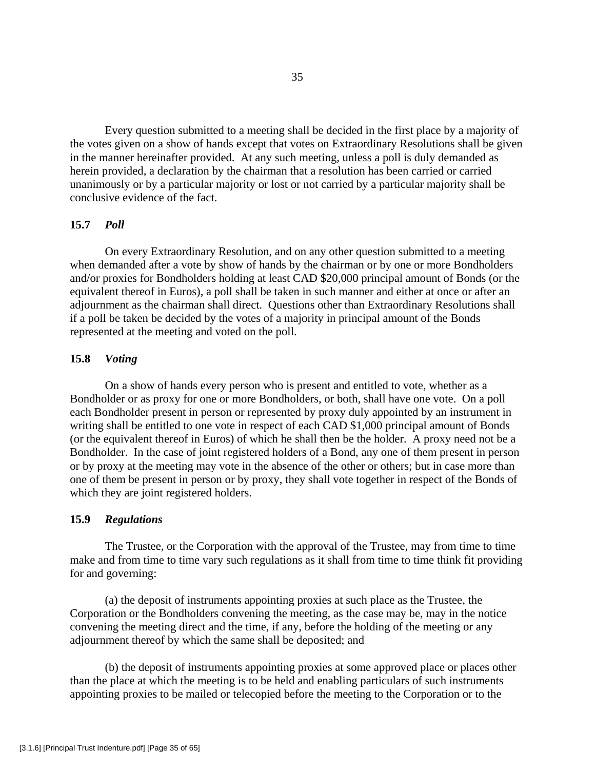Every question submitted to a meeting shall be decided in the first place by a majority of the votes given on a show of hands except that votes on Extraordinary Resolutions shall be given in the manner hereinafter provided. At any such meeting, unless a poll is duly demanded as herein provided, a declaration by the chairman that a resolution has been carried or carried unanimously or by a particular majority or lost or not carried by a particular majority shall be conclusive evidence of the fact.

### 15.7 *Poll*

On every Extraordinary Resolution, and on any other question submitted to a meeting when demanded after a vote by show of hands by the chairman or by one or more Bondholders and/or proxies for Bondholders holding at least CAD $20,000 principal amount of Bonds (or the equivalent thereof in Euros), a poll shall be taken in such manner and either at once or after an adjournment as the chairman shall direct. Questions other than Extraordinary Resolutions shall if a poll be taken be decided by the votes of a majority in principal amount of the Bonds represented at the meeting and voted on the poll.

### 15.8 *Voting*

On a show of hands every person who is present and entitled to vote, whether as a Bondholder or as proxy for one or more Bondholders, or both, shall have one vote. On a poll each Bondholder present in person or represented by proxy duly appointed by an instrument in writing shall be entitled to one vote in respect of each CAD $1,000 principal amount of Bonds (or the equivalent thereof in Euros) of which he shall then be the holder. A proxy need not be a Bondholder. In the case of joint registered holders of a Bond, any one of them present in person or by proxy at the meeting may vote in the absence of the other or others; but in case more than one of them be present in person or by proxy, they shall vote together in respect of the Bonds of which they are joint registered holders.

### 15.9 *Regulations*

The Trustee, or the Corporation with the approval of the Trustee, may from time to time make and from time to time vary such regulations as it shall from time to time think fit providing for and governing:

(a) the deposit of instruments appointing proxies at such place as the Trustee, the Corporation or the Bondholders convening the meeting, as the case may be, may in the notice convening the meeting direct and the time, if any, before the holding of the meeting or any adjournment thereof by which the same shall be deposited; and

(b) the deposit of instruments appointing proxies at some approved place or places other than the place at which the meeting is to be held and enabling particulars of such instruments appointing proxies to be mailed or telecopied before the meeting to the Corporation or to the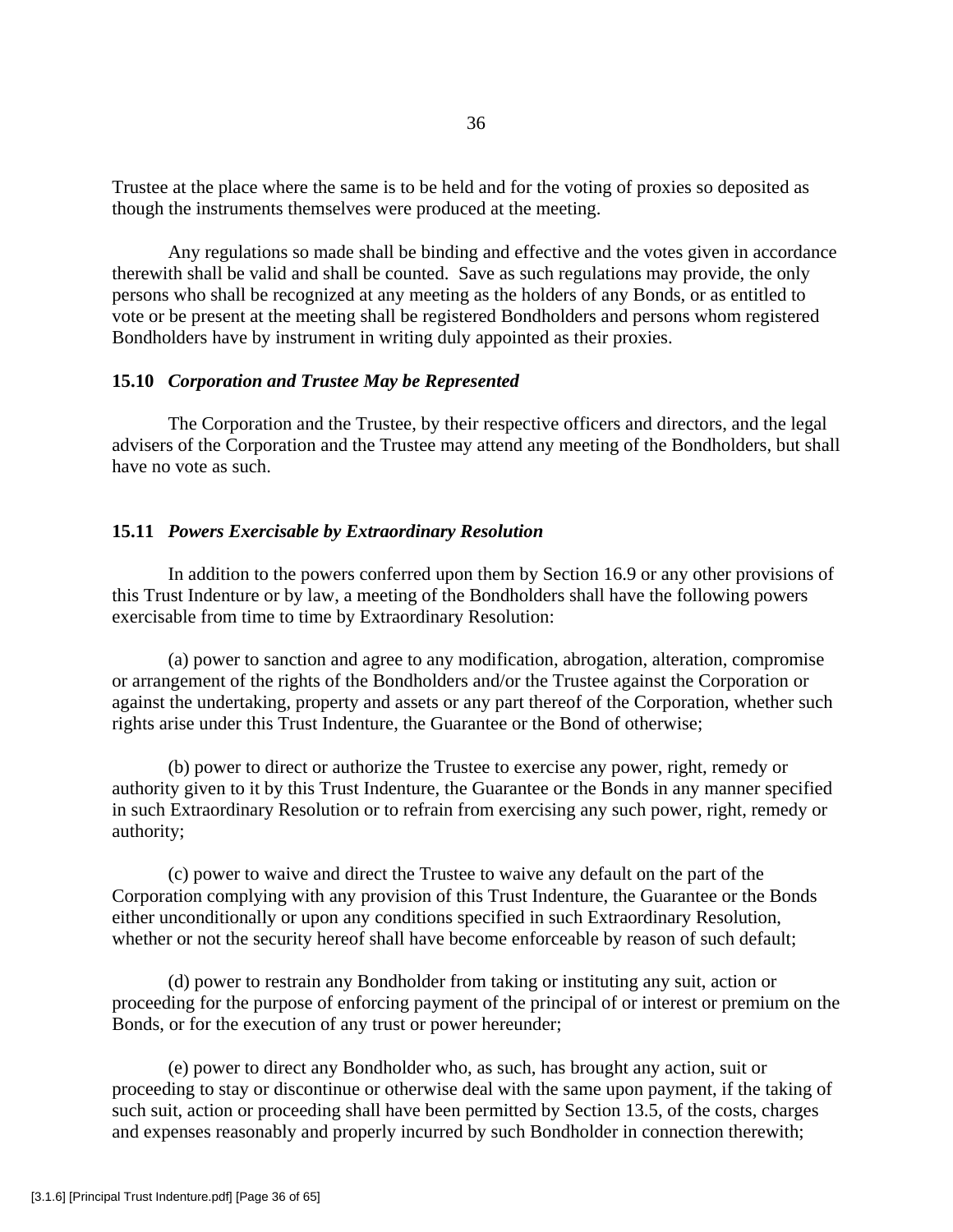Trustee at the place where the same is to be held and for the voting of proxies so deposited as though the instruments themselves were produced at the meeting.

Any regulations so made shall be binding and effective and the votes given in accordance therewith shall be valid and shall be counted. Save as such regulations may provide, the only persons who shall be recognized at any meeting as the holders of any Bonds, or as entitled to vote or be present at the meeting shall be registered Bondholders and persons whom registered Bondholders have by instrument in writing duly appointed as their proxies.

### 15.10 *Corporation and Trustee May be Represented*

The Corporation and the Trustee, by their respective officers and directors, and the legal advisers of the Corporation and the Trustee may attend any meeting of the Bondholders, but shall have no vote as such.

### 15.11 *Powers Exercisable by Extraordinary Resolution*

In addition to the powers conferred upon them by Section 16.9 or any other provisions of this Trust Indenture or by law, a meeting of the Bondholders shall have the following powers exercisable from time to time by Extraordinary Resolution:

(a) power to sanction and agree to any modification, abrogation, alteration, compromise or arrangement of the rights of the Bondholders and/or the Trustee against the Corporation or against the undertaking, property and assets or any part thereof of the Corporation, whether such rights arise under this Trust Indenture, the Guarantee or the Bond of otherwise;

(b) power to direct or authorize the Trustee to exercise any power, right, remedy or authority given to it by this Trust Indenture, the Guarantee or the Bonds in any manner specified in such Extraordinary Resolution or to refrain from exercising any such power, right, remedy or authority;

(c) power to waive and direct the Trustee to waive any default on the part of the Corporation complying with any provision of this Trust Indenture, the Guarantee or the Bonds either unconditionally or upon any conditions specified in such Extraordinary Resolution, whether or not the security hereof shall have become enforceable by reason of such default;

(d) power to restrain any Bondholder from taking or instituting any suit, action or proceeding for the purpose of enforcing payment of the principal of or interest or premium on the Bonds, or for the execution of any trust or power hereunder;

(e) power to direct any Bondholder who, as such, has brought any action, suit or proceeding to stay or discontinue or otherwise deal with the same upon payment, if the taking of such suit, action or proceeding shall have been permitted by Section 13.5, of the costs, charges and expenses reasonably and properly incurred by such Bondholder in connection therewith;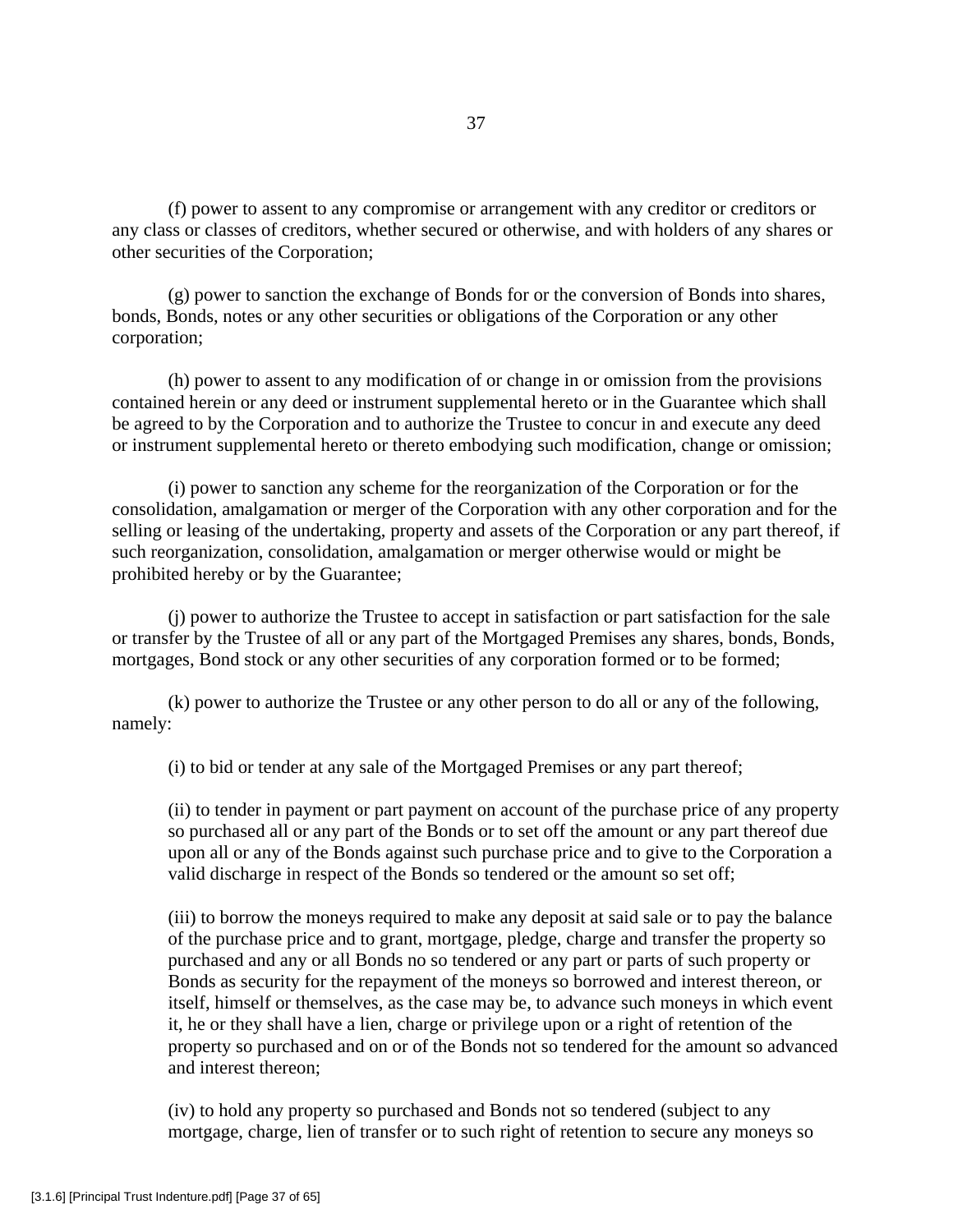(f) power to assent to any compromise or arrangement with any creditor or creditors or any class or classes of creditors, whether secured or otherwise, and with holders of any shares or other securities of the Corporation;

(g) power to sanction the exchange of Bonds for or the conversion of Bonds into shares, bonds, Bonds, notes or any other securities or obligations of the Corporation or any other corporation;

(h) power to assent to any modification of or change in or omission from the provisions contained herein or any deed or instrument supplemental hereto or in the Guarantee which shall be agreed to by the Corporation and to authorize the Trustee to concur in and execute any deed or instrument supplemental hereto or thereto embodying such modification, change or omission;

(i) power to sanction any scheme for the reorganization of the Corporation or for the consolidation, amalgamation or merger of the Corporation with any other corporation and for the selling or leasing of the undertaking, property and assets of the Corporation or any part thereof, if such reorganization, consolidation, amalgamation or merger otherwise would or might be prohibited hereby or by the Guarantee;

(j) power to authorize the Trustee to accept in satisfaction or part satisfaction for the sale or transfer by the Trustee of all or any part of the Mortgaged Premises any shares, bonds, Bonds, mortgages, Bond stock or any other securities of any corporation formed or to be formed;

(k) power to authorize the Trustee or any other person to do all or any of the following, namely:

(i) to bid or tender at any sale of the Mortgaged Premises or any part thereof;

(ii) to tender in payment or part payment on account of the purchase price of any property so purchased all or any part of the Bonds or to set off the amount or any part thereof due upon all or any of the Bonds against such purchase price and to give to the Corporation a valid discharge in respect of the Bonds so tendered or the amount so set off;

(iii) to borrow the moneys required to make any deposit at said sale or to pay the balance of the purchase price and to grant, mortgage, pledge, charge and transfer the property so purchased and any or all Bonds no so tendered or any part or parts of such property or Bonds as security for the repayment of the moneys so borrowed and interest thereon, or itself, himself or themselves, as the case may be, to advance such moneys in which event it, he or they shall have a lien, charge or privilege upon or a right of retention of the property so purchased and on or of the Bonds not so tendered for the amount so advanced and interest thereon;

(iv) to hold any property so purchased and Bonds not so tendered (subject to any mortgage, charge, lien of transfer or to such right of retention to secure any moneys so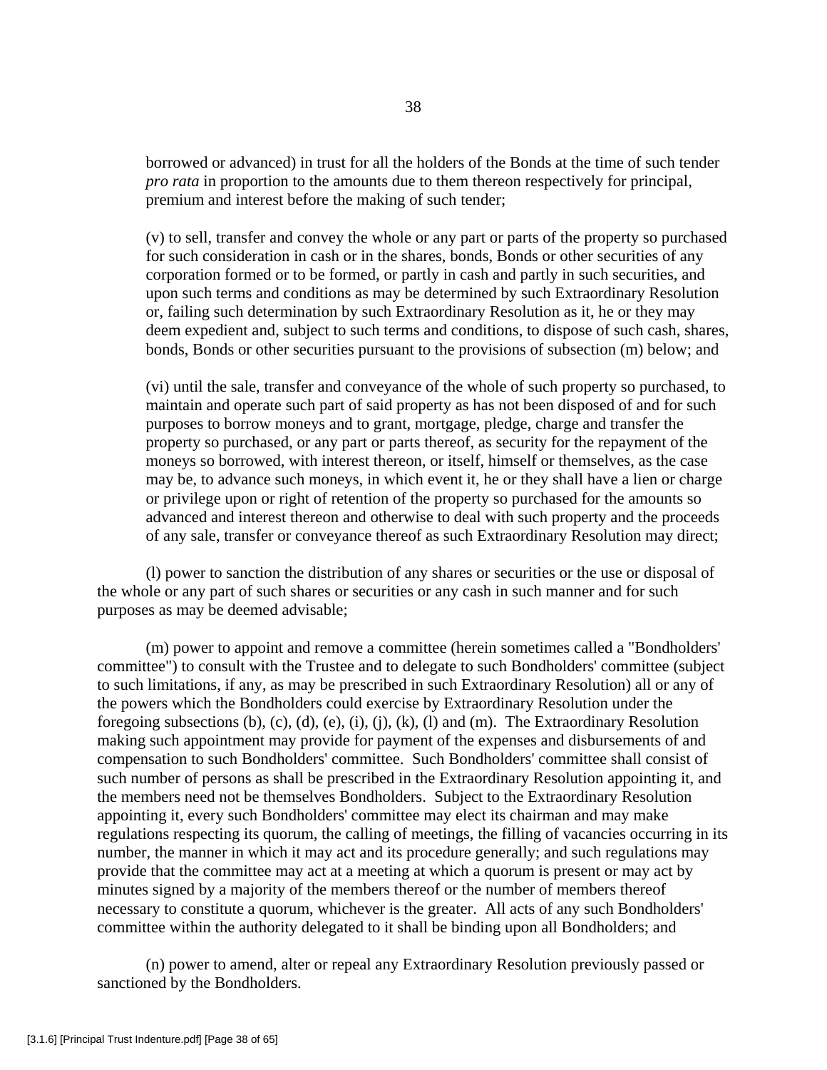borrowed or advanced) in trust for all the holders of the Bonds at the time of such tender *pro rata* in proportion to the amounts due to them thereon respectively for principal, premium and interest before the making of such tender;

(v) to sell, transfer and convey the whole or any part or parts of the property so purchased for such consideration in cash or in the shares, bonds, Bonds or other securities of any corporation formed or to be formed, or partly in cash and partly in such securities, and upon such terms and conditions as may be determined by such Extraordinary Resolution or, failing such determination by such Extraordinary Resolution as it, he or they may deem expedient and, subject to such terms and conditions, to dispose of such cash, shares, bonds, Bonds or other securities pursuant to the provisions of subsection (m) below; and

(vi) until the sale, transfer and conveyance of the whole of such property so purchased, to maintain and operate such part of said property as has not been disposed of and for such purposes to borrow moneys and to grant, mortgage, pledge, charge and transfer the property so purchased, or any part or parts thereof, as security for the repayment of the moneys so borrowed, with interest thereon, or itself, himself or themselves, as the case may be, to advance such moneys, in which event it, he or they shall have a lien or charge or privilege upon or right of retention of the property so purchased for the amounts so advanced and interest thereon and otherwise to deal with such property and the proceeds of any sale, transfer or conveyance thereof as such Extraordinary Resolution may direct;

(l) power to sanction the distribution of any shares or securities or the use or disposal of the whole or any part of such shares or securities or any cash in such manner and for such purposes as may be deemed advisable;

(m) power to appoint and remove a committee (herein sometimes called a "Bondholders' committee") to consult with the Trustee and to delegate to such Bondholders' committee (subject to such limitations, if any, as may be prescribed in such Extraordinary Resolution) all or any of the powers which the Bondholders could exercise by Extraordinary Resolution under the foregoing subsections (b), (c), (d), (e), (i), (j), (k), (l) and (m). The Extraordinary Resolution making such appointment may provide for payment of the expenses and disbursements of and compensation to such Bondholders' committee. Such Bondholders' committee shall consist of such number of persons as shall be prescribed in the Extraordinary Resolution appointing it, and the members need not be themselves Bondholders. Subject to the Extraordinary Resolution appointing it, every such Bondholders' committee may elect its chairman and may make regulations respecting its quorum, the calling of meetings, the filling of vacancies occurring in its number, the manner in which it may act and its procedure generally; and such regulations may provide that the committee may act at a meeting at which a quorum is present or may act by minutes signed by a majority of the members thereof or the number of members thereof necessary to constitute a quorum, whichever is the greater. All acts of any such Bondholders' committee within the authority delegated to it shall be binding upon all Bondholders; and

(n) power to amend, alter or repeal any Extraordinary Resolution previously passed or sanctioned by the Bondholders.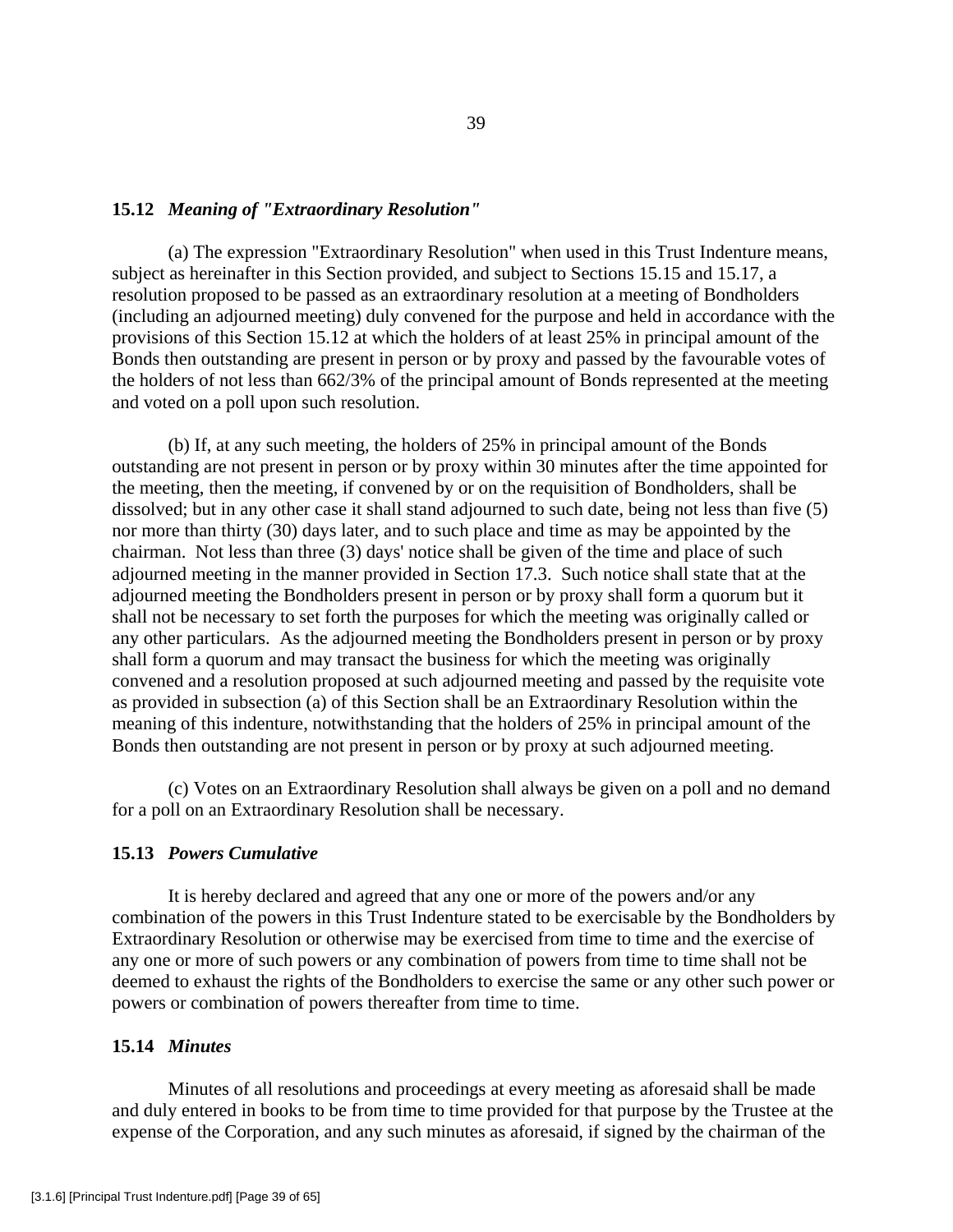### 15.12 *Meaning of "Extraordinary Resolution"*

(a) The expression "Extraordinary Resolution" when used in this Trust Indenture means, subject as hereinafter in this Section provided, and subject to Sections 15.15 and 15.17, a resolution proposed to be passed as an extraordinary resolution at a meeting of Bondholders (including an adjourned meeting) duly convened for the purpose and held in accordance with the provisions of this Section 15.12 at which the holders of at least 25% in principal amount of the Bonds then outstanding are present in person or by proxy and passed by the favourable votes of the holders of not less than 662/3% of the principal amount of Bonds represented at the meeting and voted on a poll upon such resolution.

(b) If, at any such meeting, the holders of 25% in principal amount of the Bonds outstanding are not present in person or by proxy within 30 minutes after the time appointed for the meeting, then the meeting, if convened by or on the requisition of Bondholders, shall be dissolved; but in any other case it shall stand adjourned to such date, being not less than five (5) nor more than thirty (30) days later, and to such place and time as may be appointed by the chairman. Not less than three (3) days' notice shall be given of the time and place of such adjourned meeting in the manner provided in Section 17.3. Such notice shall state that at the adjourned meeting the Bondholders present in person or by proxy shall form a quorum but it shall not be necessary to set forth the purposes for which the meeting was originally called or any other particulars. As the adjourned meeting the Bondholders present in person or by proxy shall form a quorum and may transact the business for which the meeting was originally convened and a resolution proposed at such adjourned meeting and passed by the requisite vote as provided in subsection (a) of this Section shall be an Extraordinary Resolution within the meaning of this indenture, notwithstanding that the holders of 25% in principal amount of the Bonds then outstanding are not present in person or by proxy at such adjourned meeting.

(c) Votes on an Extraordinary Resolution shall always be given on a poll and no demand for a poll on an Extraordinary Resolution shall be necessary.

### 15.13 *Powers Cumulative*

It is hereby declared and agreed that any one or more of the powers and/or any combination of the powers in this Trust Indenture stated to be exercisable by the Bondholders by Extraordinary Resolution or otherwise may be exercised from time to time and the exercise of any one or more of such powers or any combination of powers from time to time shall not be deemed to exhaust the rights of the Bondholders to exercise the same or any other such power or powers or combination of powers thereafter from time to time.

### 15.14 *Minutes*

Minutes of all resolutions and proceedings at every meeting as aforesaid shall be made and duly entered in books to be from time to time provided for that purpose by the Trustee at the expense of the Corporation, and any such minutes as aforesaid, if signed by the chairman of the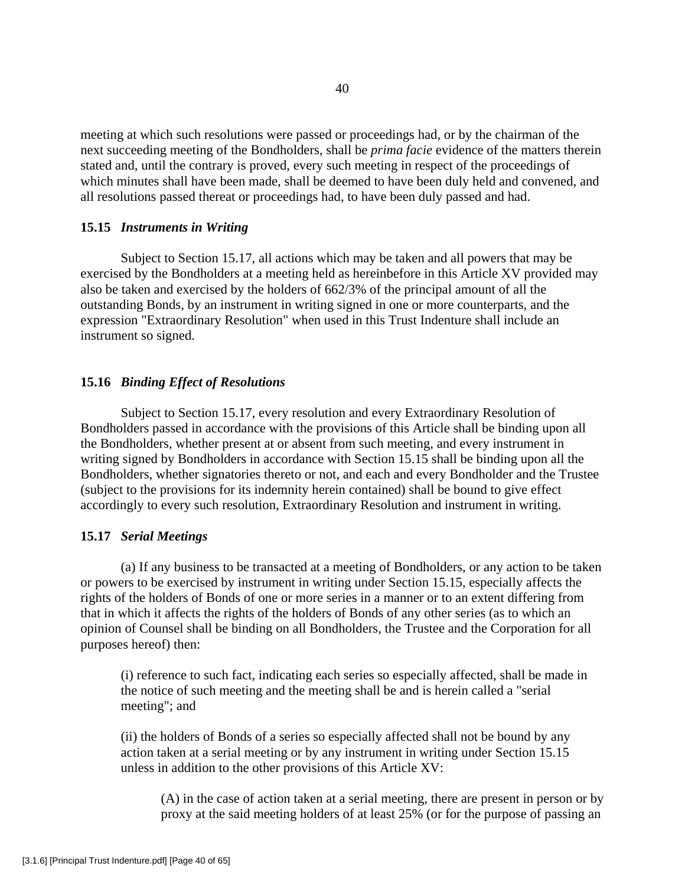meeting at which such resolutions were passed or proceedings had, or by the chairman of the next succeeding meeting of the Bondholders, shall be *prima facie* evidence of the matters therein stated and, until the contrary is proved, every such meeting in respect of the proceedings of which minutes shall have been made, shall be deemed to have been duly held and convened, and all resolutions passed thereat or proceedings had, to have been duly passed and had.

### 15.15 *Instruments in Writing*

Subject to Section 15.17, all actions which may be taken and all powers that may be exercised by the Bondholders at a meeting held as hereinbefore in this Article XV provided may also be taken and exercised by the holders of 662/3% of the principal amount of all the outstanding Bonds, by an instrument in writing signed in one or more counterparts, and the expression "Extraordinary Resolution" when used in this Trust Indenture shall include an instrument so signed.

### 15.16 *Binding Effect of Resolutions*

Subject to Section 15.17, every resolution and every Extraordinary Resolution of Bondholders passed in accordance with the provisions of this Article shall be binding upon all the Bondholders, whether present at or absent from such meeting, and every instrument in writing signed by Bondholders in accordance with Section 15.15 shall be binding upon all the Bondholders, whether signatories thereto or not, and each and every Bondholder and the Trustee (subject to the provisions for its indemnity herein contained) shall be bound to give effect accordingly to every such resolution, Extraordinary Resolution and instrument in writing.

### 15.17 *Serial Meetings*

(a) If any business to be transacted at a meeting of Bondholders, or any action to be taken or powers to be exercised by instrument in writing under Section 15.15, especially affects the rights of the holders of Bonds of one or more series in a manner or to an extent differing from that in which it affects the rights of the holders of Bonds of any other series (as to which an opinion of Counsel shall be binding on all Bondholders, the Trustee and the Corporation for all purposes hereof) then:

(i) reference to such fact, indicating each series so especially affected, shall be made in the notice of such meeting and the meeting shall be and is herein called a "serial meeting"; and

(ii) the holders of Bonds of a series so especially affected shall not be bound by any action taken at a serial meeting or by any instrument in writing under Section 15.15 unless in addition to the other provisions of this Article XV:

(A) in the case of action taken at a serial meeting, there are present in person or by proxy at the said meeting holders of at least 25% (or for the purpose of passing an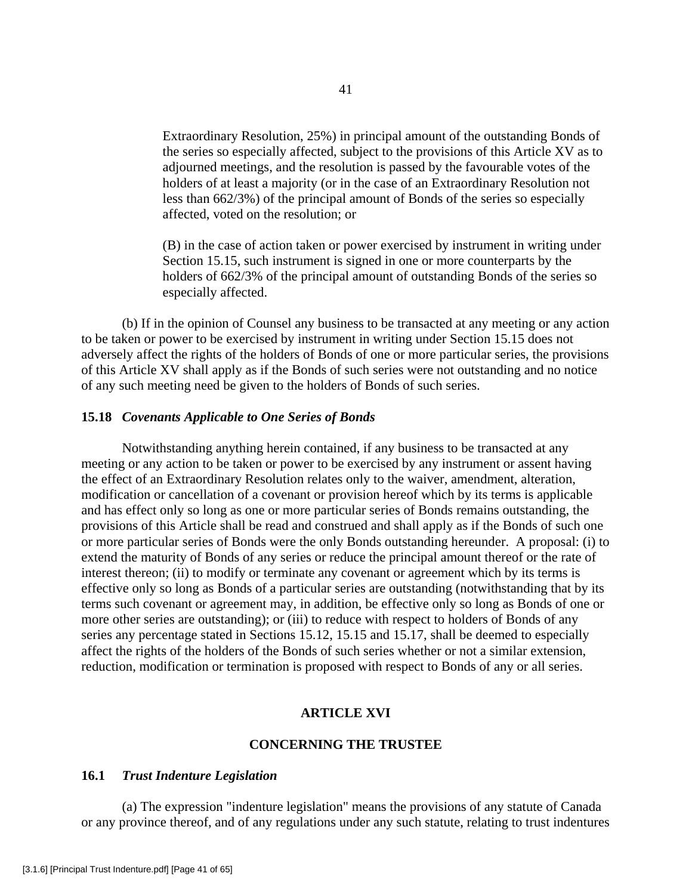Extraordinary Resolution, 25%) in principal amount of the outstanding Bonds of the series so especially affected, subject to the provisions of this Article XV as to adjourned meetings, and the resolution is passed by the favourable votes of the holders of at least a majority (or in the case of an Extraordinary Resolution not less than 662/3%) of the principal amount of Bonds of the series so especially affected, voted on the resolution; or

(B) in the case of action taken or power exercised by instrument in writing under Section 15.15, such instrument is signed in one or more counterparts by the holders of 662/3% of the principal amount of outstanding Bonds of the series so especially affected.

(b) If in the opinion of Counsel any business to be transacted at any meeting or any action to be taken or power to be exercised by instrument in writing under Section 15.15 does not adversely affect the rights of the holders of Bonds of one or more particular series, the provisions of this Article XV shall apply as if the Bonds of such series were not outstanding and no notice of any such meeting need be given to the holders of Bonds of such series.

### 15.18 *Covenants Applicable to One Series of Bonds*

Notwithstanding anything herein contained, if any business to be transacted at any meeting or any action to be taken or power to be exercised by any instrument or assent having the effect of an Extraordinary Resolution relates only to the waiver, amendment, alteration, modification or cancellation of a covenant or provision hereof which by its terms is applicable and has effect only so long as one or more particular series of Bonds remains outstanding, the provisions of this Article shall be read and construed and shall apply as if the Bonds of such one or more particular series of Bonds were the only Bonds outstanding hereunder. A proposal: (i) to extend the maturity of Bonds of any series or reduce the principal amount thereof or the rate of interest thereon; (ii) to modify or terminate any covenant or agreement which by its terms is effective only so long as Bonds of a particular series are outstanding (notwithstanding that by its terms such covenant or agreement may, in addition, be effective only so long as Bonds of one or more other series are outstanding); or (iii) to reduce with respect to holders of Bonds of any series any percentage stated in Sections 15.12, 15.15 and 15.17, shall be deemed to especially affect the rights of the holders of the Bonds of such series whether or not a similar extension, reduction, modification or termination is proposed with respect to Bonds of any or all series.

## ARTICLE XVI

## CONCERNING THE TRUSTEE

### 16.1 *Trust Indenture Legislation*

(a) The expression "indenture legislation" means the provisions of any statute of Canada or any province thereof, and of any regulations under any such statute, relating to trust indentures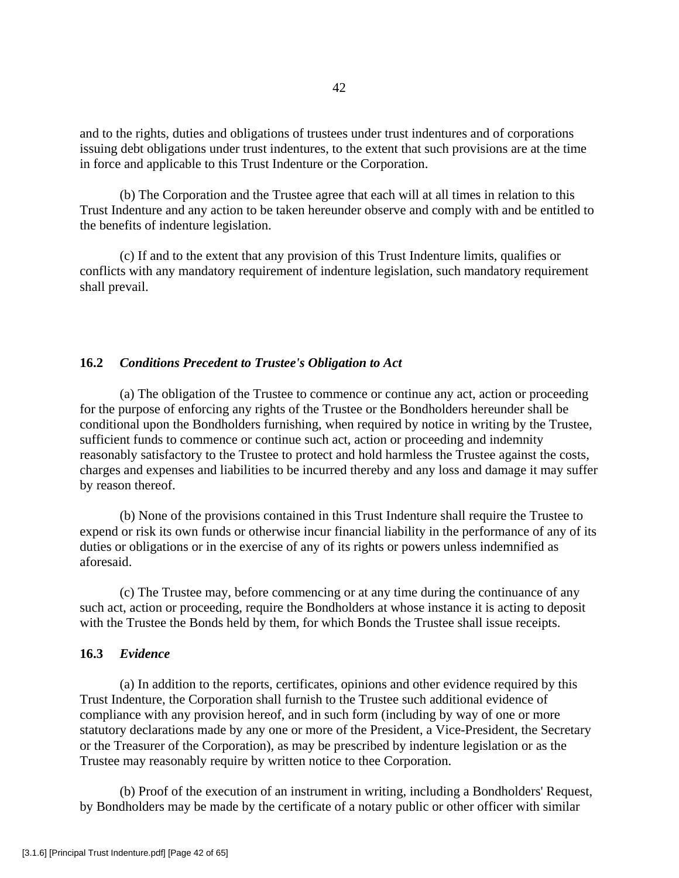and to the rights, duties and obligations of trustees under trust indentures and of corporations issuing debt obligations under trust indentures, to the extent that such provisions are at the time in force and applicable to this Trust Indenture or the Corporation.

(b) The Corporation and the Trustee agree that each will at all times in relation to this Trust Indenture and any action to be taken hereunder observe and comply with and be entitled to the benefits of indenture legislation.

(c) If and to the extent that any provision of this Trust Indenture limits, qualifies or conflicts with any mandatory requirement of indenture legislation, such mandatory requirement shall prevail.

### 16.2 *Conditions Precedent to Trustee's Obligation to Act*

(a) The obligation of the Trustee to commence or continue any act, action or proceeding for the purpose of enforcing any rights of the Trustee or the Bondholders hereunder shall be conditional upon the Bondholders furnishing, when required by notice in writing by the Trustee, sufficient funds to commence or continue such act, action or proceeding and indemnity reasonably satisfactory to the Trustee to protect and hold harmless the Trustee against the costs, charges and expenses and liabilities to be incurred thereby and any loss and damage it may suffer by reason thereof.

(b) None of the provisions contained in this Trust Indenture shall require the Trustee to expend or risk its own funds or otherwise incur financial liability in the performance of any of its duties or obligations or in the exercise of any of its rights or powers unless indemnified as aforesaid.

(c) The Trustee may, before commencing or at any time during the continuance of any such act, action or proceeding, require the Bondholders at whose instance it is acting to deposit with the Trustee the Bonds held by them, for which Bonds the Trustee shall issue receipts.

### 16.3 *Evidence*

(a) In addition to the reports, certificates, opinions and other evidence required by this Trust Indenture, the Corporation shall furnish to the Trustee such additional evidence of compliance with any provision hereof, and in such form (including by way of one or more statutory declarations made by any one or more of the President, a Vice-President, the Secretary or the Treasurer of the Corporation), as may be prescribed by indenture legislation or as the Trustee may reasonably require by written notice to thee Corporation.

(b) Proof of the execution of an instrument in writing, including a Bondholders' Request, by Bondholders may be made by the certificate of a notary public or other officer with similar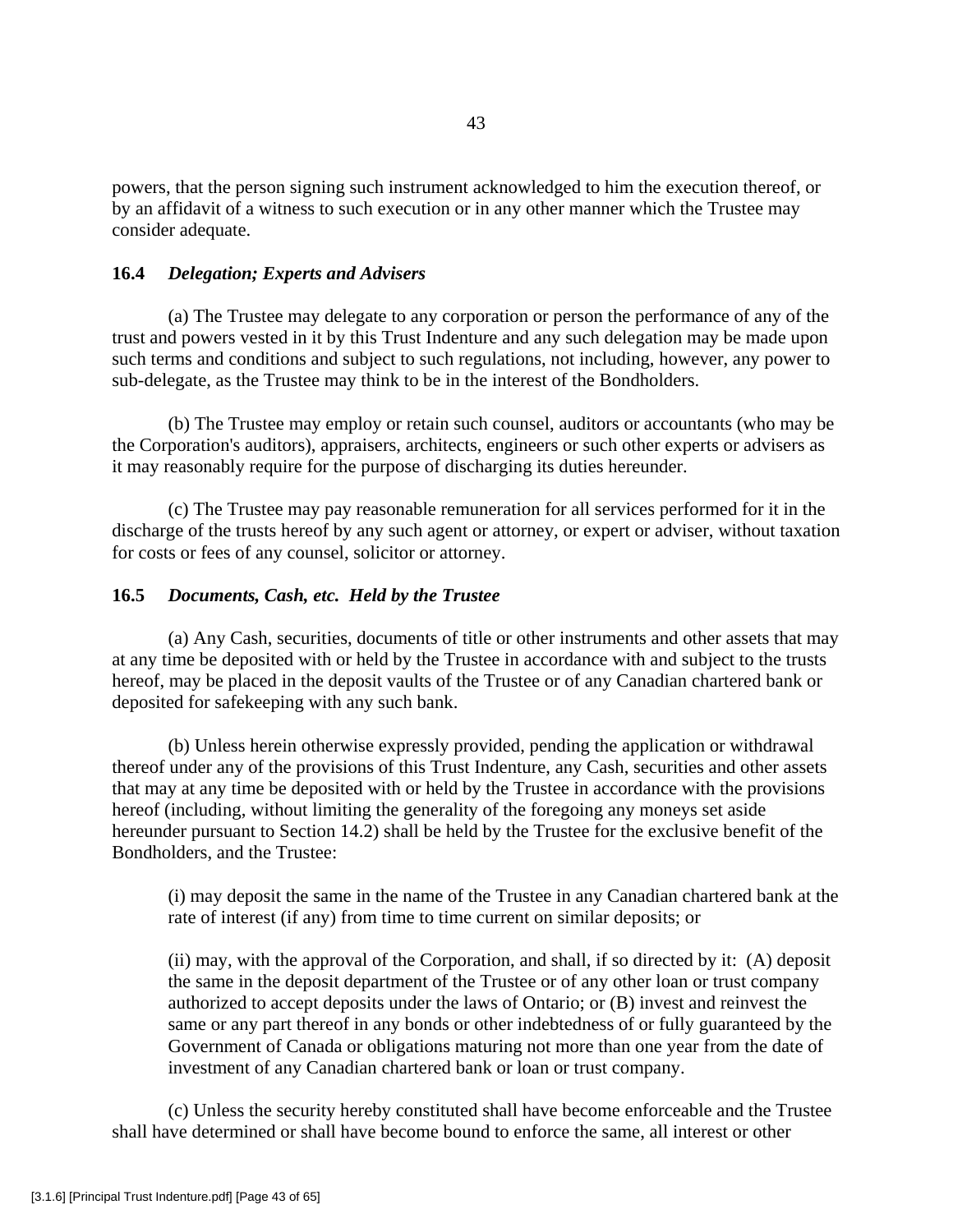powers, that the person signing such instrument acknowledged to him the execution thereof, or by an affidavit of a witness to such execution or in any other manner which the Trustee may consider adequate.

### 16.4 *Delegation; Experts and Advisers*

(a) The Trustee may delegate to any corporation or person the performance of any of the trust and powers vested in it by this Trust Indenture and any such delegation may be made upon such terms and conditions and subject to such regulations, not including, however, any power to sub-delegate, as the Trustee may think to be in the interest of the Bondholders.

(b) The Trustee may employ or retain such counsel, auditors or accountants (who may be the Corporation's auditors), appraisers, architects, engineers or such other experts or advisers as it may reasonably require for the purpose of discharging its duties hereunder.

(c) The Trustee may pay reasonable remuneration for all services performed for it in the discharge of the trusts hereof by any such agent or attorney, or expert or adviser, without taxation for costs or fees of any counsel, solicitor or attorney.

### 16.5 *Documents, Cash, etc. Held by the Trustee*

(a) Any Cash, securities, documents of title or other instruments and other assets that may at any time be deposited with or held by the Trustee in accordance with and subject to the trusts hereof, may be placed in the deposit vaults of the Trustee or of any Canadian chartered bank or deposited for safekeeping with any such bank.

(b) Unless herein otherwise expressly provided, pending the application or withdrawal thereof under any of the provisions of this Trust Indenture, any Cash, securities and other assets that may at any time be deposited with or held by the Trustee in accordance with the provisions hereof (including, without limiting the generality of the foregoing any moneys set aside hereunder pursuant to Section 14.2) shall be held by the Trustee for the exclusive benefit of the Bondholders, and the Trustee:

(i) may deposit the same in the name of the Trustee in any Canadian chartered bank at the rate of interest (if any) from time to time current on similar deposits; or

(ii) may, with the approval of the Corporation, and shall, if so directed by it: (A) deposit the same in the deposit department of the Trustee or of any other loan or trust company authorized to accept deposits under the laws of Ontario; or (B) invest and reinvest the same or any part thereof in any bonds or other indebtedness of or fully guaranteed by the Government of Canada or obligations maturing not more than one year from the date of investment of any Canadian chartered bank or loan or trust company.

(c) Unless the security hereby constituted shall have become enforceable and the Trustee shall have determined or shall have become bound to enforce the same, all interest or other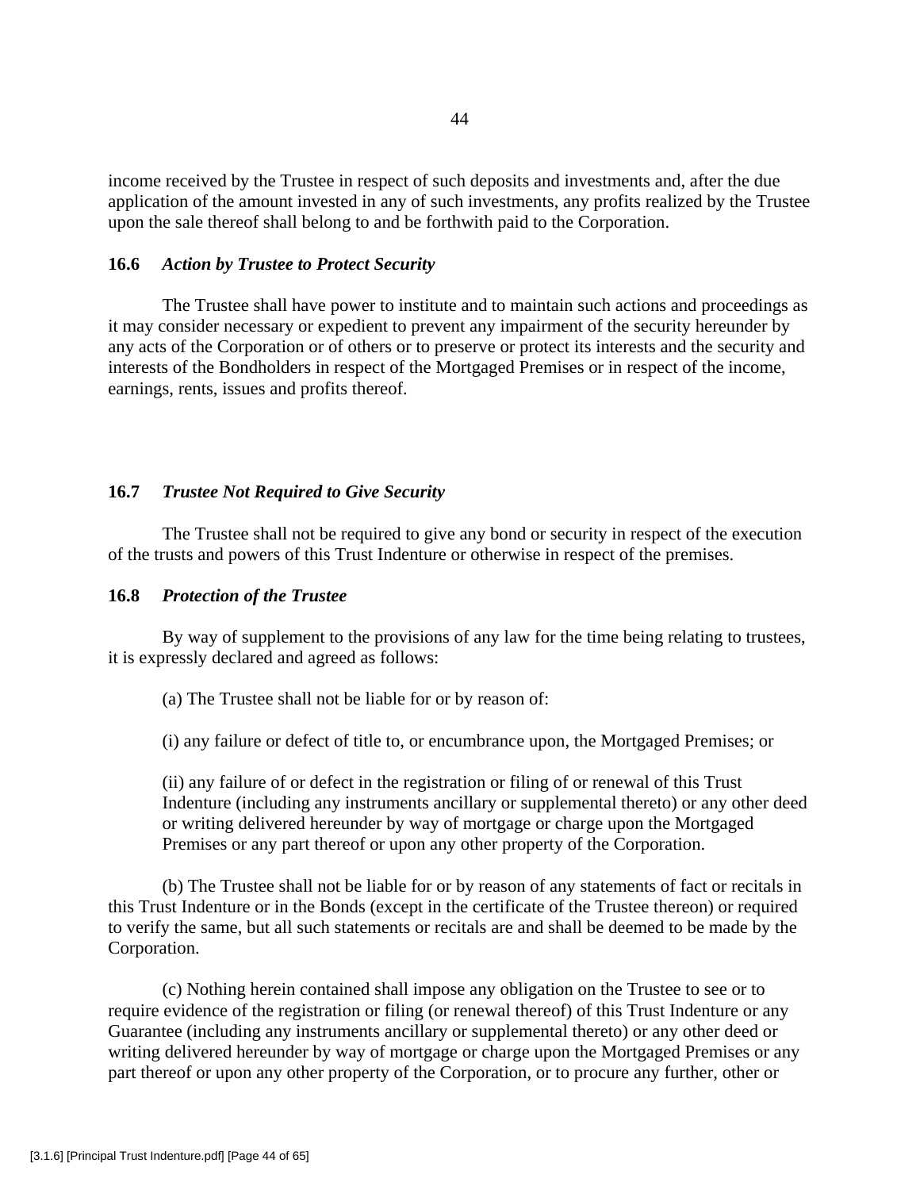income received by the Trustee in respect of such deposits and investments and, after the due application of the amount invested in any of such investments, any profits realized by the Trustee upon the sale thereof shall belong to and be forthwith paid to the Corporation.

### 16.6 *Action by Trustee to Protect Security*

The Trustee shall have power to institute and to maintain such actions and proceedings as it may consider necessary or expedient to prevent any impairment of the security hereunder by any acts of the Corporation or of others or to preserve or protect its interests and the security and interests of the Bondholders in respect of the Mortgaged Premises or in respect of the income, earnings, rents, issues and profits thereof.

### 16.7 *Trustee Not Required to Give Security*

The Trustee shall not be required to give any bond or security in respect of the execution of the trusts and powers of this Trust Indenture or otherwise in respect of the premises.

### 16.8 *Protection of the Trustee*

By way of supplement to the provisions of any law for the time being relating to trustees, it is expressly declared and agreed as follows:

(a) The Trustee shall not be liable for or by reason of:

(i) any failure or defect of title to, or encumbrance upon, the Mortgaged Premises; or

(ii) any failure of or defect in the registration or filing of or renewal of this Trust Indenture (including any instruments ancillary or supplemental thereto) or any other deed or writing delivered hereunder by way of mortgage or charge upon the Mortgaged Premises or any part thereof or upon any other property of the Corporation.

(b) The Trustee shall not be liable for or by reason of any statements of fact or recitals in this Trust Indenture or in the Bonds (except in the certificate of the Trustee thereon) or required to verify the same, but all such statements or recitals are and shall be deemed to be made by the Corporation.

(c) Nothing herein contained shall impose any obligation on the Trustee to see or to require evidence of the registration or filing (or renewal thereof) of this Trust Indenture or any Guarantee (including any instruments ancillary or supplemental thereto) or any other deed or writing delivered hereunder by way of mortgage or charge upon the Mortgaged Premises or any part thereof or upon any other property of the Corporation, or to procure any further, other or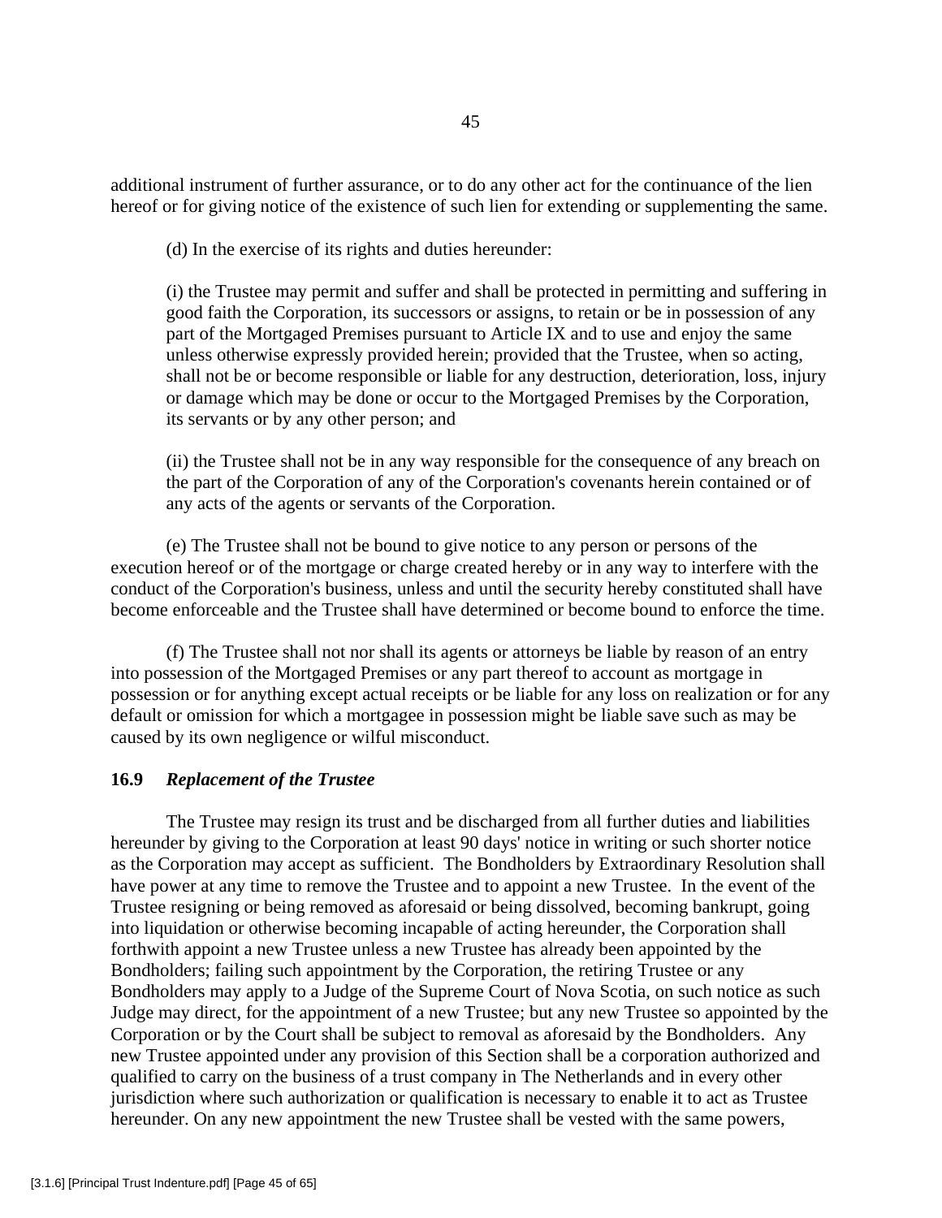additional instrument of further assurance, or to do any other act for the continuance of the lien hereof or for giving notice of the existence of such lien for extending or supplementing the same.

(d) In the exercise of its rights and duties hereunder:

(i) the Trustee may permit and suffer and shall be protected in permitting and suffering in good faith the Corporation, its successors or assigns, to retain or be in possession of any part of the Mortgaged Premises pursuant to Article IX and to use and enjoy the same unless otherwise expressly provided herein; provided that the Trustee, when so acting, shall not be or become responsible or liable for any destruction, deterioration, loss, injury or damage which may be done or occur to the Mortgaged Premises by the Corporation, its servants or by any other person; and

(ii) the Trustee shall not be in any way responsible for the consequence of any breach on the part of the Corporation of any of the Corporation's covenants herein contained or of any acts of the agents or servants of the Corporation.

(e) The Trustee shall not be bound to give notice to any person or persons of the execution hereof or of the mortgage or charge created hereby or in any way to interfere with the conduct of the Corporation's business, unless and until the security hereby constituted shall have become enforceable and the Trustee shall have determined or become bound to enforce the time.

(f) The Trustee shall not nor shall its agents or attorneys be liable by reason of an entry into possession of the Mortgaged Premises or any part thereof to account as mortgage in possession or for anything except actual receipts or be liable for any loss on realization or for any default or omission for which a mortgagee in possession might be liable save such as may be caused by its own negligence or wilful misconduct.

### 16.9 *Replacement of the Trustee*

The Trustee may resign its trust and be discharged from all further duties and liabilities hereunder by giving to the Corporation at least 90 days' notice in writing or such shorter notice as the Corporation may accept as sufficient. The Bondholders by Extraordinary Resolution shall have power at any time to remove the Trustee and to appoint a new Trustee. In the event of the Trustee resigning or being removed as aforesaid or being dissolved, becoming bankrupt, going into liquidation or otherwise becoming incapable of acting hereunder, the Corporation shall forthwith appoint a new Trustee unless a new Trustee has already been appointed by the Bondholders; failing such appointment by the Corporation, the retiring Trustee or any Bondholders may apply to a Judge of the Supreme Court of Nova Scotia, on such notice as such Judge may direct, for the appointment of a new Trustee; but any new Trustee so appointed by the Corporation or by the Court shall be subject to removal as aforesaid by the Bondholders. Any new Trustee appointed under any provision of this Section shall be a corporation authorized and qualified to carry on the business of a trust company in The Netherlands and in every other jurisdiction where such authorization or qualification is necessary to enable it to act as Trustee hereunder. On any new appointment the new Trustee shall be vested with the same powers,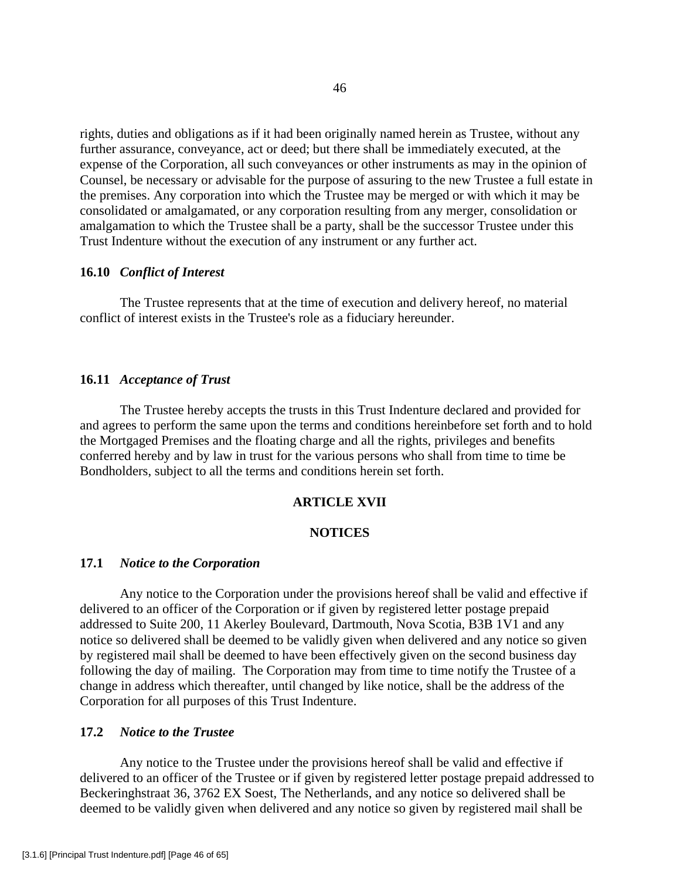rights, duties and obligations as if it had been originally named herein as Trustee, without any further assurance, conveyance, act or deed; but there shall be immediately executed, at the expense of the Corporation, all such conveyances or other instruments as may in the opinion of Counsel, be necessary or advisable for the purpose of assuring to the new Trustee a full estate in the premises. Any corporation into which the Trustee may be merged or with which it may be consolidated or amalgamated, or any corporation resulting from any merger, consolidation or amalgamation to which the Trustee shall be a party, shall be the successor Trustee under this Trust Indenture without the execution of any instrument or any further act.

**16.10** ***Conflict of Interest***

The Trustee represents that at the time of execution and delivery hereof, no material conflict of interest exists in the Trustee's role as a fiduciary hereunder.

**16.11** ***Acceptance of Trust***

The Trustee hereby accepts the trusts in this Trust Indenture declared and provided for and agrees to perform the same upon the terms and conditions hereinbefore set forth and to hold the Mortgaged Premises and the floating charge and all the rights, privileges and benefits conferred hereby and by law in trust for the various persons who shall from time to time be Bondholders, subject to all the terms and conditions herein set forth.

## ARTICLE XVII

## NOTICES

**17.1** ***Notice to the Corporation***

Any notice to the Corporation under the provisions hereof shall be valid and effective if delivered to an officer of the Corporation or if given by registered letter postage prepaid addressed to Suite 200, 11 Akerley Boulevard, Dartmouth, Nova Scotia, B3B 1V1 and any notice so delivered shall be deemed to be validly given when delivered and any notice so given by registered mail shall be deemed to have been effectively given on the second business day following the day of mailing. The Corporation may from time to time notify the Trustee of a change in address which thereafter, until changed by like notice, shall be the address of the Corporation for all purposes of this Trust Indenture.

**17.2** ***Notice to the Trustee***

Any notice to the Trustee under the provisions hereof shall be valid and effective if delivered to an officer of the Trustee or if given by registered letter postage prepaid addressed to Beckeringhstraat 36, 3762 EX Soest, The Netherlands, and any notice so delivered shall be deemed to be validly given when delivered and any notice so given by registered mail shall be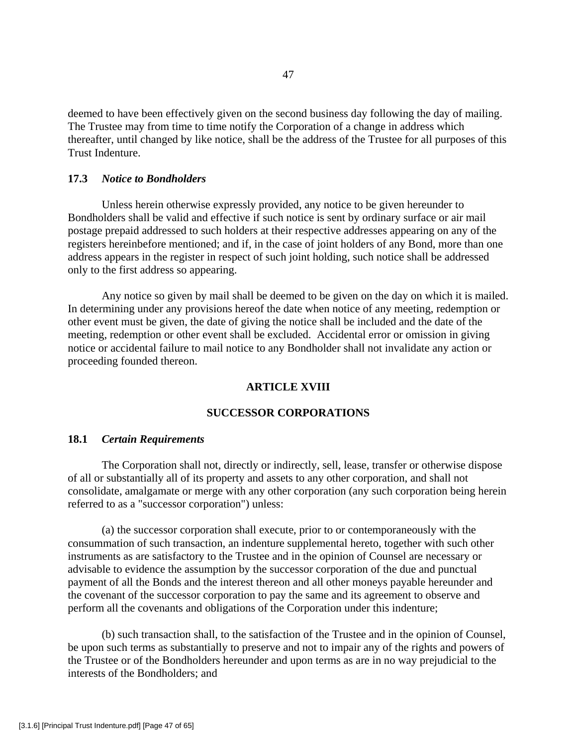deemed to have been effectively given on the second business day following the day of mailing. The Trustee may from time to time notify the Corporation of a change in address which thereafter, until changed by like notice, shall be the address of the Trustee for all purposes of this Trust Indenture.

### 17.3 *Notice to Bondholders*

Unless herein otherwise expressly provided, any notice to be given hereunder to Bondholders shall be valid and effective if such notice is sent by ordinary surface or air mail postage prepaid addressed to such holders at their respective addresses appearing on any of the registers hereinbefore mentioned; and if, in the case of joint holders of any Bond, more than one address appears in the register in respect of such joint holding, such notice shall be addressed only to the first address so appearing.

Any notice so given by mail shall be deemed to be given on the day on which it is mailed. In determining under any provisions hereof the date when notice of any meeting, redemption or other event must be given, the date of giving the notice shall be included and the date of the meeting, redemption or other event shall be excluded. Accidental error or omission in giving notice or accidental failure to mail notice to any Bondholder shall not invalidate any action or proceeding founded thereon.

## ARTICLE XVIII

## SUCCESSOR CORPORATIONS

### 18.1 *Certain Requirements*

The Corporation shall not, directly or indirectly, sell, lease, transfer or otherwise dispose of all or substantially all of its property and assets to any other corporation, and shall not consolidate, amalgamate or merge with any other corporation (any such corporation being herein referred to as a "successor corporation") unless:

(a) the successor corporation shall execute, prior to or contemporaneously with the consummation of such transaction, an indenture supplemental hereto, together with such other instruments as are satisfactory to the Trustee and in the opinion of Counsel are necessary or advisable to evidence the assumption by the successor corporation of the due and punctual payment of all the Bonds and the interest thereon and all other moneys payable hereunder and the covenant of the successor corporation to pay the same and its agreement to observe and perform all the covenants and obligations of the Corporation under this indenture;

(b) such transaction shall, to the satisfaction of the Trustee and in the opinion of Counsel, be upon such terms as substantially to preserve and not to impair any of the rights and powers of the Trustee or of the Bondholders hereunder and upon terms as are in no way prejudicial to the interests of the Bondholders; and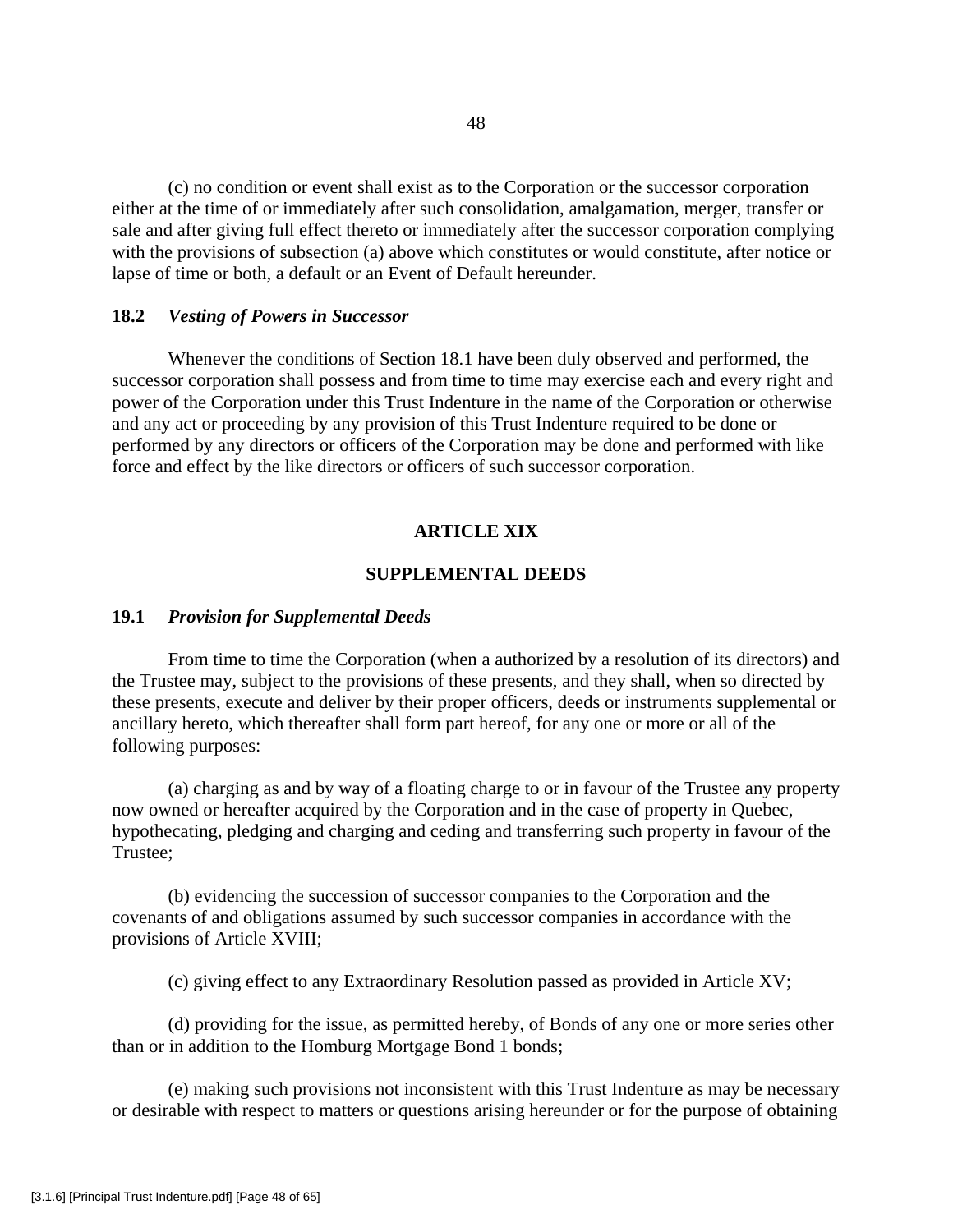(c) no condition or event shall exist as to the Corporation or the successor corporation either at the time of or immediately after such consolidation, amalgamation, merger, transfer or sale and after giving full effect thereto or immediately after the successor corporation complying with the provisions of subsection (a) above which constitutes or would constitute, after notice or lapse of time or both, a default or an Event of Default hereunder.

### 18.2 *Vesting of Powers in Successor*

Whenever the conditions of Section 18.1 have been duly observed and performed, the successor corporation shall possess and from time to time may exercise each and every right and power of the Corporation under this Trust Indenture in the name of the Corporation or otherwise and any act or proceeding by any provision of this Trust Indenture required to be done or performed by any directors or officers of the Corporation may be done and performed with like force and effect by the like directors or officers of such successor corporation.

## ARTICLE XIX

## SUPPLEMENTAL DEEDS

### 19.1 *Provision for Supplemental Deeds*

From time to time the Corporation (when a authorized by a resolution of its directors) and the Trustee may, subject to the provisions of these presents, and they shall, when so directed by these presents, execute and deliver by their proper officers, deeds or instruments supplemental or ancillary hereto, which thereafter shall form part hereof, for any one or more or all of the following purposes:

(a) charging as and by way of a floating charge to or in favour of the Trustee any property now owned or hereafter acquired by the Corporation and in the case of property in Quebec, hypothecating, pledging and charging and ceding and transferring such property in favour of the Trustee;

(b) evidencing the succession of successor companies to the Corporation and the covenants of and obligations assumed by such successor companies in accordance with the provisions of Article XVIII;

(c) giving effect to any Extraordinary Resolution passed as provided in Article XV;

(d) providing for the issue, as permitted hereby, of Bonds of any one or more series other than or in addition to the Homburg Mortgage Bond 1 bonds;

(e) making such provisions not inconsistent with this Trust Indenture as may be necessary or desirable with respect to matters or questions arising hereunder or for the purpose of obtaining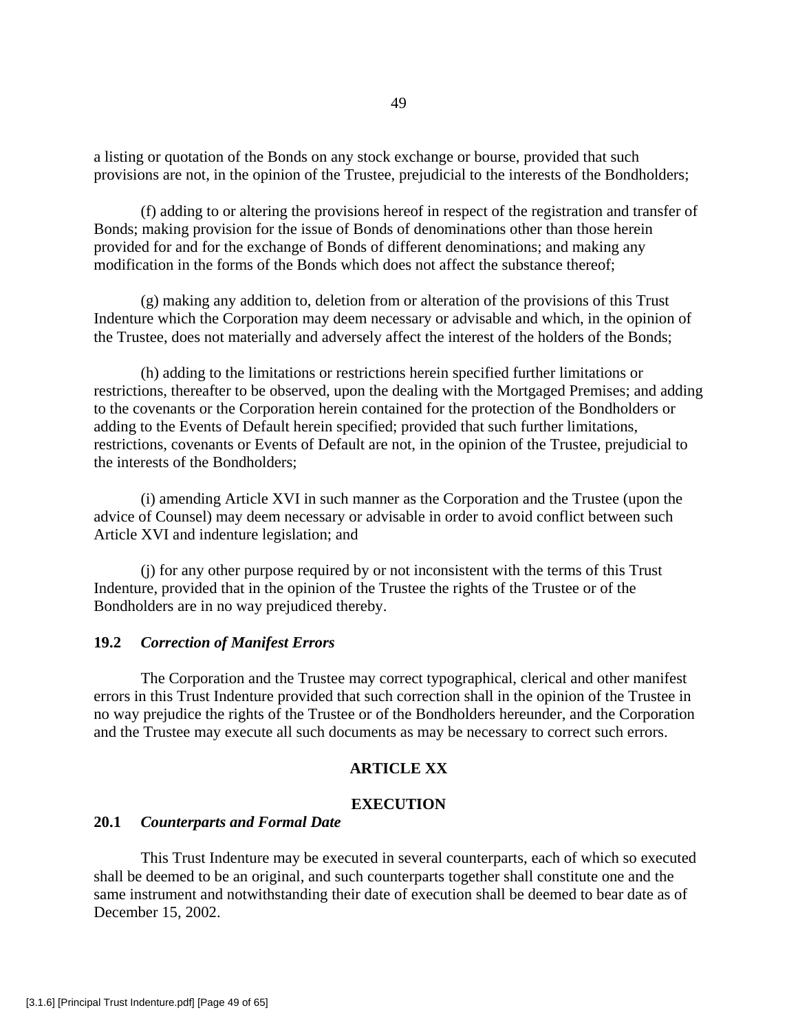a listing or quotation of the Bonds on any stock exchange or bourse, provided that such provisions are not, in the opinion of the Trustee, prejudicial to the interests of the Bondholders;

(f) adding to or altering the provisions hereof in respect of the registration and transfer of Bonds; making provision for the issue of Bonds of denominations other than those herein provided for and for the exchange of Bonds of different denominations; and making any modification in the forms of the Bonds which does not affect the substance thereof;

(g) making any addition to, deletion from or alteration of the provisions of this Trust Indenture which the Corporation may deem necessary or advisable and which, in the opinion of the Trustee, does not materially and adversely affect the interest of the holders of the Bonds;

(h) adding to the limitations or restrictions herein specified further limitations or restrictions, thereafter to be observed, upon the dealing with the Mortgaged Premises; and adding to the covenants or the Corporation herein contained for the protection of the Bondholders or adding to the Events of Default herein specified; provided that such further limitations, restrictions, covenants or Events of Default are not, in the opinion of the Trustee, prejudicial to the interests of the Bondholders;

(i) amending Article XVI in such manner as the Corporation and the Trustee (upon the advice of Counsel) may deem necessary or advisable in order to avoid conflict between such Article XVI and indenture legislation; and

(j) for any other purpose required by or not inconsistent with the terms of this Trust Indenture, provided that in the opinion of the Trustee the rights of the Trustee or of the Bondholders are in no way prejudiced thereby.

### 19.2 *Correction of Manifest Errors*

The Corporation and the Trustee may correct typographical, clerical and other manifest errors in this Trust Indenture provided that such correction shall in the opinion of the Trustee in no way prejudice the rights of the Trustee or of the Bondholders hereunder, and the Corporation and the Trustee may execute all such documents as may be necessary to correct such errors.

## ARTICLE XX

## EXECUTION

### 20.1 *Counterparts and Formal Date*

This Trust Indenture may be executed in several counterparts, each of which so executed shall be deemed to be an original, and such counterparts together shall constitute one and the same instrument and notwithstanding their date of execution shall be deemed to bear date as of December 15, 2002.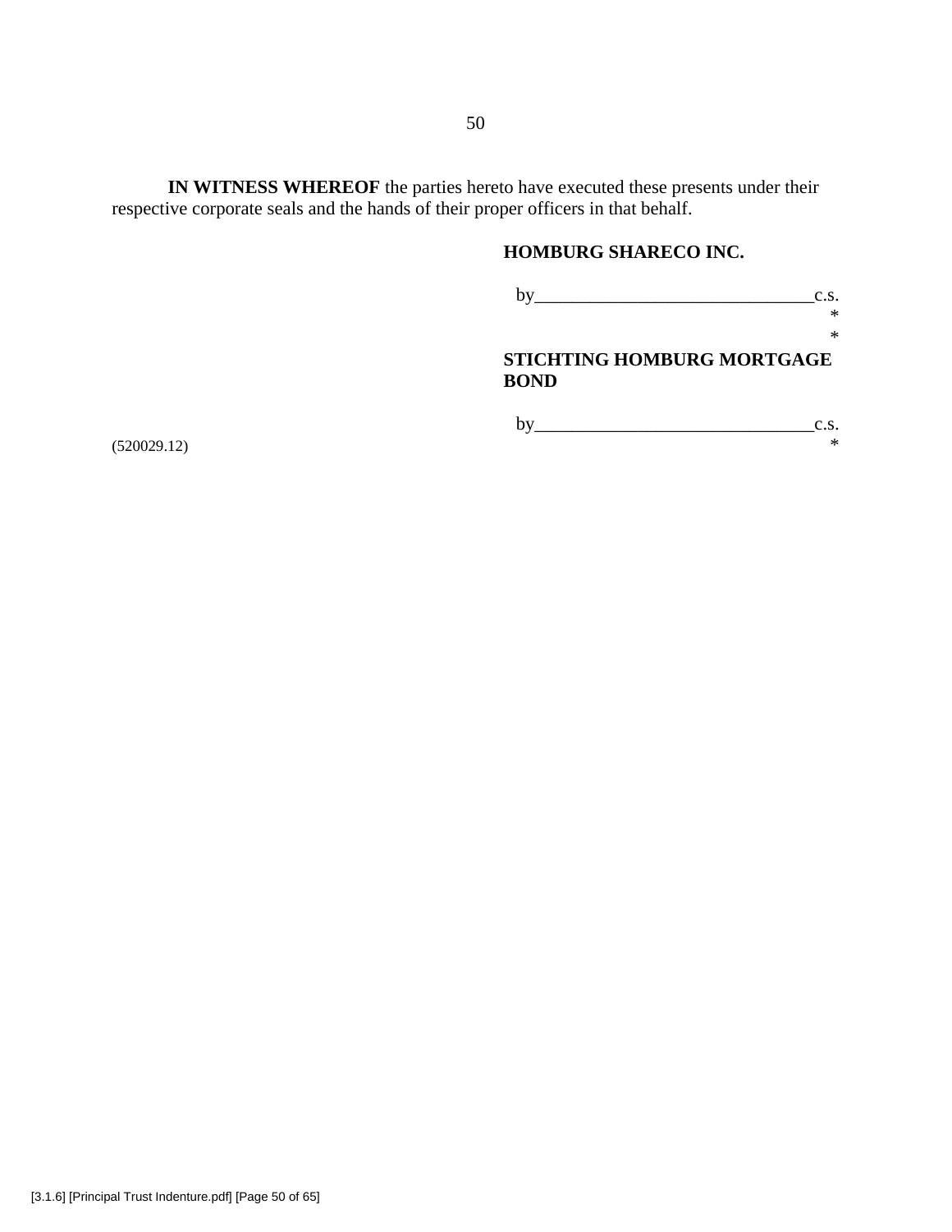**IN WITNESS WHEREOF** the parties hereto have executed these presents under their respective corporate seals and the hands of their proper officers in that behalf.

**HOMBURG SHARECO INC.**

by_______________________________c.s.
*
*

**STICHTING HOMBURG MORTGAGE BOND**

by_______________________________c.s.
*

(520029.12)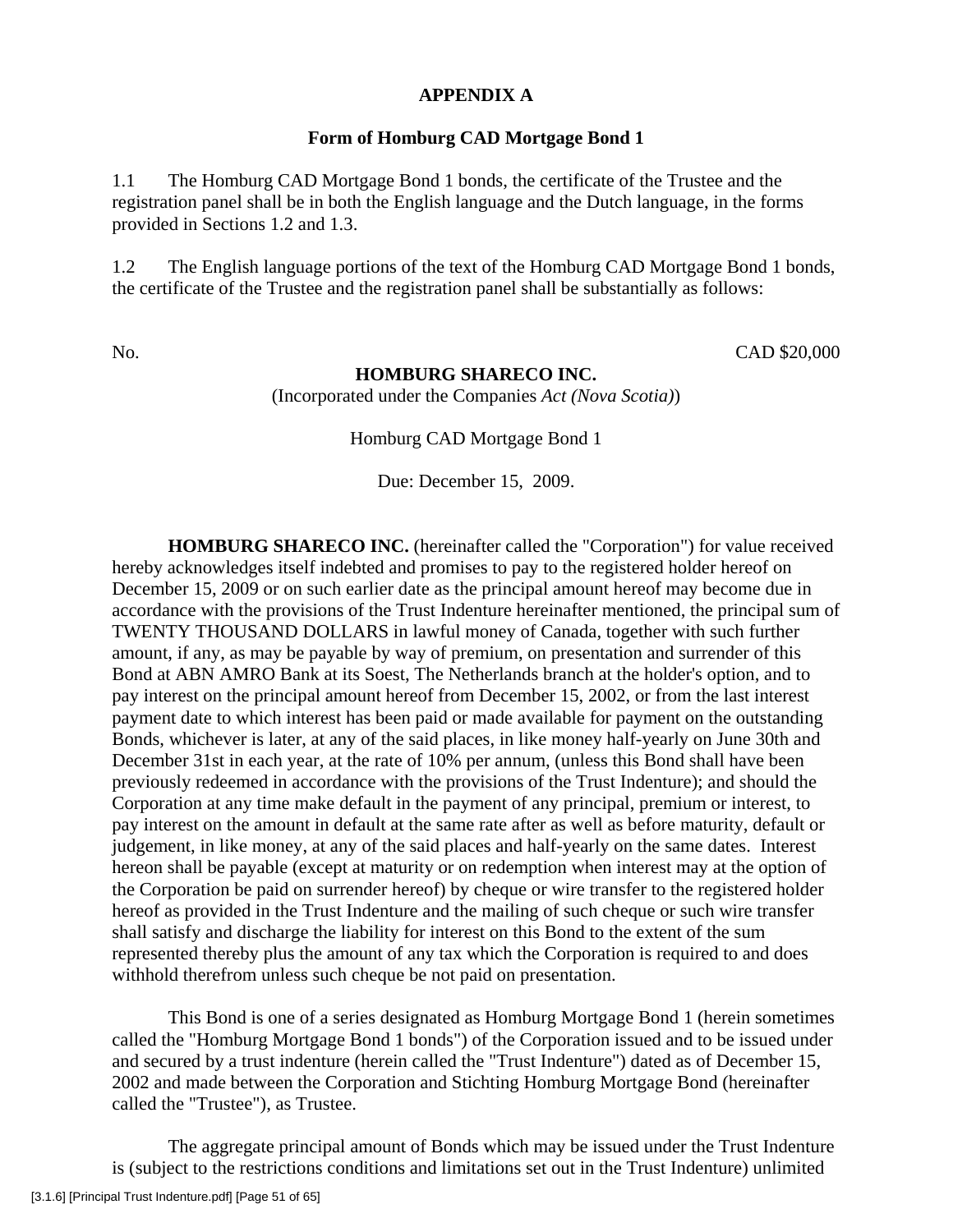**APPENDIX A**

**Form of Homburg CAD Mortgage Bond 1**

1.1 The Homburg CAD Mortgage Bond 1 bonds, the certificate of the Trustee and the registration panel shall be in both the English language and the Dutch language, in the forms provided in Sections 1.2 and 1.3.

1.2 The English language portions of the text of the Homburg CAD Mortgage Bond 1 bonds, the certificate of the Trustee and the registration panel shall be substantially as follows:

No. CAD $20,000

**HOMBURG SHARECO INC.**

(Incorporated under the Companies *Act (Nova Scotia)*)

Homburg CAD Mortgage Bond 1

Due: December 15, 2009.

**HOMBURG SHARECO INC.** (hereinafter called the "Corporation") for value received hereby acknowledges itself indebted and promises to pay to the registered holder hereof on December 15, 2009 or on such earlier date as the principal amount hereof may become due in accordance with the provisions of the Trust Indenture hereinafter mentioned, the principal sum of TWENTY THOUSAND DOLLARS in lawful money of Canada, together with such further amount, if any, as may be payable by way of premium, on presentation and surrender of this Bond at ABN AMRO Bank at its Soest, The Netherlands branch at the holder's option, and to pay interest on the principal amount hereof from December 15, 2002, or from the last interest payment date to which interest has been paid or made available for payment on the outstanding Bonds, whichever is later, at any of the said places, in like money half-yearly on June 30th and December 31st in each year, at the rate of 10% per annum, (unless this Bond shall have been previously redeemed in accordance with the provisions of the Trust Indenture); and should the Corporation at any time make default in the payment of any principal, premium or interest, to pay interest on the amount in default at the same rate after as well as before maturity, default or judgement, in like money, at any of the said places and half-yearly on the same dates. Interest hereon shall be payable (except at maturity or on redemption when interest may at the option of the Corporation be paid on surrender hereof) by cheque or wire transfer to the registered holder hereof as provided in the Trust Indenture and the mailing of such cheque or such wire transfer shall satisfy and discharge the liability for interest on this Bond to the extent of the sum represented thereby plus the amount of any tax which the Corporation is required to and does withhold therefrom unless such cheque be not paid on presentation.

This Bond is one of a series designated as Homburg Mortgage Bond 1 (herein sometimes called the "Homburg Mortgage Bond 1 bonds") of the Corporation issued and to be issued under and secured by a trust indenture (herein called the "Trust Indenture") dated as of December 15, 2002 and made between the Corporation and Stichting Homburg Mortgage Bond (hereinafter called the "Trustee"), as Trustee.

The aggregate principal amount of Bonds which may be issued under the Trust Indenture is (subject to the restrictions conditions and limitations set out in the Trust Indenture) unlimited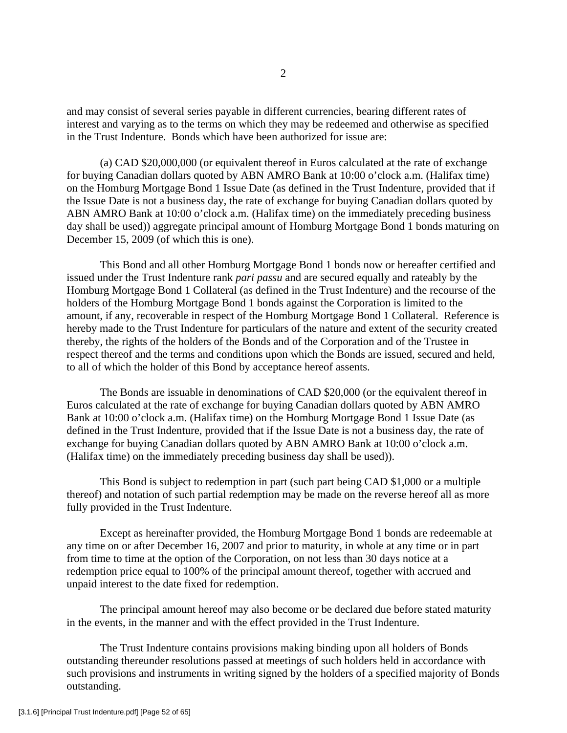and may consist of several series payable in different currencies, bearing different rates of interest and varying as to the terms on which they may be redeemed and otherwise as specified in the Trust Indenture. Bonds which have been authorized for issue are:

(a) CAD $20,000,000 (or equivalent thereof in Euros calculated at the rate of exchange for buying Canadian dollars quoted by ABN AMRO Bank at 10:00 o'clock a.m. (Halifax time) on the Homburg Mortgage Bond 1 Issue Date (as defined in the Trust Indenture, provided that if the Issue Date is not a business day, the rate of exchange for buying Canadian dollars quoted by ABN AMRO Bank at 10:00 o'clock a.m. (Halifax time) on the immediately preceding business day shall be used)) aggregate principal amount of Homburg Mortgage Bond 1 bonds maturing on December 15, 2009 (of which this is one).

This Bond and all other Homburg Mortgage Bond 1 bonds now or hereafter certified and issued under the Trust Indenture rank *pari passu* and are secured equally and rateably by the Homburg Mortgage Bond 1 Collateral (as defined in the Trust Indenture) and the recourse of the holders of the Homburg Mortgage Bond 1 bonds against the Corporation is limited to the amount, if any, recoverable in respect of the Homburg Mortgage Bond 1 Collateral. Reference is hereby made to the Trust Indenture for particulars of the nature and extent of the security created thereby, the rights of the holders of the Bonds and of the Corporation and of the Trustee in respect thereof and the terms and conditions upon which the Bonds are issued, secured and held, to all of which the holder of this Bond by acceptance hereof assents.

The Bonds are issuable in denominations of CAD $20,000 (or the equivalent thereof in Euros calculated at the rate of exchange for buying Canadian dollars quoted by ABN AMRO Bank at 10:00 o'clock a.m. (Halifax time) on the Homburg Mortgage Bond 1 Issue Date (as defined in the Trust Indenture, provided that if the Issue Date is not a business day, the rate of exchange for buying Canadian dollars quoted by ABN AMRO Bank at 10:00 o'clock a.m. (Halifax time) on the immediately preceding business day shall be used)).

This Bond is subject to redemption in part (such part being CAD $1,000 or a multiple thereof) and notation of such partial redemption may be made on the reverse hereof all as more fully provided in the Trust Indenture.

Except as hereinafter provided, the Homburg Mortgage Bond 1 bonds are redeemable at any time on or after December 16, 2007 and prior to maturity, in whole at any time or in part from time to time at the option of the Corporation, on not less than 30 days notice at a redemption price equal to 100% of the principal amount thereof, together with accrued and unpaid interest to the date fixed for redemption.

The principal amount hereof may also become or be declared due before stated maturity in the events, in the manner and with the effect provided in the Trust Indenture.

The Trust Indenture contains provisions making binding upon all holders of Bonds outstanding thereunder resolutions passed at meetings of such holders held in accordance with such provisions and instruments in writing signed by the holders of a specified majority of Bonds outstanding.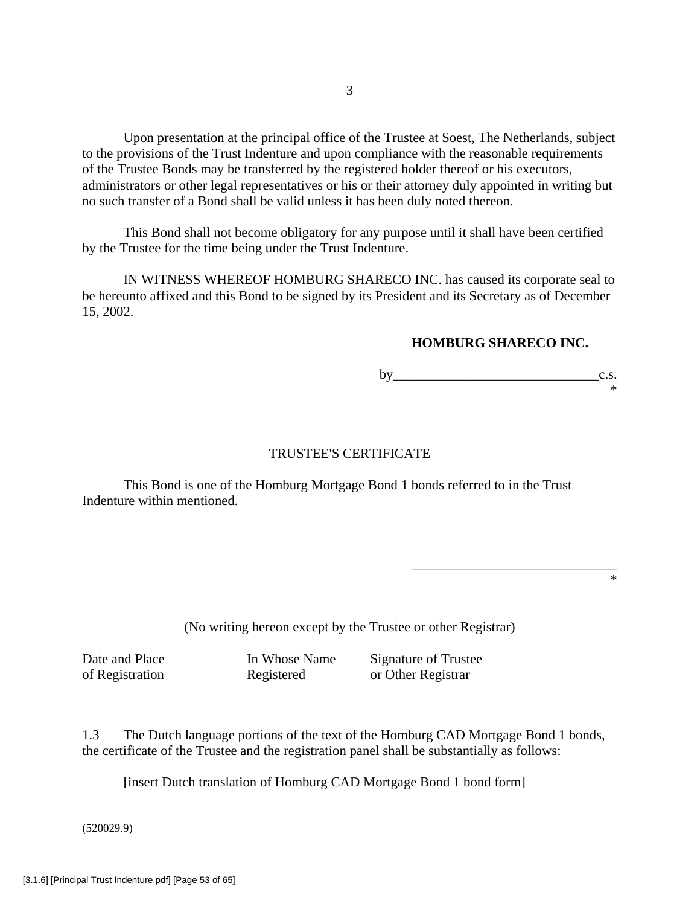Upon presentation at the principal office of the Trustee at Soest, The Netherlands, subject to the provisions of the Trust Indenture and upon compliance with the reasonable requirements of the Trustee Bonds may be transferred by the registered holder thereof or his executors, administrators or other legal representatives or his or their attorney duly appointed in writing but no such transfer of a Bond shall be valid unless it has been duly noted thereon.

This Bond shall not become obligatory for any purpose until it shall have been certified by the Trustee for the time being under the Trust Indenture.

IN WITNESS WHEREOF HOMBURG SHARECO INC. has caused its corporate seal to be hereunto affixed and this Bond to be signed by its President and its Secretary as of December 15, 2002.

**HOMBURG SHARECO INC.**

by______________________________c.s.
*

TRUSTEE'S CERTIFICATE

This Bond is one of the Homburg Mortgage Bond 1 bonds referred to in the Trust Indenture within mentioned.

______________________________
*

(No writing hereon except by the Trustee or other Registrar)

| Date and Place of Registration | In Whose Name Registered | Signature of Trustee or Other Registrar |
| --- | --- | --- |

1.3 The Dutch language portions of the text of the Homburg CAD Mortgage Bond 1 bonds, the certificate of the Trustee and the registration panel shall be substantially as follows:

[insert Dutch translation of Homburg CAD Mortgage Bond 1 bond form]

(520029.9)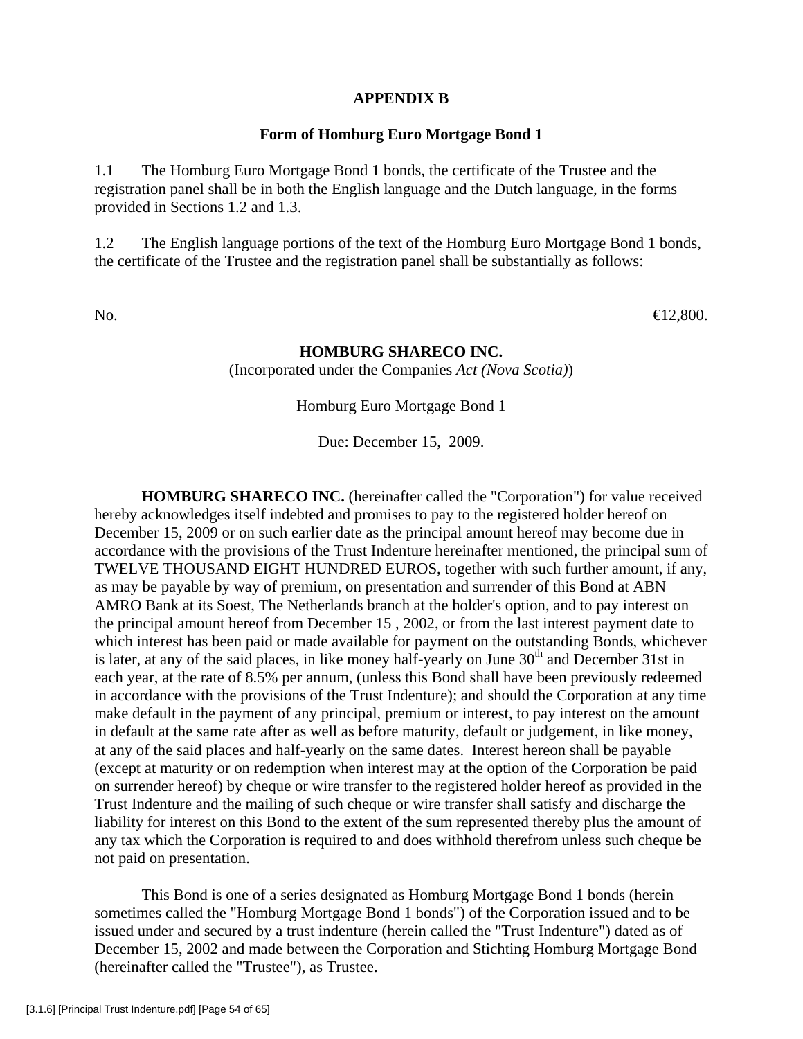**APPENDIX B**

**Form of Homburg Euro Mortgage Bond 1**

1.1 The Homburg Euro Mortgage Bond 1 bonds, the certificate of the Trustee and the registration panel shall be in both the English language and the Dutch language, in the forms provided in Sections 1.2 and 1.3.

1.2 The English language portions of the text of the Homburg Euro Mortgage Bond 1 bonds, the certificate of the Trustee and the registration panel shall be substantially as follows:

No. €12,800.

**HOMBURG SHARECO INC.**

(Incorporated under the Companies *Act (Nova Scotia)*)

Homburg Euro Mortgage Bond 1

Due: December 15, 2009.

**HOMBURG SHARECO INC.** (hereinafter called the "Corporation") for value received hereby acknowledges itself indebted and promises to pay to the registered holder hereof on December 15, 2009 or on such earlier date as the principal amount hereof may become due in accordance with the provisions of the Trust Indenture hereinafter mentioned, the principal sum of TWELVE THOUSAND EIGHT HUNDRED EUROS, together with such further amount, if any, as may be payable by way of premium, on presentation and surrender of this Bond at ABN AMRO Bank at its Soest, The Netherlands branch at the holder's option, and to pay interest on the principal amount hereof from December 15 , 2002, or from the last interest payment date to which interest has been paid or made available for payment on the outstanding Bonds, whichever is later, at any of the said places, in like money half-yearly on June 30th and December 31st in each year, at the rate of 8.5% per annum, (unless this Bond shall have been previously redeemed in accordance with the provisions of the Trust Indenture); and should the Corporation at any time make default in the payment of any principal, premium or interest, to pay interest on the amount in default at the same rate after as well as before maturity, default or judgement, in like money, at any of the said places and half-yearly on the same dates. Interest hereon shall be payable (except at maturity or on redemption when interest may at the option of the Corporation be paid on surrender hereof) by cheque or wire transfer to the registered holder hereof as provided in the Trust Indenture and the mailing of such cheque or wire transfer shall satisfy and discharge the liability for interest on this Bond to the extent of the sum represented thereby plus the amount of any tax which the Corporation is required to and does withhold therefrom unless such cheque be not paid on presentation.

This Bond is one of a series designated as Homburg Mortgage Bond 1 bonds (herein sometimes called the "Homburg Mortgage Bond 1 bonds") of the Corporation issued and to be issued under and secured by a trust indenture (herein called the "Trust Indenture") dated as of December 15, 2002 and made between the Corporation and Stichting Homburg Mortgage Bond (hereinafter called the "Trustee"), as Trustee.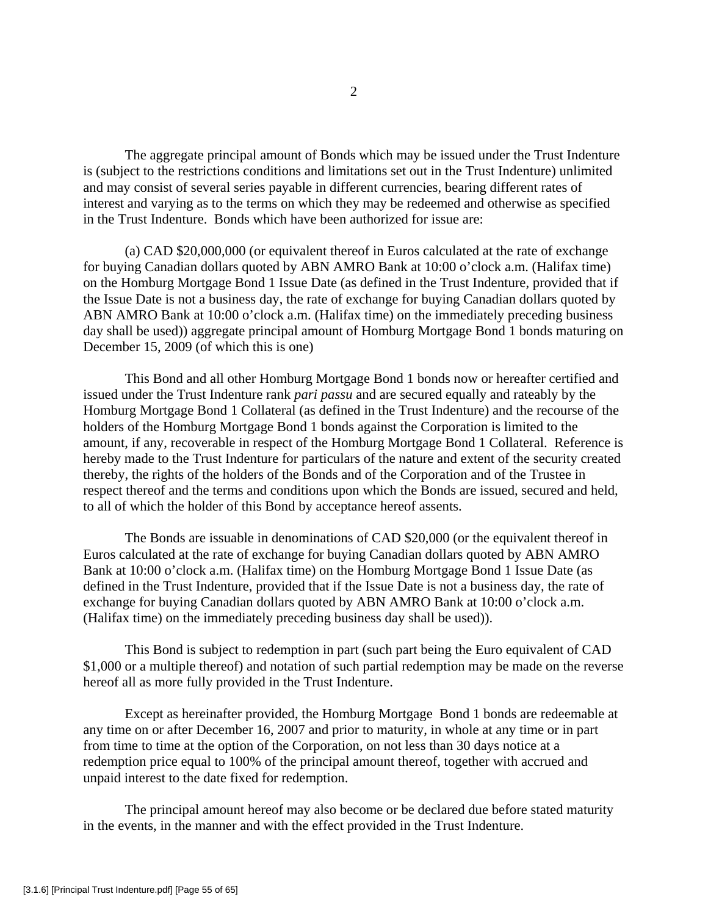The aggregate principal amount of Bonds which may be issued under the Trust Indenture is (subject to the restrictions conditions and limitations set out in the Trust Indenture) unlimited and may consist of several series payable in different currencies, bearing different rates of interest and varying as to the terms on which they may be redeemed and otherwise as specified in the Trust Indenture. Bonds which have been authorized for issue are:

(a) CAD $20,000,000 (or equivalent thereof in Euros calculated at the rate of exchange for buying Canadian dollars quoted by ABN AMRO Bank at 10:00 o'clock a.m. (Halifax time) on the Homburg Mortgage Bond 1 Issue Date (as defined in the Trust Indenture, provided that if the Issue Date is not a business day, the rate of exchange for buying Canadian dollars quoted by ABN AMRO Bank at 10:00 o'clock a.m. (Halifax time) on the immediately preceding business day shall be used)) aggregate principal amount of Homburg Mortgage Bond 1 bonds maturing on December 15, 2009 (of which this is one)

This Bond and all other Homburg Mortgage Bond 1 bonds now or hereafter certified and issued under the Trust Indenture rank *pari passu* and are secured equally and rateably by the Homburg Mortgage Bond 1 Collateral (as defined in the Trust Indenture) and the recourse of the holders of the Homburg Mortgage Bond 1 bonds against the Corporation is limited to the amount, if any, recoverable in respect of the Homburg Mortgage Bond 1 Collateral. Reference is hereby made to the Trust Indenture for particulars of the nature and extent of the security created thereby, the rights of the holders of the Bonds and of the Corporation and of the Trustee in respect thereof and the terms and conditions upon which the Bonds are issued, secured and held, to all of which the holder of this Bond by acceptance hereof assents.

The Bonds are issuable in denominations of CAD $20,000 (or the equivalent thereof in Euros calculated at the rate of exchange for buying Canadian dollars quoted by ABN AMRO Bank at 10:00 o'clock a.m. (Halifax time) on the Homburg Mortgage Bond 1 Issue Date (as defined in the Trust Indenture, provided that if the Issue Date is not a business day, the rate of exchange for buying Canadian dollars quoted by ABN AMRO Bank at 10:00 o'clock a.m. (Halifax time) on the immediately preceding business day shall be used)).

This Bond is subject to redemption in part (such part being the Euro equivalent of CAD $1,000 or a multiple thereof) and notation of such partial redemption may be made on the reverse hereof all as more fully provided in the Trust Indenture.

Except as hereinafter provided, the Homburg Mortgage Bond 1 bonds are redeemable at any time on or after December 16, 2007 and prior to maturity, in whole at any time or in part from time to time at the option of the Corporation, on not less than 30 days notice at a redemption price equal to 100% of the principal amount thereof, together with accrued and unpaid interest to the date fixed for redemption.

The principal amount hereof may also become or be declared due before stated maturity in the events, in the manner and with the effect provided in the Trust Indenture.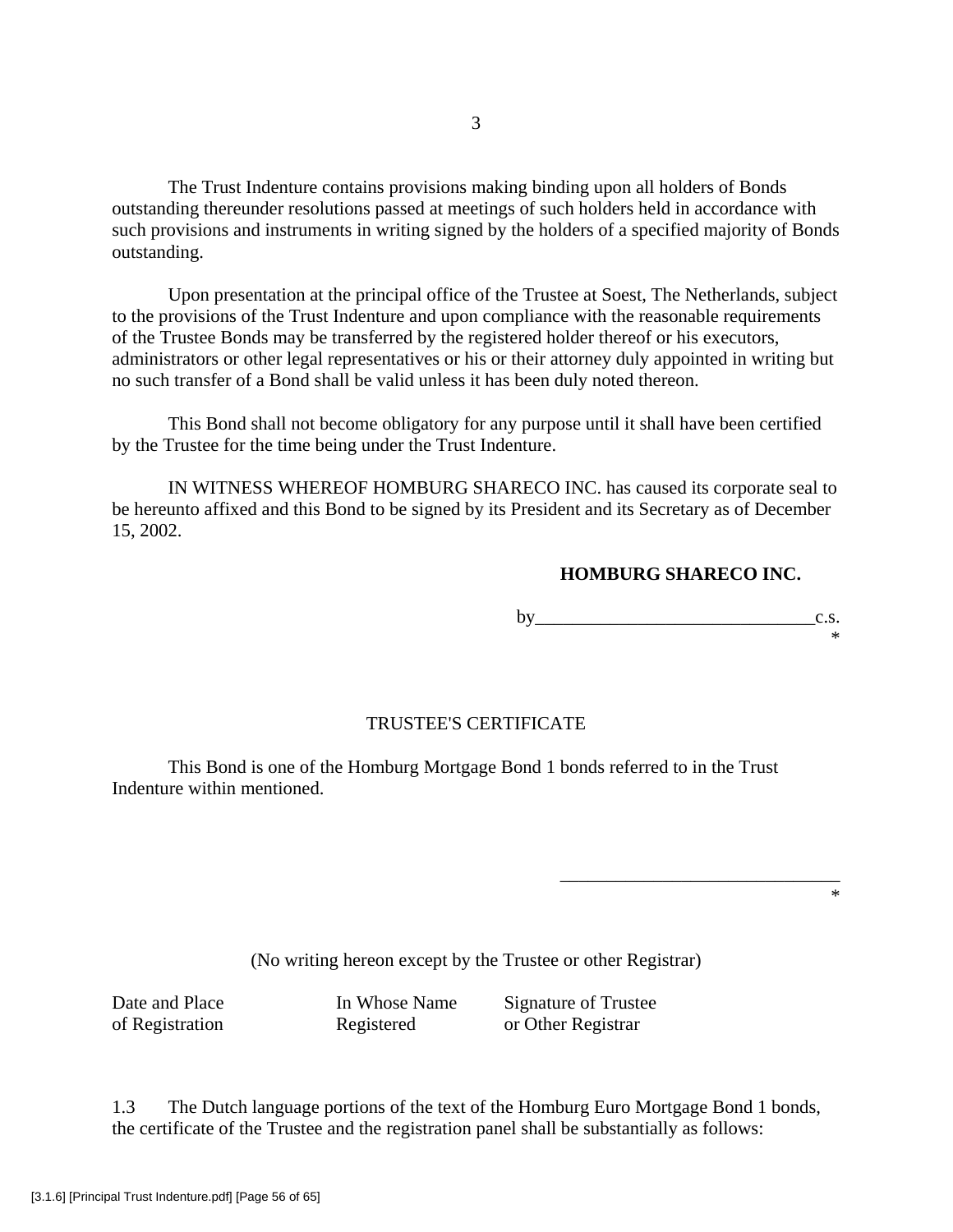The Trust Indenture contains provisions making binding upon all holders of Bonds outstanding thereunder resolutions passed at meetings of such holders held in accordance with such provisions and instruments in writing signed by the holders of a specified majority of Bonds outstanding.

Upon presentation at the principal office of the Trustee at Soest, The Netherlands, subject to the provisions of the Trust Indenture and upon compliance with the reasonable requirements of the Trustee Bonds may be transferred by the registered holder thereof or his executors, administrators or other legal representatives or his or their attorney duly appointed in writing but no such transfer of a Bond shall be valid unless it has been duly noted thereon.

This Bond shall not become obligatory for any purpose until it shall have been certified by the Trustee for the time being under the Trust Indenture.

IN WITNESS WHEREOF HOMBURG SHARECO INC. has caused its corporate seal to be hereunto affixed and this Bond to be signed by its President and its Secretary as of December 15, 2002.

**HOMBURG SHARECO INC.**

by______________________________c.s.
*

TRUSTEE'S CERTIFICATE

This Bond is one of the Homburg Mortgage Bond 1 bonds referred to in the Trust Indenture within mentioned.

______________________________
*

(No writing hereon except by the Trustee or other Registrar)

| Date and Place of Registration | In Whose Name Registered | Signature of Trustee or Other Registrar |
|---|---|---|

1.3 The Dutch language portions of the text of the Homburg Euro Mortgage Bond 1 bonds, the certificate of the Trustee and the registration panel shall be substantially as follows: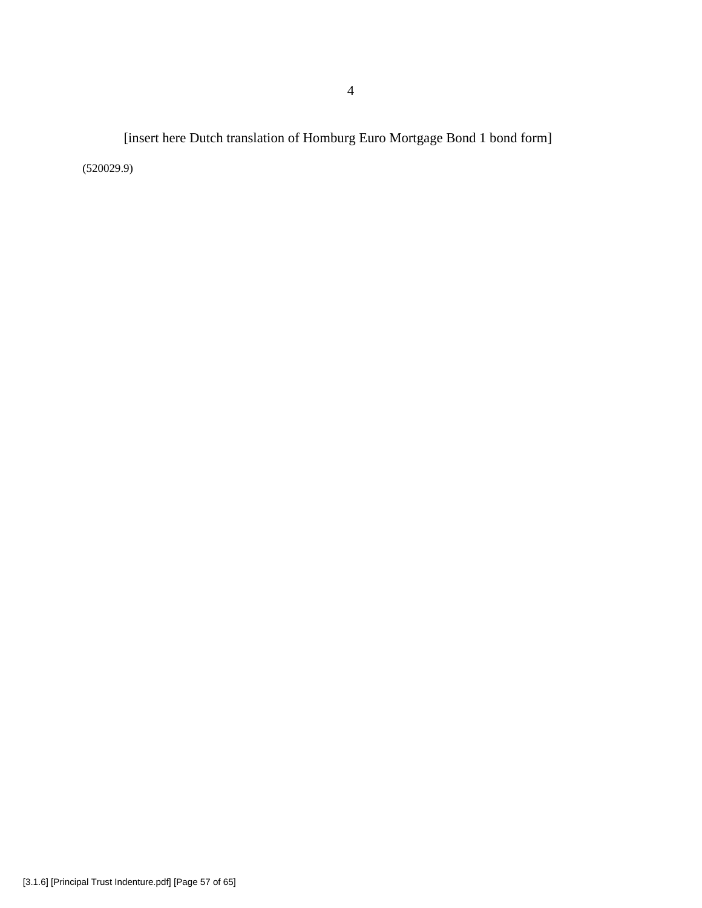[insert here Dutch translation of Homburg Euro Mortgage Bond 1 bond form]

(520029.9)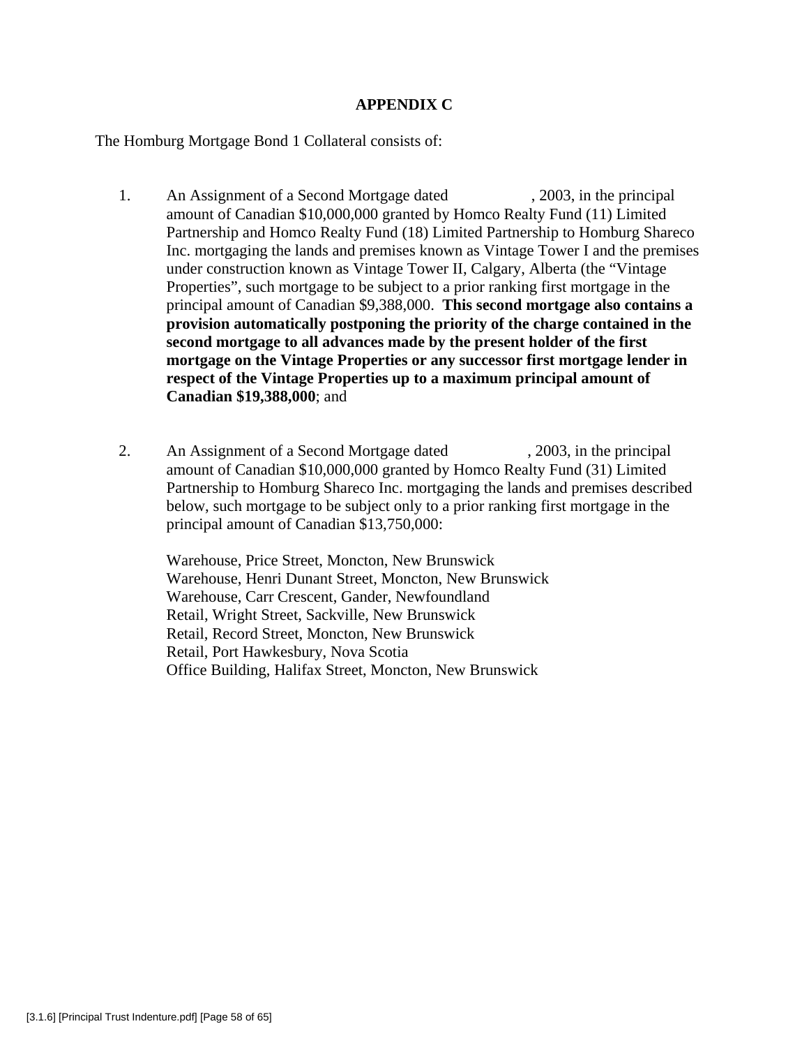# APPENDIX C

The Homburg Mortgage Bond 1 Collateral consists of:

1. An Assignment of a Second Mortgage dated , 2003, in the principal amount of Canadian $10,000,000 granted by Homco Realty Fund (11) Limited Partnership and Homco Realty Fund (18) Limited Partnership to Homburg Shareco Inc. mortgaging the lands and premises known as Vintage Tower I and the premises under construction known as Vintage Tower II, Calgary, Alberta (the "Vintage Properties", such mortgage to be subject to a prior ranking first mortgage in the principal amount of Canadian $9,388,000. **This second mortgage also contains a provision automatically postponing the priority of the charge contained in the second mortgage to all advances made by the present holder of the first mortgage on the Vintage Properties or any successor first mortgage lender in respect of the Vintage Properties up to a maximum principal amount of Canadian $19,388,000**; and

2. An Assignment of a Second Mortgage dated , 2003, in the principal amount of Canadian $10,000,000 granted by Homco Realty Fund (31) Limited Partnership to Homburg Shareco Inc. mortgaging the lands and premises described below, such mortgage to be subject only to a prior ranking first mortgage in the principal amount of Canadian $13,750,000:

   Warehouse, Price Street, Moncton, New Brunswick
   Warehouse, Henri Dunant Street, Moncton, New Brunswick
   Warehouse, Carr Crescent, Gander, Newfoundland
   Retail, Wright Street, Sackville, New Brunswick
   Retail, Record Street, Moncton, New Brunswick
   Retail, Port Hawkesbury, Nova Scotia
   Office Building, Halifax Street, Moncton, New Brunswick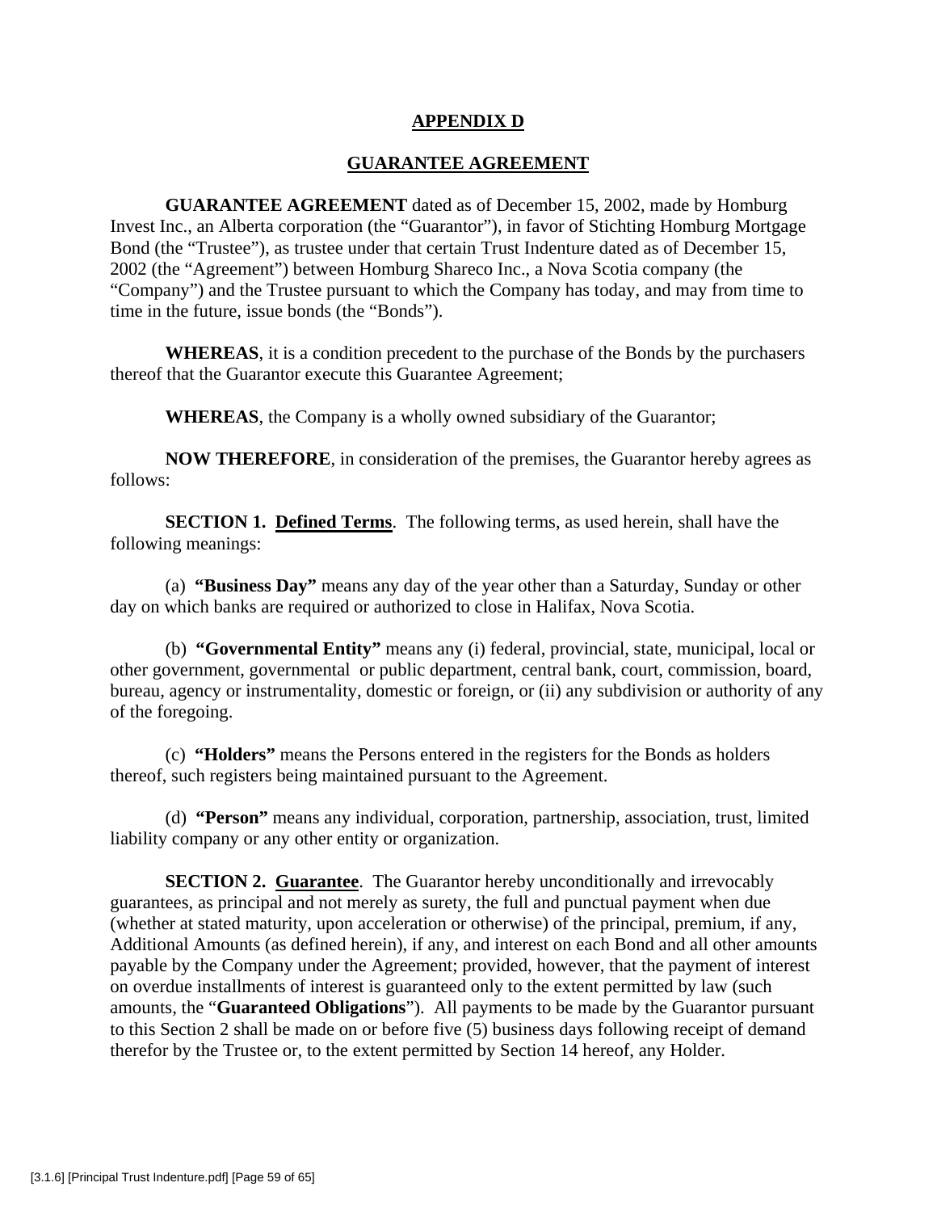## APPENDIX D

## GUARANTEE AGREEMENT

**GUARANTEE AGREEMENT** dated as of December 15, 2002, made by Homburg Invest Inc., an Alberta corporation (the "Guarantor"), in favor of Stichting Homburg Mortgage Bond (the "Trustee"), as trustee under that certain Trust Indenture dated as of December 15, 2002 (the "Agreement") between Homburg Shareco Inc., a Nova Scotia company (the "Company") and the Trustee pursuant to which the Company has today, and may from time to time in the future, issue bonds (the "Bonds").

**WHEREAS**, it is a condition precedent to the purchase of the Bonds by the purchasers thereof that the Guarantor execute this Guarantee Agreement;

**WHEREAS**, the Company is a wholly owned subsidiary of the Guarantor;

**NOW THEREFORE**, in consideration of the premises, the Guarantor hereby agrees as follows:

**SECTION 1. Defined Terms**. The following terms, as used herein, shall have the following meanings:

(a) **"Business Day"** means any day of the year other than a Saturday, Sunday or other day on which banks are required or authorized to close in Halifax, Nova Scotia.

(b) **"Governmental Entity"** means any (i) federal, provincial, state, municipal, local or other government, governmental or public department, central bank, court, commission, board, bureau, agency or instrumentality, domestic or foreign, or (ii) any subdivision or authority of any of the foregoing.

(c) **"Holders"** means the Persons entered in the registers for the Bonds as holders thereof, such registers being maintained pursuant to the Agreement.

(d) **"Person"** means any individual, corporation, partnership, association, trust, limited liability company or any other entity or organization.

**SECTION 2. Guarantee**. The Guarantor hereby unconditionally and irrevocably guarantees, as principal and not merely as surety, the full and punctual payment when due (whether at stated maturity, upon acceleration or otherwise) of the principal, premium, if any, Additional Amounts (as defined herein), if any, and interest on each Bond and all other amounts payable by the Company under the Agreement; provided, however, that the payment of interest on overdue installments of interest is guaranteed only to the extent permitted by law (such amounts, the "**Guaranteed Obligations**"). All payments to be made by the Guarantor pursuant to this Section 2 shall be made on or before five (5) business days following receipt of demand therefor by the Trustee or, to the extent permitted by Section 14 hereof, any Holder.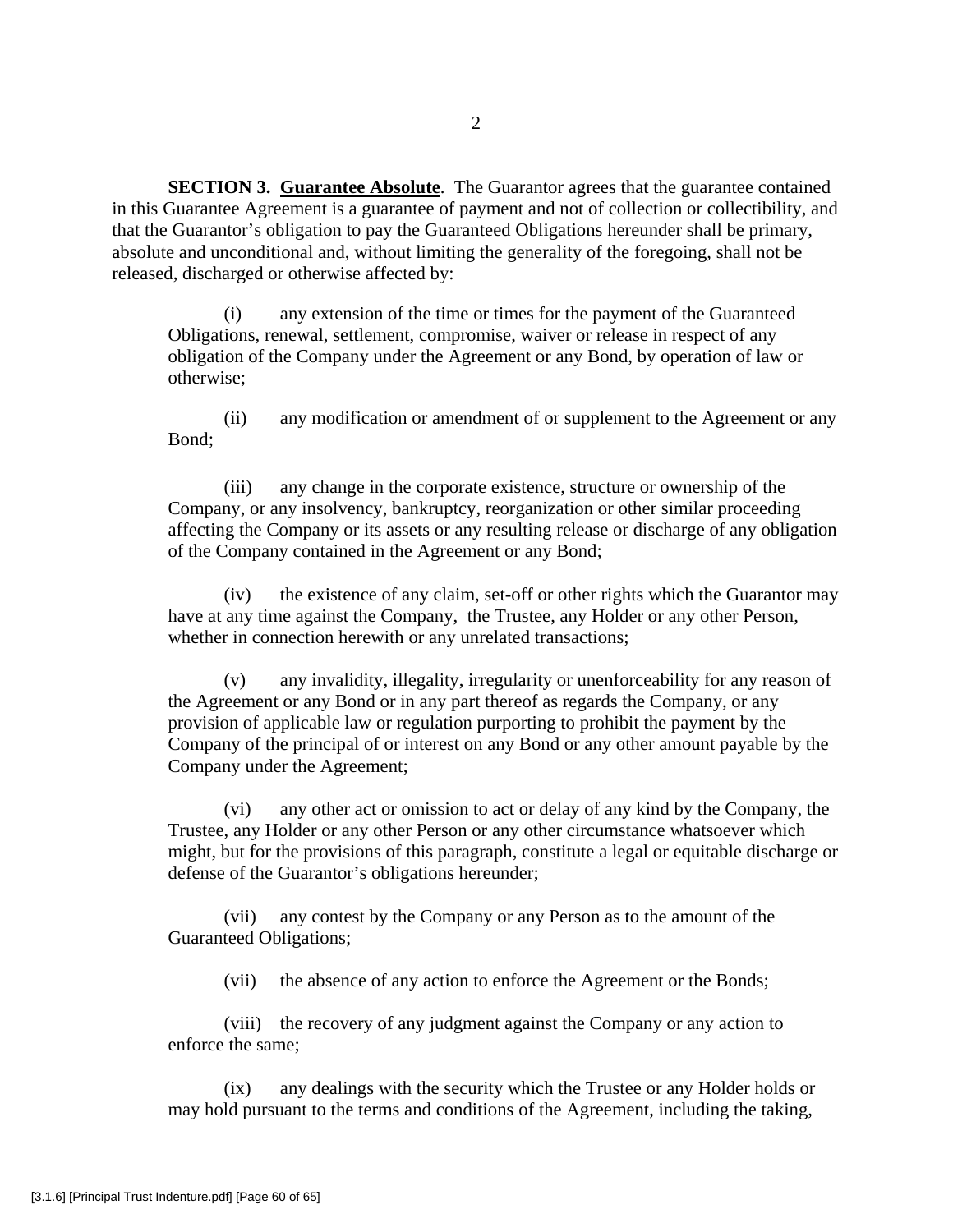**SECTION 3. Guarantee Absolute**. The Guarantor agrees that the guarantee contained in this Guarantee Agreement is a guarantee of payment and not of collection or collectibility, and that the Guarantor's obligation to pay the Guaranteed Obligations hereunder shall be primary, absolute and unconditional and, without limiting the generality of the foregoing, shall not be released, discharged or otherwise affected by:

(i) any extension of the time or times for the payment of the Guaranteed Obligations, renewal, settlement, compromise, waiver or release in respect of any obligation of the Company under the Agreement or any Bond, by operation of law or otherwise;

(ii) any modification or amendment of or supplement to the Agreement or any Bond;

(iii) any change in the corporate existence, structure or ownership of the Company, or any insolvency, bankruptcy, reorganization or other similar proceeding affecting the Company or its assets or any resulting release or discharge of any obligation of the Company contained in the Agreement or any Bond;

(iv) the existence of any claim, set-off or other rights which the Guarantor may have at any time against the Company, the Trustee, any Holder or any other Person, whether in connection herewith or any unrelated transactions;

(v) any invalidity, illegality, irregularity or unenforceability for any reason of the Agreement or any Bond or in any part thereof as regards the Company, or any provision of applicable law or regulation purporting to prohibit the payment by the Company of the principal of or interest on any Bond or any other amount payable by the Company under the Agreement;

(vi) any other act or omission to act or delay of any kind by the Company, the Trustee, any Holder or any other Person or any other circumstance whatsoever which might, but for the provisions of this paragraph, constitute a legal or equitable discharge or defense of the Guarantor's obligations hereunder;

(vii) any contest by the Company or any Person as to the amount of the Guaranteed Obligations;

(vii) the absence of any action to enforce the Agreement or the Bonds;

(viii) the recovery of any judgment against the Company or any action to enforce the same;

(ix) any dealings with the security which the Trustee or any Holder holds or may hold pursuant to the terms and conditions of the Agreement, including the taking,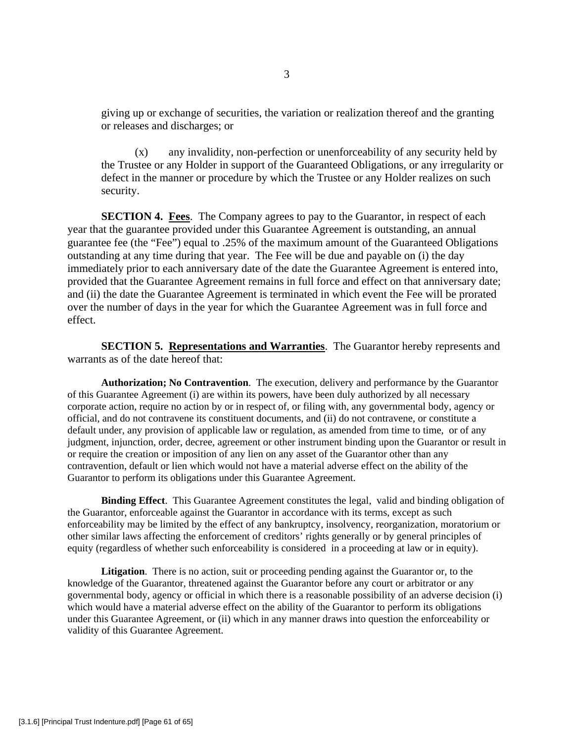giving up or exchange of securities, the variation or realization thereof and the granting or releases and discharges; or

(x) any invalidity, non-perfection or unenforceability of any security held by the Trustee or any Holder in support of the Guaranteed Obligations, or any irregularity or defect in the manner or procedure by which the Trustee or any Holder realizes on such security.

**SECTION 4. Fees**. The Company agrees to pay to the Guarantor, in respect of each year that the guarantee provided under this Guarantee Agreement is outstanding, an annual guarantee fee (the "Fee") equal to .25% of the maximum amount of the Guaranteed Obligations outstanding at any time during that year. The Fee will be due and payable on (i) the day immediately prior to each anniversary date of the date the Guarantee Agreement is entered into, provided that the Guarantee Agreement remains in full force and effect on that anniversary date; and (ii) the date the Guarantee Agreement is terminated in which event the Fee will be prorated over the number of days in the year for which the Guarantee Agreement was in full force and effect.

**SECTION 5. Representations and Warranties**. The Guarantor hereby represents and warrants as of the date hereof that:

**Authorization; No Contravention**. The execution, delivery and performance by the Guarantor of this Guarantee Agreement (i) are within its powers, have been duly authorized by all necessary corporate action, require no action by or in respect of, or filing with, any governmental body, agency or official, and do not contravene its constituent documents, and (ii) do not contravene, or constitute a default under, any provision of applicable law or regulation, as amended from time to time, or of any judgment, injunction, order, decree, agreement or other instrument binding upon the Guarantor or result in or require the creation or imposition of any lien on any asset of the Guarantor other than any contravention, default or lien which would not have a material adverse effect on the ability of the Guarantor to perform its obligations under this Guarantee Agreement.

**Binding Effect**. This Guarantee Agreement constitutes the legal, valid and binding obligation of the Guarantor, enforceable against the Guarantor in accordance with its terms, except as such enforceability may be limited by the effect of any bankruptcy, insolvency, reorganization, moratorium or other similar laws affecting the enforcement of creditors' rights generally or by general principles of equity (regardless of whether such enforceability is considered in a proceeding at law or in equity).

**Litigation**. There is no action, suit or proceeding pending against the Guarantor or, to the knowledge of the Guarantor, threatened against the Guarantor before any court or arbitrator or any governmental body, agency or official in which there is a reasonable possibility of an adverse decision (i) which would have a material adverse effect on the ability of the Guarantor to perform its obligations under this Guarantee Agreement, or (ii) which in any manner draws into question the enforceability or validity of this Guarantee Agreement.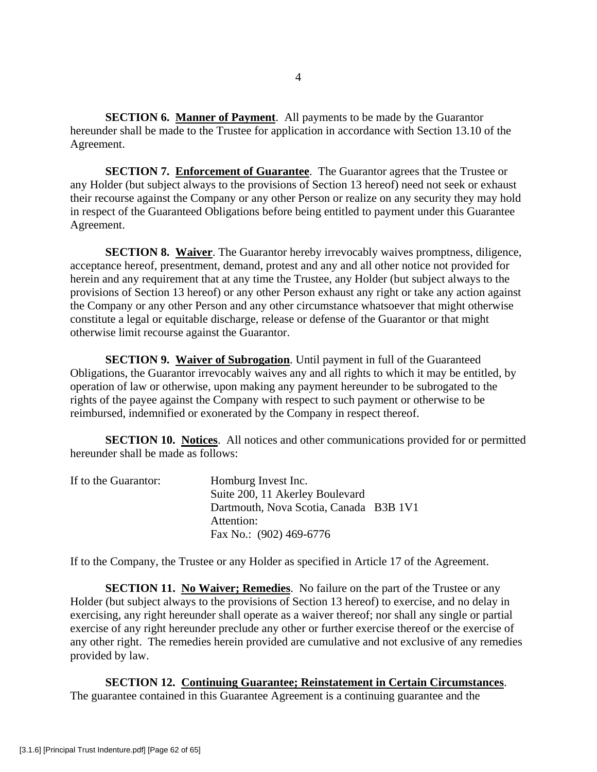**SECTION 6. Manner of Payment**. All payments to be made by the Guarantor hereunder shall be made to the Trustee for application in accordance with Section 13.10 of the Agreement.

**SECTION 7. Enforcement of Guarantee**. The Guarantor agrees that the Trustee or any Holder (but subject always to the provisions of Section 13 hereof) need not seek or exhaust their recourse against the Company or any other Person or realize on any security they may hold in respect of the Guaranteed Obligations before being entitled to payment under this Guarantee Agreement.

**SECTION 8. Waiver**. The Guarantor hereby irrevocably waives promptness, diligence, acceptance hereof, presentment, demand, protest and any and all other notice not provided for herein and any requirement that at any time the Trustee, any Holder (but subject always to the provisions of Section 13 hereof) or any other Person exhaust any right or take any action against the Company or any other Person and any other circumstance whatsoever that might otherwise constitute a legal or equitable discharge, release or defense of the Guarantor or that might otherwise limit recourse against the Guarantor.

**SECTION 9. Waiver of Subrogation**. Until payment in full of the Guaranteed Obligations, the Guarantor irrevocably waives any and all rights to which it may be entitled, by operation of law or otherwise, upon making any payment hereunder to be subrogated to the rights of the payee against the Company with respect to such payment or otherwise to be reimbursed, indemnified or exonerated by the Company in respect thereof.

**SECTION 10. Notices**. All notices and other communications provided for or permitted hereunder shall be made as follows:

If to the Guarantor:

Homburg Invest Inc.
Suite 200, 11 Akerley Boulevard
Dartmouth, Nova Scotia, Canada B3B 1V1
Attention:
Fax No.: (902) 469-6776

If to the Company, the Trustee or any Holder as specified in Article 17 of the Agreement.

**SECTION 11. No Waiver; Remedies**. No failure on the part of the Trustee or any Holder (but subject always to the provisions of Section 13 hereof) to exercise, and no delay in exercising, any right hereunder shall operate as a waiver thereof; nor shall any single or partial exercise of any right hereunder preclude any other or further exercise thereof or the exercise of any other right. The remedies herein provided are cumulative and not exclusive of any remedies provided by law.

**SECTION 12. Continuing Guarantee; Reinstatement in Certain Circumstances**. The guarantee contained in this Guarantee Agreement is a continuing guarantee and the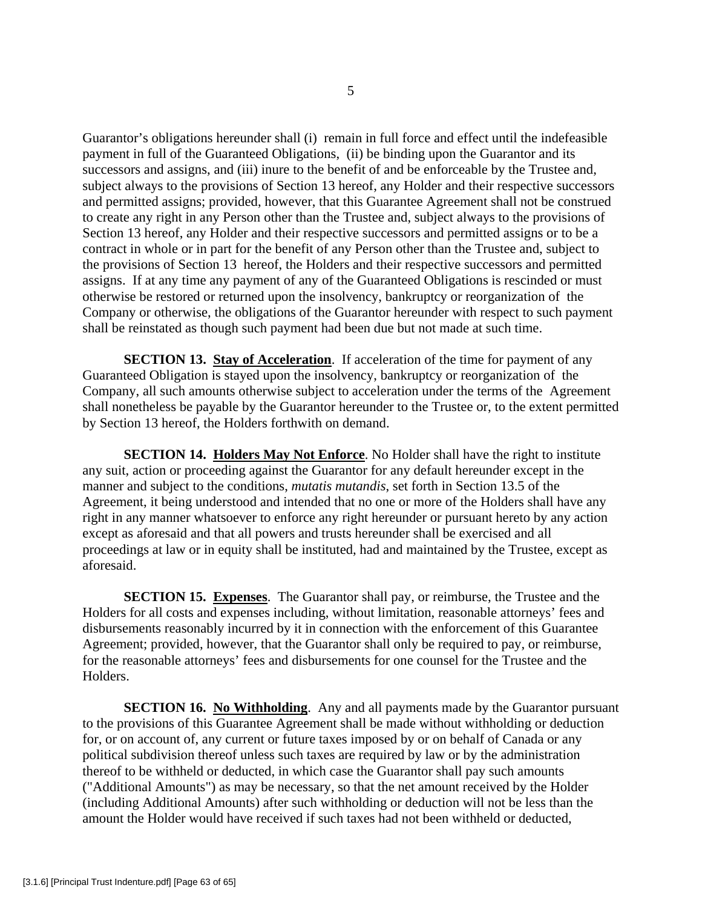Guarantor's obligations hereunder shall (i) remain in full force and effect until the indefeasible payment in full of the Guaranteed Obligations, (ii) be binding upon the Guarantor and its successors and assigns, and (iii) inure to the benefit of and be enforceable by the Trustee and, subject always to the provisions of Section 13 hereof, any Holder and their respective successors and permitted assigns; provided, however, that this Guarantee Agreement shall not be construed to create any right in any Person other than the Trustee and, subject always to the provisions of Section 13 hereof, any Holder and their respective successors and permitted assigns or to be a contract in whole or in part for the benefit of any Person other than the Trustee and, subject to the provisions of Section 13 hereof, the Holders and their respective successors and permitted assigns. If at any time any payment of any of the Guaranteed Obligations is rescinded or must otherwise be restored or returned upon the insolvency, bankruptcy or reorganization of the Company or otherwise, the obligations of the Guarantor hereunder with respect to such payment shall be reinstated as though such payment had been due but not made at such time.

**SECTION 13. Stay of Acceleration**. If acceleration of the time for payment of any Guaranteed Obligation is stayed upon the insolvency, bankruptcy or reorganization of the Company, all such amounts otherwise subject to acceleration under the terms of the Agreement shall nonetheless be payable by the Guarantor hereunder to the Trustee or, to the extent permitted by Section 13 hereof, the Holders forthwith on demand.

**SECTION 14. Holders May Not Enforce**. No Holder shall have the right to institute any suit, action or proceeding against the Guarantor for any default hereunder except in the manner and subject to the conditions, *mutatis mutandis*, set forth in Section 13.5 of the Agreement, it being understood and intended that no one or more of the Holders shall have any right in any manner whatsoever to enforce any right hereunder or pursuant hereto by any action except as aforesaid and that all powers and trusts hereunder shall be exercised and all proceedings at law or in equity shall be instituted, had and maintained by the Trustee, except as aforesaid.

**SECTION 15. Expenses**. The Guarantor shall pay, or reimburse, the Trustee and the Holders for all costs and expenses including, without limitation, reasonable attorneys' fees and disbursements reasonably incurred by it in connection with the enforcement of this Guarantee Agreement; provided, however, that the Guarantor shall only be required to pay, or reimburse, for the reasonable attorneys' fees and disbursements for one counsel for the Trustee and the Holders.

**SECTION 16. No Withholding**. Any and all payments made by the Guarantor pursuant to the provisions of this Guarantee Agreement shall be made without withholding or deduction for, or on account of, any current or future taxes imposed by or on behalf of Canada or any political subdivision thereof unless such taxes are required by law or by the administration thereof to be withheld or deducted, in which case the Guarantor shall pay such amounts ("Additional Amounts") as may be necessary, so that the net amount received by the Holder (including Additional Amounts) after such withholding or deduction will not be less than the amount the Holder would have received if such taxes had not been withheld or deducted,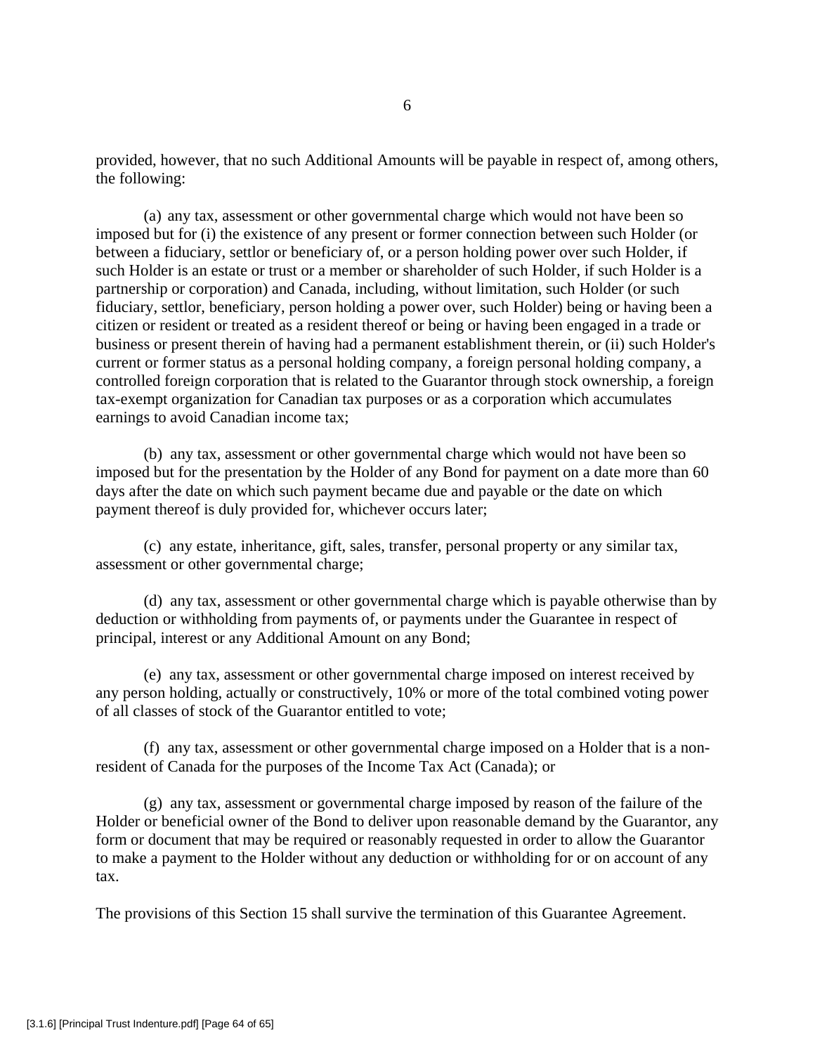provided, however, that no such Additional Amounts will be payable in respect of, among others, the following:

(a) any tax, assessment or other governmental charge which would not have been so imposed but for (i) the existence of any present or former connection between such Holder (or between a fiduciary, settlor or beneficiary of, or a person holding power over such Holder, if such Holder is an estate or trust or a member or shareholder of such Holder, if such Holder is a partnership or corporation) and Canada, including, without limitation, such Holder (or such fiduciary, settlor, beneficiary, person holding a power over, such Holder) being or having been a citizen or resident or treated as a resident thereof or being or having been engaged in a trade or business or present therein of having had a permanent establishment therein, or (ii) such Holder's current or former status as a personal holding company, a foreign personal holding company, a controlled foreign corporation that is related to the Guarantor through stock ownership, a foreign tax-exempt organization for Canadian tax purposes or as a corporation which accumulates earnings to avoid Canadian income tax;

(b) any tax, assessment or other governmental charge which would not have been so imposed but for the presentation by the Holder of any Bond for payment on a date more than 60 days after the date on which such payment became due and payable or the date on which payment thereof is duly provided for, whichever occurs later;

(c) any estate, inheritance, gift, sales, transfer, personal property or any similar tax, assessment or other governmental charge;

(d) any tax, assessment or other governmental charge which is payable otherwise than by deduction or withholding from payments of, or payments under the Guarantee in respect of principal, interest or any Additional Amount on any Bond;

(e) any tax, assessment or other governmental charge imposed on interest received by any person holding, actually or constructively, 10% or more of the total combined voting power of all classes of stock of the Guarantor entitled to vote;

(f) any tax, assessment or other governmental charge imposed on a Holder that is a non-resident of Canada for the purposes of the Income Tax Act (Canada); or

(g) any tax, assessment or governmental charge imposed by reason of the failure of the Holder or beneficial owner of the Bond to deliver upon reasonable demand by the Guarantor, any form or document that may be required or reasonably requested in order to allow the Guarantor to make a payment to the Holder without any deduction or withholding for or on account of any tax.

The provisions of this Section 15 shall survive the termination of this Guarantee Agreement.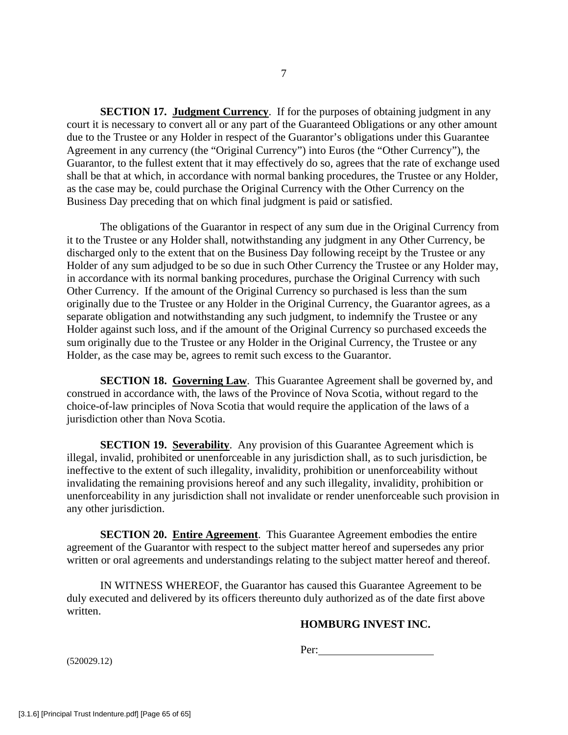**SECTION 17. Judgment Currency**. If for the purposes of obtaining judgment in any court it is necessary to convert all or any part of the Guaranteed Obligations or any other amount due to the Trustee or any Holder in respect of the Guarantor's obligations under this Guarantee Agreement in any currency (the "Original Currency") into Euros (the "Other Currency"), the Guarantor, to the fullest extent that it may effectively do so, agrees that the rate of exchange used shall be that at which, in accordance with normal banking procedures, the Trustee or any Holder, as the case may be, could purchase the Original Currency with the Other Currency on the Business Day preceding that on which final judgment is paid or satisfied.

The obligations of the Guarantor in respect of any sum due in the Original Currency from it to the Trustee or any Holder shall, notwithstanding any judgment in any Other Currency, be discharged only to the extent that on the Business Day following receipt by the Trustee or any Holder of any sum adjudged to be so due in such Other Currency the Trustee or any Holder may, in accordance with its normal banking procedures, purchase the Original Currency with such Other Currency. If the amount of the Original Currency so purchased is less than the sum originally due to the Trustee or any Holder in the Original Currency, the Guarantor agrees, as a separate obligation and notwithstanding any such judgment, to indemnify the Trustee or any Holder against such loss, and if the amount of the Original Currency so purchased exceeds the sum originally due to the Trustee or any Holder in the Original Currency, the Trustee or any Holder, as the case may be, agrees to remit such excess to the Guarantor.

**SECTION 18. Governing Law**. This Guarantee Agreement shall be governed by, and construed in accordance with, the laws of the Province of Nova Scotia, without regard to the choice-of-law principles of Nova Scotia that would require the application of the laws of a jurisdiction other than Nova Scotia.

**SECTION 19. Severability**. Any provision of this Guarantee Agreement which is illegal, invalid, prohibited or unenforceable in any jurisdiction shall, as to such jurisdiction, be ineffective to the extent of such illegality, invalidity, prohibition or unenforceability without invalidating the remaining provisions hereof and any such illegality, invalidity, prohibition or unenforceability in any jurisdiction shall not invalidate or render unenforceable such provision in any other jurisdiction.

**SECTION 20. Entire Agreement**. This Guarantee Agreement embodies the entire agreement of the Guarantor with respect to the subject matter hereof and supersedes any prior written or oral agreements and understandings relating to the subject matter hereof and thereof.

IN WITNESS WHEREOF, the Guarantor has caused this Guarantee Agreement to be duly executed and delivered by its officers thereunto duly authorized as of the date first above written.

**HOMBURG INVEST INC.**

Per:\_\_\_\_\_\_\_\_\_\_\_\_\_\_\_\_\_\_\_\_

(520029.12)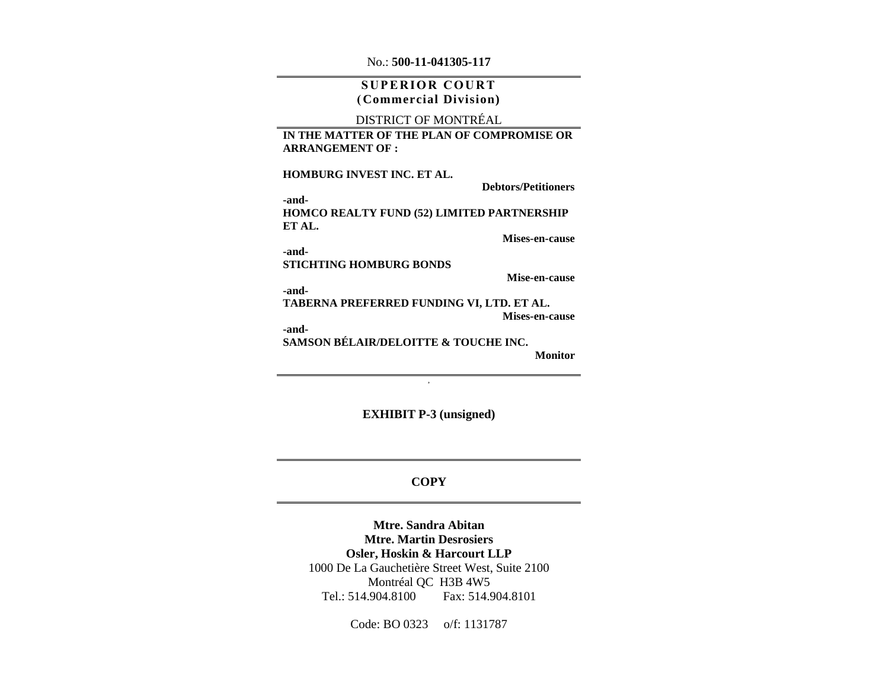No.: **500-11-041305-117**

---

**SUPERIOR COURT**
**(Commercial Division)**

DISTRICT OF MONTRÉAL

---

**IN THE MATTER OF THE PLAN OF COMPROMISE OR ARRANGEMENT OF :**

**HOMBURG INVEST INC. ET AL.**

**Debtors/Petitioners**

**-and-**

**HOMCO REALTY FUND (52) LIMITED PARTNERSHIP ET AL.**

**Mises-en-cause**

**-and-**

**STICHTING HOMBURG BONDS**

**Mise-en-cause**

**-and-**

**TABERNA PREFERRED FUNDING VI, LTD. ET AL.**

**Mises-en-cause**

**-and-**

**SAMSON BÉLAIR/DELOITTE & TOUCHE INC.**

**Monitor**

---

**EXHIBIT P-3 (unsigned)**

---

**COPY**

---

**Mtre. Sandra Abitan**
**Mtre. Martin Desrosiers**
**Osler, Hoskin & Harcourt LLP**
1000 De La Gauchetière Street West, Suite 2100
Montréal QC H3B 4W5
Tel.: 514.904.8100 Fax: 514.904.8101

Code: BO 0323 o/f: 1131787